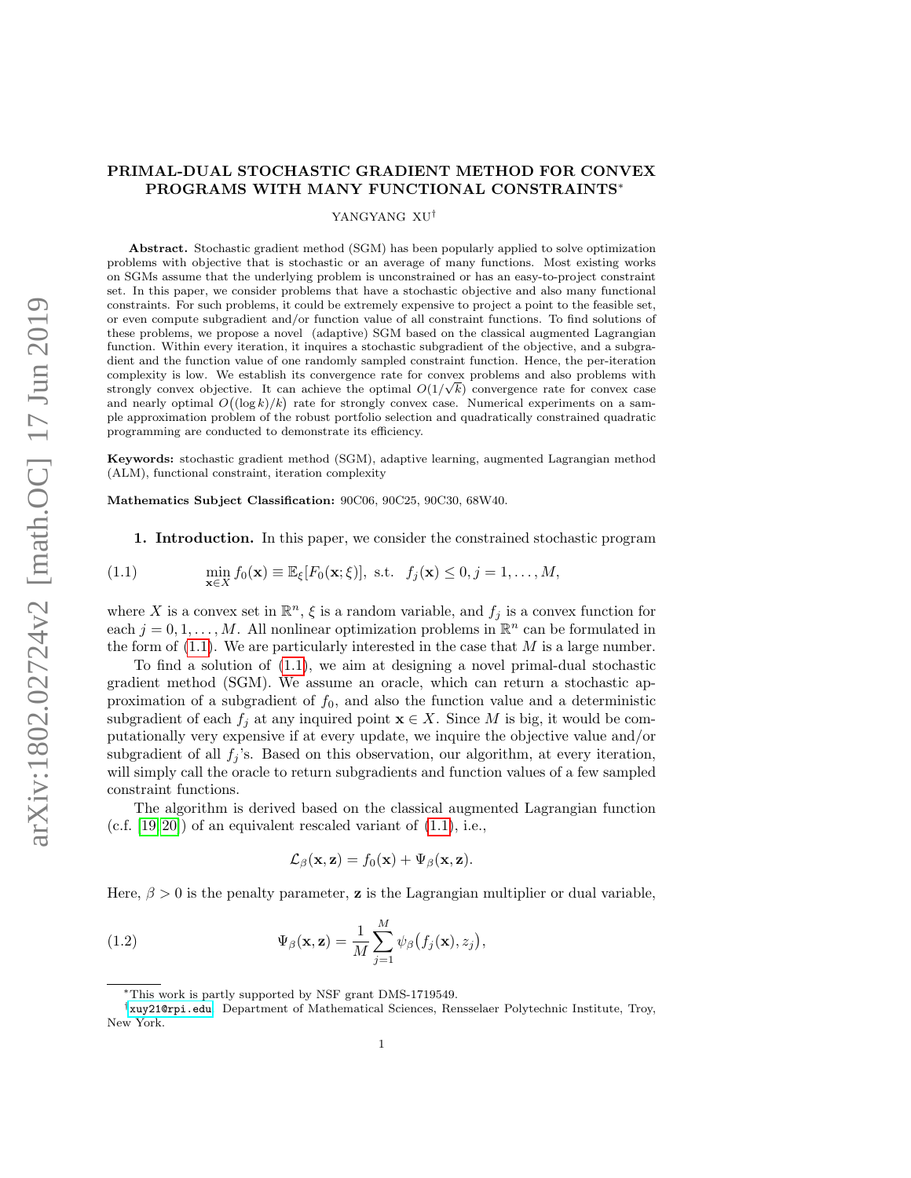# PRIMAL-DUAL STOCHASTIC GRADIENT METHOD FOR CONVEX PROGRAMS WITH MANY FUNCTIONAL CONSTRAINTS*

YANGYANG XU†

**Abstract.** Stochastic gradient method (SGM) has been popularly applied to solve optimization problems with objective that is stochastic or an average of many functions. Most existing works on SGMs assume that the underlying problem is unconstrained or has an easy-to-project constraint set. In this paper, we consider problems that have a stochastic objective and also many functional constraints. For such problems, it could be extremely expensive to project a point to the feasible set, or even compute subgradient and/or function value of all constraint functions. To find solutions of these problems, we propose a novel (adaptive) SGM based on the classical augmented Lagrangian function. Within every iteration, it inquires a stochastic subgradient of the objective, and a subgradient and the function value of one randomly sampled constraint function. Hence, the per-iteration complexity is low. We establish its convergence rate for convex problems and also problems with strongly convex objective. It can achieve the optimal $O(1/\sqrt{k})$ convergence rate for convex case and nearly optimal $O((\log k)/k)$ rate for strongly convex case. Numerical experiments on a sample approximation problem of the robust portfolio selection and quadratically constrained quadratic programming are conducted to demonstrate its efficiency.

**Keywords:** stochastic gradient method (SGM), adaptive learning, augmented Lagrangian method (ALM), functional constraint, iteration complexity

**Mathematics Subject Classification:** 90C06, 90C25, 90C30, 68W40.

## 1. Introduction.

In this paper, we consider the constrained stochastic program

$$\min_{\mathbf{x}\in X} f_0(\mathbf{x}) \equiv \mathbb{E}_\xi[F_0(\mathbf{x};\xi)], \text{ s.t. } f_j(\mathbf{x}) \le 0, j = 1,\ldots,M, \tag{1.1}$$

where $X$ is a convex set in $\mathbb{R}^n$, $\xi$ is a random variable, and $f_j$ is a convex function for each $j = 0, 1, \ldots, M$. All nonlinear optimization problems in $\mathbb{R}^n$ can be formulated in the form of (1.1). We are particularly interested in the case that $M$ is a large number.

To find a solution of (1.1), we aim at designing a novel primal-dual stochastic gradient method (SGM). We assume an oracle, which can return a stochastic approximation of a subgradient of $f_0$, and also the function value and a deterministic subgradient of each $f_j$ at any inquired point $\mathbf{x} \in X$. Since $M$ is big, it would be computationally very expensive if at every update, we inquire the objective value and/or subgradient of all $f_j$'s. Based on this observation, our algorithm, at every iteration, will simply call the oracle to return subgradients and function values of a few sampled constraint functions.

The algorithm is derived based on the classical augmented Lagrangian function (c.f. [19, 20]) of an equivalent rescaled variant of (1.1), i.e.,

$$\mathcal{L}_\beta(\mathbf{x}, \mathbf{z}) = f_0(\mathbf{x}) + \Psi_\beta(\mathbf{x}, \mathbf{z}).$$

Here, $\beta > 0$ is the penalty parameter, $\mathbf{z}$ is the Lagrangian multiplier or dual variable,

$$\Psi_\beta(\mathbf{x}, \mathbf{z}) = \frac{1}{M}\sum_{j=1}^{M} \psi_\beta\big(f_j(\mathbf{x}), z_j\big), \tag{1.2}$$

---

*This work is partly supported by NSF grant DMS-1719549.

†xuy21@rpi.edu. Department of Mathematical Sciences, Rensselaer Polytechnic Institute, Troy, New York.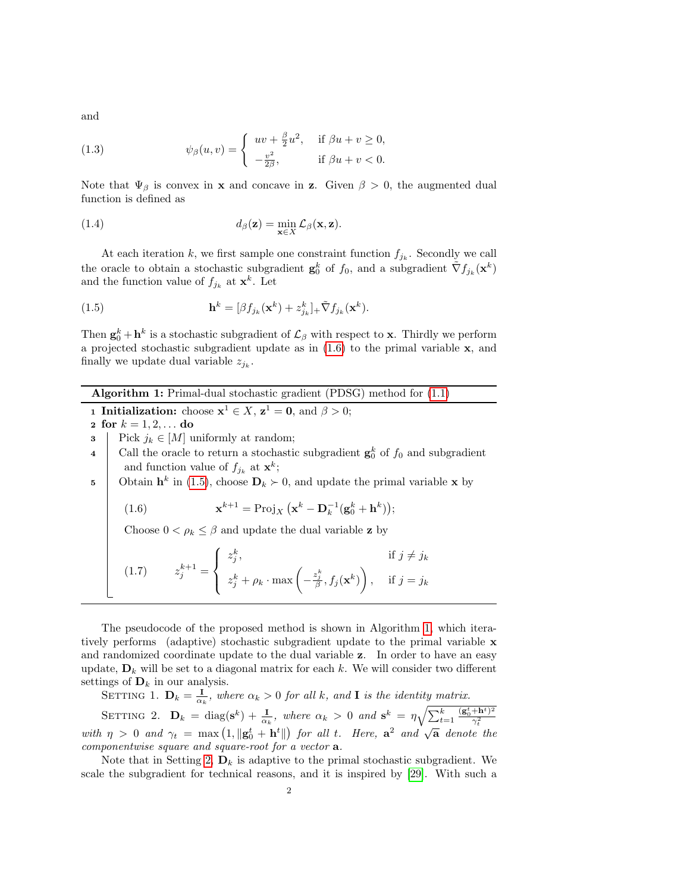and

$$
\psi_\beta(u,v) = \begin{cases} uv + \frac{\beta}{2}u^2, & \text{if } \beta u + v \geq 0, \\ -\frac{v^2}{2\beta}, & \text{if } \beta u + v < 0. \end{cases} \tag{1.3}
$$

Note that $\Psi_\beta$ is convex in $\mathbf{x}$ and concave in $\mathbf{z}$. Given $\beta > 0$, the augmented dual function is defined as

$$
d_\beta(\mathbf{z}) = \min_{\mathbf{x} \in X} \mathcal{L}_\beta(\mathbf{x}, \mathbf{z}). \tag{1.4}
$$

At each iteration $k$, we first sample one constraint function $f_{j_k}$. Secondly we call the oracle to obtain a stochastic subgradient $\mathbf{g}_0^k$ of $f_0$, and a subgradient $\tilde{\nabla} f_{j_k}(\mathbf{x}^k)$ and the function value of $f_{j_k}$ at $\mathbf{x}^k$. Let

$$
\mathbf{h}^k = [\beta f_{j_k}(\mathbf{x}^k) + z_{j_k}^k]_+ \tilde{\nabla} f_{j_k}(\mathbf{x}^k). \tag{1.5}
$$

Then $\mathbf{g}_0^k + \mathbf{h}^k$ is a stochastic subgradient of $\mathcal{L}_\beta$ with respect to $\mathbf{x}$. Thirdly we perform a projected stochastic subgradient update as in (1.6) to the primal variable $\mathbf{x}$, and finally we update dual variable $z_{j_k}$.

---

**Algorithm 1:** Primal-dual stochastic gradient (PDSG) method for (1.1)

1. **Initialization:** choose $\mathbf{x}^1 \in X$, $\mathbf{z}^1 = \mathbf{0}$, and $\beta > 0$;
2. **for** $k = 1, 2, \ldots$ **do**
3. Pick $j_k \in [M]$ uniformly at random;
4. Call the oracle to return a stochastic subgradient $\mathbf{g}_0^k$ of $f_0$ and subgradient and function value of $f_{j_k}$ at $\mathbf{x}^k$;
5. Obtain $\mathbf{h}^k$ in (1.5), choose $\mathbf{D}_k \succ 0$, and update the primal variable $\mathbf{x}$ by

$$
\mathbf{x}^{k+1} = \mathrm{Proj}_X\left(\mathbf{x}^k - \mathbf{D}_k^{-1}(\mathbf{g}_0^k + \mathbf{h}^k)\right); \tag{1.6}
$$

Choose $0 < \rho_k \leq \beta$ and update the dual variable $\mathbf{z}$ by

$$
z_j^{k+1} = \begin{cases} z_j^k, & \text{if } j \neq j_k \\ z_j^k + \rho_k \cdot \max\left(-\frac{z_j^k}{\beta}, f_j(\mathbf{x}^k)\right), & \text{if } j = j_k \end{cases} \tag{1.7}
$$

---

The pseudocode of the proposed method is shown in Algorithm 1, which iteratively performs (adaptive) stochastic subgradient update to the primal variable $\mathbf{x}$ and randomized coordinate update to the dual variable $\mathbf{z}$. In order to have an easy update, $\mathbf{D}_k$ will be set to a diagonal matrix for each $k$. We will consider two different settings of $\mathbf{D}_k$ in our analysis.

Setting 1. *$\mathbf{D}_k = \frac{\mathbf{I}}{\alpha_k}$, where $\alpha_k > 0$ for all $k$, and $\mathbf{I}$ is the identity matrix.*

Setting 2. *$\mathbf{D}_k = \mathrm{diag}(\mathbf{s}^k) + \frac{\mathbf{I}}{\alpha_k}$, where $\alpha_k > 0$ and $\mathbf{s}^k = \eta\sqrt{\sum_{t=1}^k \frac{(\mathbf{g}_0^t + \mathbf{h}^t)^2}{\gamma_t^2}}$ with $\eta > 0$ and $\gamma_t = \max\left(1, \|\mathbf{g}_0^t + \mathbf{h}^t\|\right)$ for all $t$. Here, $\mathbf{a}^2$ and $\sqrt{\mathbf{a}}$ denote the componentwise square and square-root for a vector $\mathbf{a}$.*

Note that in Setting 2, $\mathbf{D}_k$ is adaptive to the primal stochastic subgradient. We scale the subgradient for technical reasons, and it is inspired by [29]. With such a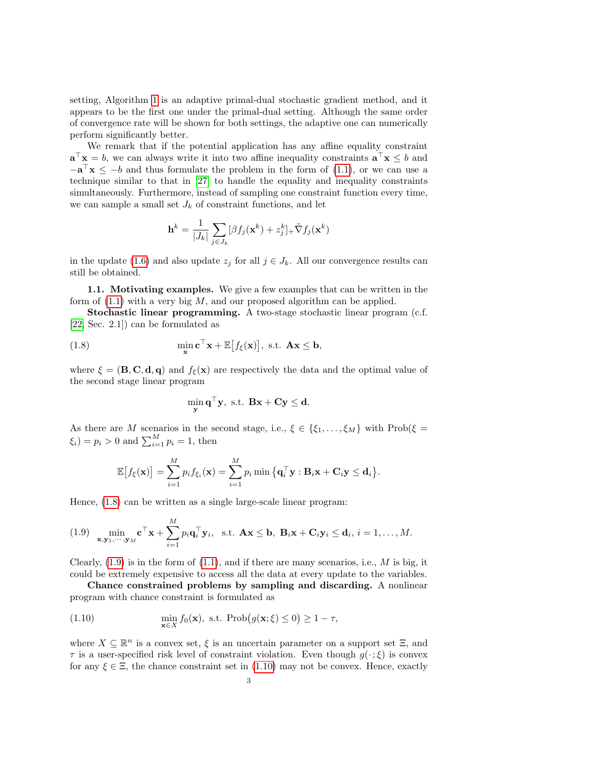setting, Algorithm 1 is an adaptive primal-dual stochastic gradient method, and it appears to be the first one under the primal-dual setting. Although the same order of convergence rate will be shown for both settings, the adaptive one can numerically perform significantly better.

We remark that if the potential application has any affine equality constraint $\mathbf{a}^\top \mathbf{x} = b$, we can always write it into two affine inequality constraints $\mathbf{a}^\top \mathbf{x} \le b$ and $-\mathbf{a}^\top \mathbf{x} \le -b$ and thus formulate the problem in the form of (1.1), or we can use a technique similar to that in [27] to handle the equality and inequality constraints simultaneously. Furthermore, instead of sampling one constraint function every time, we can sample a small set $J_k$ of constraint functions, and let

$$\mathbf{h}^k = \frac{1}{|J_k|} \sum_{j \in J_k} [\beta f_j(\mathbf{x}^k) + z_j^k]_+ \tilde{\nabla} f_j(\mathbf{x}^k)$$

in the update (1.6) and also update $z_j$ for all $j \in J_k$. All our convergence results can still be obtained.

**1.1. Motivating examples.** We give a few examples that can be written in the form of (1.1) with a very big $M$, and our proposed algorithm can be applied.

**Stochastic linear programming.** A two-stage stochastic linear program (c.f. [22, Sec. 2.1]) can be formulated as

$$\min_{\mathbf{x}} \mathbf{c}^\top \mathbf{x} + \mathbb{E}\big[f_\xi(\mathbf{x})\big], \text{ s.t. } \mathbf{A}\mathbf{x} \le \mathbf{b}, \tag{1.8}$$

where $\xi = (\mathbf{B}, \mathbf{C}, \mathbf{d}, \mathbf{q})$ and $f_\xi(\mathbf{x})$ are respectively the data and the optimal value of the second stage linear program

$$\min_{\mathbf{y}} \mathbf{q}^\top \mathbf{y}, \text{ s.t. } \mathbf{B}\mathbf{x} + \mathbf{C}\mathbf{y} \le \mathbf{d}.$$

As there are $M$ scenarios in the second stage, i.e., $\xi \in \{\xi_1, \ldots, \xi_M\}$ with $\text{Prob}(\xi = \xi_i) = p_i > 0$ and $\sum_{i=1}^M p_i = 1$, then

$$\mathbb{E}\big[f_\xi(\mathbf{x})\big] = \sum_{i=1}^M p_i f_{\xi_i}(\mathbf{x}) = \sum_{i=1}^M p_i \min\big\{\mathbf{q}_i^\top \mathbf{y} : \mathbf{B}_i \mathbf{x} + \mathbf{C}_i \mathbf{y} \le \mathbf{d}_i\big\}.$$

Hence, (1.8) can be written as a single large-scale linear program:

$$\min_{\mathbf{x}, \mathbf{y}_1, \cdots, \mathbf{y}_M} \mathbf{c}^\top \mathbf{x} + \sum_{i=1}^M p_i \mathbf{q}_i^\top \mathbf{y}_i, \ \text{ s.t. } \mathbf{A}\mathbf{x} \le \mathbf{b}, \ \mathbf{B}_i \mathbf{x} + \mathbf{C}_i \mathbf{y}_i \le \mathbf{d}_i, \ i = 1, \ldots, M. \tag{1.9}$$

Clearly, (1.9) is in the form of (1.1), and if there are many scenarios, i.e., $M$ is big, it could be extremely expensive to access all the data at every update to the variables.

**Chance constrained problems by sampling and discarding.** A nonlinear program with chance constraint is formulated as

$$\min_{\mathbf{x} \in X} f_0(\mathbf{x}), \text{ s.t. } \text{Prob}\big(g(\mathbf{x}; \xi) \le 0\big) \ge 1 - \tau, \tag{1.10}$$

where $X \subseteq \mathbb{R}^n$ is a convex set, $\xi$ is an uncertain parameter on a support set $\Xi$, and $\tau$ is a user-specified risk level of constraint violation. Even though $g(\cdot; \xi)$ is convex for any $\xi \in \Xi$, the chance constraint set in (1.10) may not be convex. Hence, exactly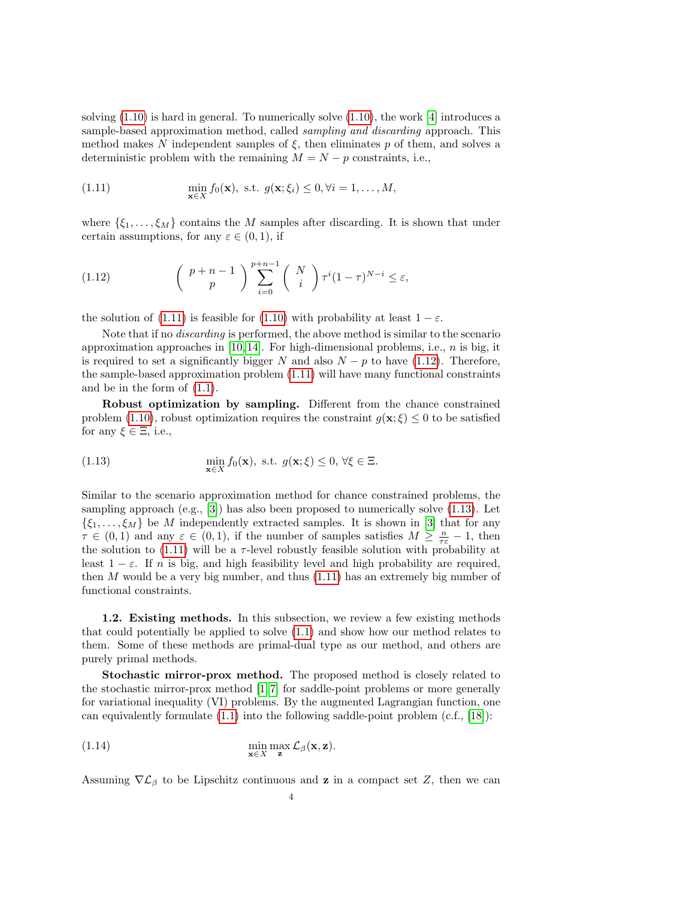solving (1.10) is hard in general. To numerically solve (1.10), the work [4] introduces a sample-based approximation method, called *sampling and discarding* approach. This method makes $N$ independent samples of $\xi$, then eliminates $p$ of them, and solves a deterministic problem with the remaining $M = N - p$ constraints, i.e.,

$$\min_{\mathbf{x}\in X} f_0(\mathbf{x}), \text{ s.t. } g(\mathbf{x};\xi_i) \le 0, \forall i = 1,\ldots,M, \tag{1.11}$$

where $\{\xi_1,\ldots,\xi_M\}$ contains the $M$ samples after discarding. It is shown that under certain assumptions, for any $\varepsilon \in (0,1)$, if

$$\binom{p+n-1}{p} \sum_{i=0}^{p+n-1} \binom{N}{i} \tau^i (1-\tau)^{N-i} \le \varepsilon, \tag{1.12}$$

the solution of (1.11) is feasible for (1.10) with probability at least $1-\varepsilon$.

Note that if no *discarding* is performed, the above method is similar to the scenario approximation approaches in [10,14]. For high-dimensional problems, i.e., $n$ is big, it is required to set a significantly bigger $N$ and also $N-p$ to have (1.12). Therefore, the sample-based approximation problem (1.11) will have many functional constraints and be in the form of (1.1).

**Robust optimization by sampling.** Different from the chance constrained problem (1.10), robust optimization requires the constraint $g(\mathbf{x};\xi) \le 0$ to be satisfied for any $\xi \in \Xi$, i.e.,

$$\min_{\mathbf{x}\in X} f_0(\mathbf{x}), \text{ s.t. } g(\mathbf{x};\xi) \le 0, \ \forall \xi \in \Xi. \tag{1.13}$$

Similar to the scenario approximation method for chance constrained problems, the sampling approach (e.g., [3]) has also been proposed to numerically solve (1.13). Let $\{\xi_1,\ldots,\xi_M\}$ be $M$ independently extracted samples. It is shown in [3] that for any $\tau \in (0,1)$ and any $\varepsilon \in (0,1)$, if the number of samples satisfies $M \ge \frac{n}{\tau\varepsilon} - 1$, then the solution to (1.11) will be a $\tau$-level robustly feasible solution with probability at least $1-\varepsilon$. If $n$ is big, and high feasibility level and high probability are required, then $M$ would be a very big number, and thus (1.11) has an extremely big number of functional constraints.

## 1.2. Existing methods.

In this subsection, we review a few existing methods that could potentially be applied to solve (1.1) and show how our method relates to them. Some of these methods are primal-dual type as our method, and others are purely primal methods.

**Stochastic mirror-prox method.** The proposed method is closely related to the stochastic mirror-prox method [1,7] for saddle-point problems or more generally for variational inequality (VI) problems. By the augmented Lagrangian function, one can equivalently formulate (1.1) into the following saddle-point problem (c.f., [18]):

$$\min_{\mathbf{x}\in X} \max_{\mathbf{z}} \mathcal{L}_\beta(\mathbf{x},\mathbf{z}). \tag{1.14}$$

Assuming $\nabla\mathcal{L}_\beta$ to be Lipschitz continuous and $\mathbf{z}$ in a compact set $Z$, then we can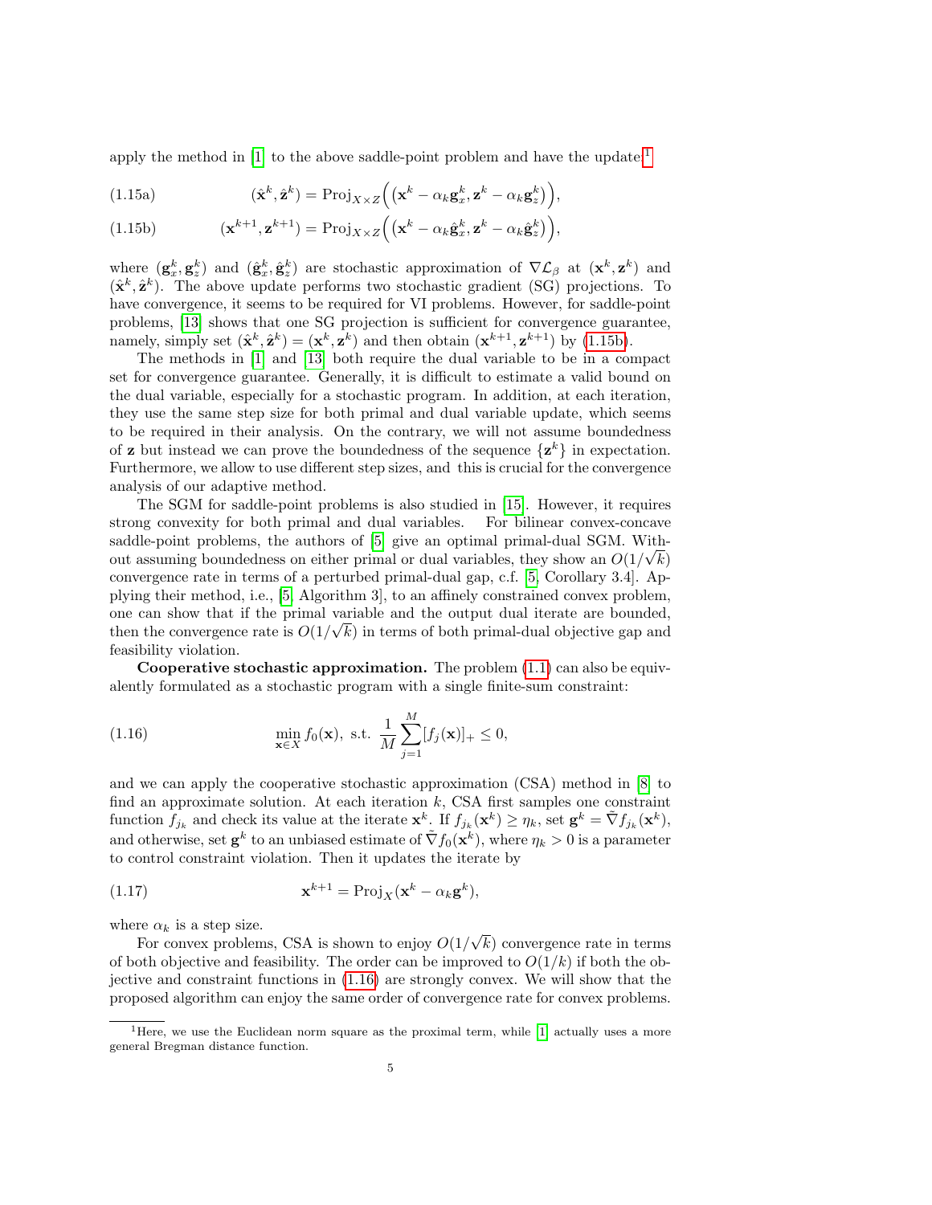apply the method in [1] to the above saddle-point problem and have the update[1]

$$(\hat{\mathbf{x}}^k, \hat{\mathbf{z}}^k) = \mathrm{Proj}_{X\times Z}\Big(\big(\mathbf{x}^k - \alpha_k \mathbf{g}_x^k, \mathbf{z}^k - \alpha_k \mathbf{g}_z^k\big)\Big), \tag{1.15a}$$

$$(\mathbf{x}^{k+1}, \mathbf{z}^{k+1}) = \mathrm{Proj}_{X\times Z}\Big(\big(\mathbf{x}^k - \alpha_k \hat{\mathbf{g}}_x^k, \mathbf{z}^k - \alpha_k \hat{\mathbf{g}}_z^k\big)\Big), \tag{1.15b}$$

where $(\mathbf{g}_x^k, \mathbf{g}_z^k)$ and $(\hat{\mathbf{g}}_x^k, \hat{\mathbf{g}}_z^k)$ are stochastic approximation of $\nabla \mathcal{L}_\beta$ at $(\mathbf{x}^k, \mathbf{z}^k)$ and $(\hat{\mathbf{x}}^k, \hat{\mathbf{z}}^k)$. The above update performs two stochastic gradient (SG) projections. To have convergence, it seems to be required for VI problems. However, for saddle-point problems, [13] shows that one SG projection is sufficient for convergence guarantee, namely, simply set $(\hat{\mathbf{x}}^k, \hat{\mathbf{z}}^k) = (\mathbf{x}^k, \mathbf{z}^k)$ and then obtain $(\mathbf{x}^{k+1}, \mathbf{z}^{k+1})$ by (1.15b).

The methods in [1] and [13] both require the dual variable to be in a compact set for convergence guarantee. Generally, it is difficult to estimate a valid bound on the dual variable, especially for a stochastic program. In addition, at each iteration, they use the same step size for both primal and dual variable update, which seems to be required in their analysis. On the contrary, we will not assume boundedness of $\mathbf{z}$ but instead we can prove the boundedness of the sequence $\{\mathbf{z}^k\}$ in expectation. Furthermore, we allow to use different step sizes, and this is crucial for the convergence analysis of our adaptive method.

The SGM for saddle-point problems is also studied in [15]. However, it requires strong convexity for both primal and dual variables. For bilinear convex-concave saddle-point problems, the authors of [5] give an optimal primal-dual SGM. Without assuming boundedness on either primal or dual variables, they show an $O(1/\sqrt{k})$ convergence rate in terms of a perturbed primal-dual gap, c.f. [5, Corollary 3.4]. Applying their method, i.e., [5, Algorithm 3], to an affinely constrained convex problem, one can show that if the primal variable and the output dual iterate are bounded, then the convergence rate is $O(1/\sqrt{k})$ in terms of both primal-dual objective gap and feasibility violation.

**Cooperative stochastic approximation.** The problem (1.1) can also be equivalently formulated as a stochastic program with a single finite-sum constraint:

$$\min_{\mathbf{x}\in X} f_0(\mathbf{x}), \text{ s.t. } \frac{1}{M}\sum_{j=1}^M [f_j(\mathbf{x})]_+ \le 0, \tag{1.16}$$

and we can apply the cooperative stochastic approximation (CSA) method in [8] to find an approximate solution. At each iteration $k$, CSA first samples one constraint function $f_{j_k}$ and check its value at the iterate $\mathbf{x}^k$. If $f_{j_k}(\mathbf{x}^k) \ge \eta_k$, set $\mathbf{g}^k = \tilde{\nabla} f_{j_k}(\mathbf{x}^k)$, and otherwise, set $\mathbf{g}^k$ to an unbiased estimate of $\tilde{\nabla} f_0(\mathbf{x}^k)$, where $\eta_k > 0$ is a parameter to control constraint violation. Then it updates the iterate by

$$\mathbf{x}^{k+1} = \mathrm{Proj}_X(\mathbf{x}^k - \alpha_k \mathbf{g}^k), \tag{1.17}$$

where $\alpha_k$ is a step size.

For convex problems, CSA is shown to enjoy $O(1/\sqrt{k})$ convergence rate in terms of both objective and feasibility. The order can be improved to $O(1/k)$ if both the objective and constraint functions in (1.16) are strongly convex. We will show that the proposed algorithm can enjoy the same order of convergence rate for convex problems.

[1] Here, we use the Euclidean norm square as the proximal term, while [1] actually uses a more general Bregman distance function.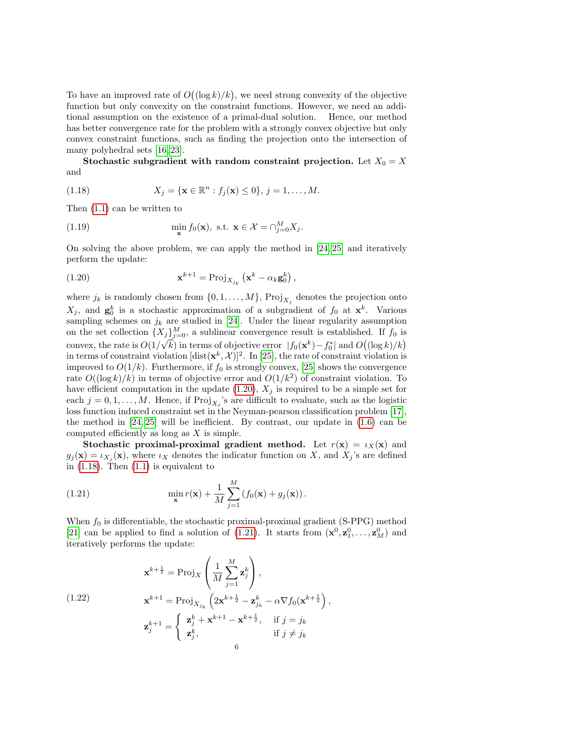To have an improved rate of $O\big((\log k)/k\big)$, we need strong convexity of the objective function but only convexity on the constraint functions. However, we need an additional assumption on the existence of a primal-dual solution. Hence, our method has better convergence rate for the problem with a strongly convex objective but only convex constraint functions, such as finding the projection onto the intersection of many polyhedral sets [16, 23].

**Stochastic subgradient with random constraint projection.** Let $X_0 = X$ and

$$X_j = \{\mathbf{x} \in \mathbb{R}^n : f_j(\mathbf{x}) \le 0\},\ j = 1, \ldots, M. \tag{1.18}$$

Then (1.1) can be written to

$$\min_{\mathbf{x}} f_0(\mathbf{x}),\ \text{s.t. } \mathbf{x} \in \mathcal{X} = \cap_{j=0}^M X_j. \tag{1.19}$$

On solving the above problem, we can apply the method in [24, 25] and iteratively perform the update:

$$\mathbf{x}^{k+1} = \mathrm{Proj}_{X_{j_k}}\left(\mathbf{x}^k - \alpha_k \mathbf{g}_0^k\right), \tag{1.20}$$

where $j_k$ is randomly chosen from $\{0, 1, \ldots, M\}$, $\mathrm{Proj}_{X_j}$ denotes the projection onto $X_j$, and $\mathbf{g}_0^k$ is a stochastic approximation of a subgradient of $f_0$ at $\mathbf{x}^k$. Various sampling schemes on $j_k$ are studied in [24]. Under the linear regularity assumption on the set collection $\{X_j\}_{j=0}^M$, a sublinear convergence result is established. If $f_0$ is convex, the rate is $O(1/\sqrt{k})$ in terms of objective error $|f_0(\mathbf{x}^k) - f_0^*|$ and $O\big((\log k)/k\big)$ in terms of constraint violation $[\mathrm{dist}(\mathbf{x}^k, \mathcal{X})]^2$. In [25], the rate of constraint violation is improved to $O(1/k)$. Furthermore, if $f_0$ is strongly convex, [25] shows the convergence rate $O((\log k)/k)$ in terms of objective error and $O(1/k^2)$ of constraint violation. To have efficient computation in the update (1.20), $X_j$ is required to be a simple set for each $j = 0, 1, \ldots, M$. Hence, if $\mathrm{Proj}_{X_j}$'s are difficult to evaluate, such as the logistic loss function induced constraint set in the Neyman-pearson classification problem [17], the method in [24, 25] will be inefficient. By contrast, our update in (1.6) can be computed efficiently as long as $X$ is simple.

**Stochastic proximal-proximal gradient method.** Let $r(\mathbf{x}) = \iota_X(\mathbf{x})$ and $g_j(\mathbf{x}) = \iota_{X_j}(\mathbf{x})$, where $\iota_X$ denotes the indicator function on $X$, and $X_j$'s are defined in (1.18). Then (1.1) is equivalent to

$$\min_{\mathbf{x}} r(\mathbf{x}) + \frac{1}{M}\sum_{j=1}^M \left(f_0(\mathbf{x}) + g_j(\mathbf{x})\right). \tag{1.21}$$

When $f_0$ is differentiable, the stochastic proximal-proximal gradient (S-PPG) method [21] can be applied to find a solution of (1.21). It starts from $(\mathbf{x}^0, \mathbf{z}_1^0, \ldots, \mathbf{z}_M^0)$ and iteratively performs the update:

$$\begin{aligned}
&\mathbf{x}^{k+\frac{1}{2}} = \mathrm{Proj}_X\left(\frac{1}{M}\sum_{j=1}^M \mathbf{z}_j^k\right),\\
&\mathbf{x}^{k+1} = \mathrm{Proj}_{X_{j_k}}\left(2\mathbf{x}^{k+\frac{1}{2}} - \mathbf{z}_{j_k}^k - \alpha \nabla f_0(\mathbf{x}^{k+\frac{1}{2}})\right),\\
&\mathbf{z}_j^{k+1} = \begin{cases} \mathbf{z}_j^k + \mathbf{x}^{k+1} - \mathbf{x}^{k+\frac{1}{2}}, & \text{if } j = j_k \\ \mathbf{z}_j^k, & \text{if } j \ne j_k \end{cases}
\end{aligned} \tag{1.22}$$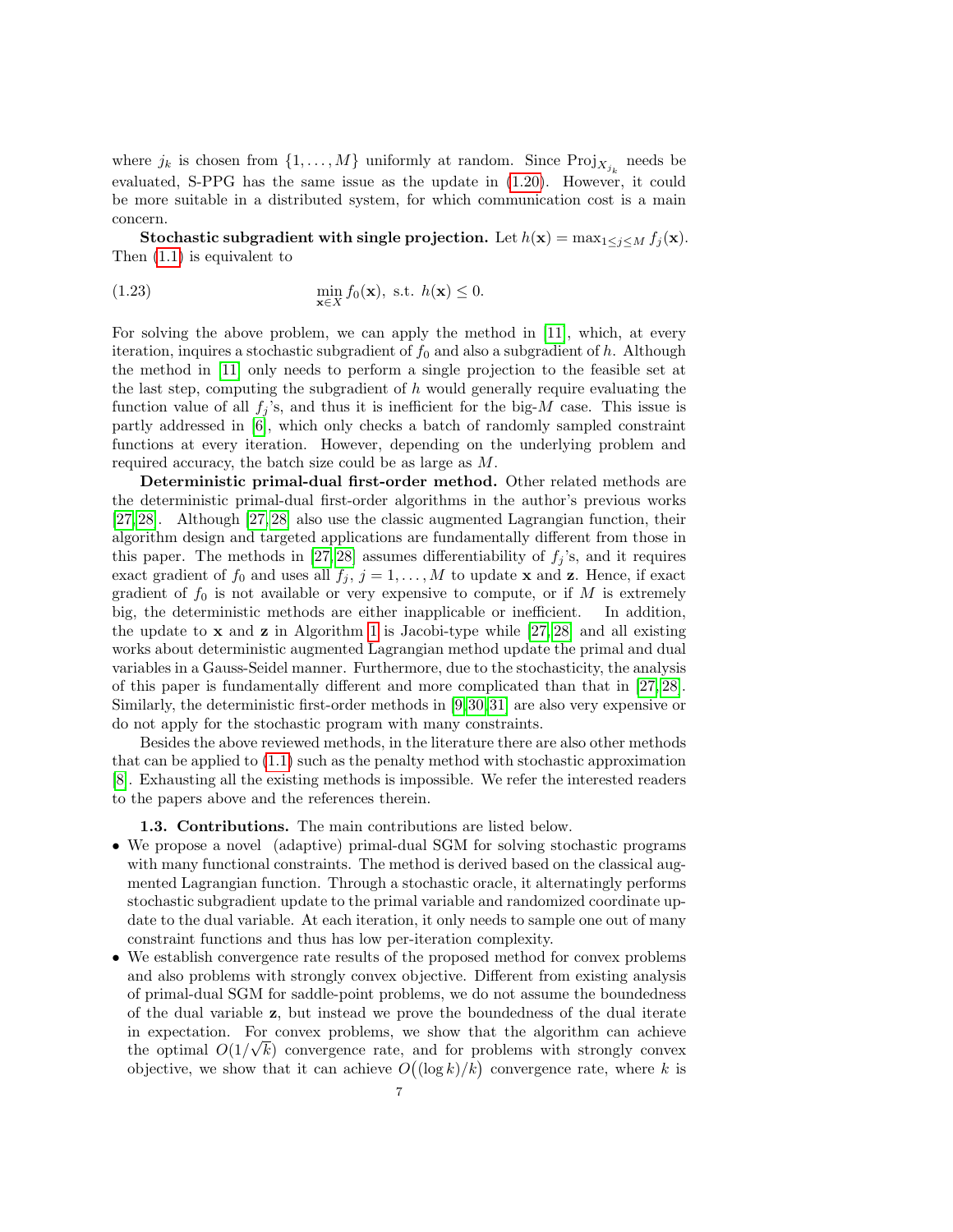where $j_k$ is chosen from $\{1,\ldots,M\}$ uniformly at random. Since $\mathrm{Proj}_{X_{j_k}}$ needs be evaluated, S-PPG has the same issue as the update in (1.20). However, it could be more suitable in a distributed system, for which communication cost is a main concern.

**Stochastic subgradient with single projection.** Let $h(\mathbf{x}) = \max_{1\le j\le M} f_j(\mathbf{x})$. Then (1.1) is equivalent to

$$\min_{\mathbf{x}\in X} f_0(\mathbf{x}), \text{ s.t. } h(\mathbf{x}) \le 0. \tag{1.23}$$

For solving the above problem, we can apply the method in [11], which, at every iteration, inquires a stochastic subgradient of $f_0$ and also a subgradient of $h$. Although the method in [11] only needs to perform a single projection to the feasible set at the last step, computing the subgradient of $h$ would generally require evaluating the function value of all $f_j$'s, and thus it is inefficient for the big-$M$ case. This issue is partly addressed in [6], which only checks a batch of randomly sampled constraint functions at every iteration. However, depending on the underlying problem and required accuracy, the batch size could be as large as $M$.

**Deterministic primal-dual first-order method.** Other related methods are the deterministic primal-dual first-order algorithms in the author's previous works [27,28]. Although [27,28] also use the classic augmented Lagrangian function, their algorithm design and targeted applications are fundamentally different from those in this paper. The methods in [27,28] assumes differentiability of $f_j$'s, and it requires exact gradient of $f_0$ and uses all $f_j$, $j = 1,\ldots,M$ to update $\mathbf{x}$ and $\mathbf{z}$. Hence, if exact gradient of $f_0$ is not available or very expensive to compute, or if $M$ is extremely big, the deterministic methods are either inapplicable or inefficient. In addition, the update to $\mathbf{x}$ and $\mathbf{z}$ in Algorithm 1 is Jacobi-type while [27,28] and all existing works about deterministic augmented Lagrangian method update the primal and dual variables in a Gauss-Seidel manner. Furthermore, due to the stochasticity, the analysis of this paper is fundamentally different and more complicated than that in [27,28]. Similarly, the deterministic first-order methods in [9,30,31] are also very expensive or do not apply for the stochastic program with many constraints.

Besides the above reviewed methods, in the literature there are also other methods that can be applied to (1.1) such as the penalty method with stochastic approximation [8]. Exhausting all the existing methods is impossible. We refer the interested readers to the papers above and the references therein.

### 1.3. Contributions.

The main contributions are listed below.

- We propose a novel (adaptive) primal-dual SGM for solving stochastic programs with many functional constraints. The method is derived based on the classical augmented Lagrangian function. Through a stochastic oracle, it alternatingly performs stochastic subgradient update to the primal variable and randomized coordinate update to the dual variable. At each iteration, it only needs to sample one out of many constraint functions and thus has low per-iteration complexity.
- We establish convergence rate results of the proposed method for convex problems and also problems with strongly convex objective. Different from existing analysis of primal-dual SGM for saddle-point problems, we do not assume the boundedness of the dual variable $\mathbf{z}$, but instead we prove the boundedness of the dual iterate in expectation. For convex problems, we show that the algorithm can achieve the optimal $O(1/\sqrt{k})$ convergence rate, and for problems with strongly convex objective, we show that it can achieve $O\big((\log k)/k\big)$ convergence rate, where $k$ is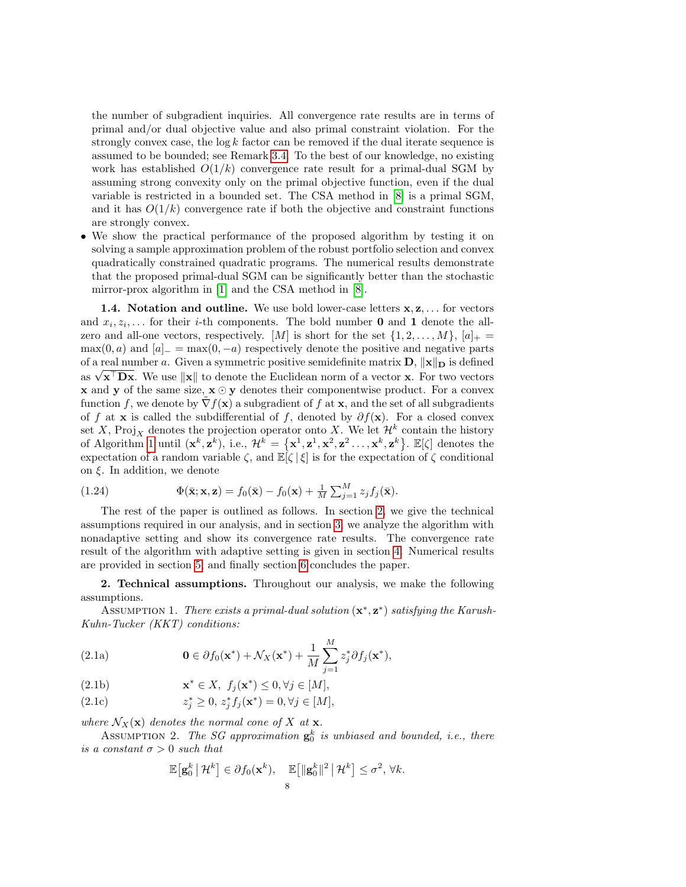the number of subgradient inquiries. All convergence rate results are in terms of primal and/or dual objective value and also primal constraint violation. For the strongly convex case, the $\log k$ factor can be removed if the dual iterate sequence is assumed to be bounded; see Remark 3.4. To the best of our knowledge, no existing work has established $O(1/k)$ convergence rate result for a primal-dual SGM by assuming strong convexity only on the primal objective function, even if the dual variable is restricted in a bounded set. The CSA method in [8] is a primal SGM, and it has $O(1/k)$ convergence rate if both the objective and constraint functions are strongly convex.

- We show the practical performance of the proposed algorithm by testing it on solving a sample approximation problem of the robust portfolio selection and convex quadratically constrained quadratic programs. The numerical results demonstrate that the proposed primal-dual SGM can be significantly better than the stochastic mirror-prox algorithm in [1] and the CSA method in [8].

**1.4. Notation and outline.** We use bold lower-case letters $\mathbf{x}, \mathbf{z}, \ldots$ for vectors and $x_i, z_i, \ldots$ for their $i$-th components. The bold number $\mathbf{0}$ and $\mathbf{1}$ denote the all-zero and all-one vectors, respectively. $[M]$ is short for the set $\{1, 2, \ldots, M\}$, $[a]_+ = \max(0, a)$ and $[a]_- = \max(0, -a)$ respectively denote the positive and negative parts of a real number $a$. Given a symmetric positive semidefinite matrix $\mathbf{D}$, $\|\mathbf{x}\|_{\mathbf{D}}$ is defined as $\sqrt{\mathbf{x}^\top \mathbf{D}\mathbf{x}}$. We use $\|\mathbf{x}\|$ to denote the Euclidean norm of a vector $\mathbf{x}$. For two vectors $\mathbf{x}$ and $\mathbf{y}$ of the same size, $\mathbf{x} \odot \mathbf{y}$ denotes their componentwise product. For a convex function $f$, we denote by $\tilde{\nabla} f(\mathbf{x})$ a subgradient of $f$ at $\mathbf{x}$, and the set of all subgradients of $f$ at $\mathbf{x}$ is called the subdifferential of $f$, denoted by $\partial f(\mathbf{x})$. For a closed convex set $X$, $\mathrm{Proj}_X$ denotes the projection operator onto $X$. We let $\mathcal{H}^k$ contain the history of Algorithm 1 until $(\mathbf{x}^k, \mathbf{z}^k)$, i.e., $\mathcal{H}^k = \{\mathbf{x}^1, \mathbf{z}^1, \mathbf{x}^2, \mathbf{z}^2 \ldots, \mathbf{x}^k, \mathbf{z}^k\}$. $\mathbb{E}[\zeta]$ denotes the expectation of a random variable $\zeta$, and $\mathbb{E}[\zeta \,|\, \xi]$ is for the expectation of $\zeta$ conditional on $\xi$. In addition, we denote

$$\Phi(\bar{\mathbf{x}}; \mathbf{x}, \mathbf{z}) = f_0(\bar{\mathbf{x}}) - f_0(\mathbf{x}) + \tfrac{1}{M} \textstyle\sum_{j=1}^M z_j f_j(\bar{\mathbf{x}}). \tag{1.24}$$

The rest of the paper is outlined as follows. In section 2, we give the technical assumptions required in our analysis, and in section 3, we analyze the algorithm with nonadaptive setting and show its convergence rate results. The convergence rate result of the algorithm with adaptive setting is given in section 4. Numerical results are provided in section 5, and finally section 6 concludes the paper.

## 2. Technical assumptions.

Throughout our analysis, we make the following assumptions.

Assumption 1. *There exists a primal-dual solution $(\mathbf{x}^*, \mathbf{z}^*)$ satisfying the Karush-Kuhn-Tucker (KKT) conditions:*

$$\mathbf{0} \in \partial f_0(\mathbf{x}^*) + \mathcal{N}_X(\mathbf{x}^*) + \frac{1}{M} \sum_{j=1}^M z_j^* \partial f_j(\mathbf{x}^*), \tag{2.1a}$$

$$\mathbf{x}^* \in X, \; f_j(\mathbf{x}^*) \le 0, \forall j \in [M], \tag{2.1b}$$

$$z_j^* \ge 0, \; z_j^* f_j(\mathbf{x}^*) = 0, \forall j \in [M], \tag{2.1c}$$

*where $\mathcal{N}_X(\mathbf{x})$ denotes the normal cone of $X$ at $\mathbf{x}$.*

Assumption 2. *The SG approximation $\mathbf{g}_0^k$ is unbiased and bounded, i.e., there is a constant $\sigma > 0$ such that*

$$\mathbb{E}\big[\mathbf{g}_0^k \,\big|\, \mathcal{H}^k\big] \in \partial f_0(\mathbf{x}^k), \quad \mathbb{E}\big[\|\mathbf{g}_0^k\|^2 \,\big|\, \mathcal{H}^k\big] \le \sigma^2, \, \forall k.$$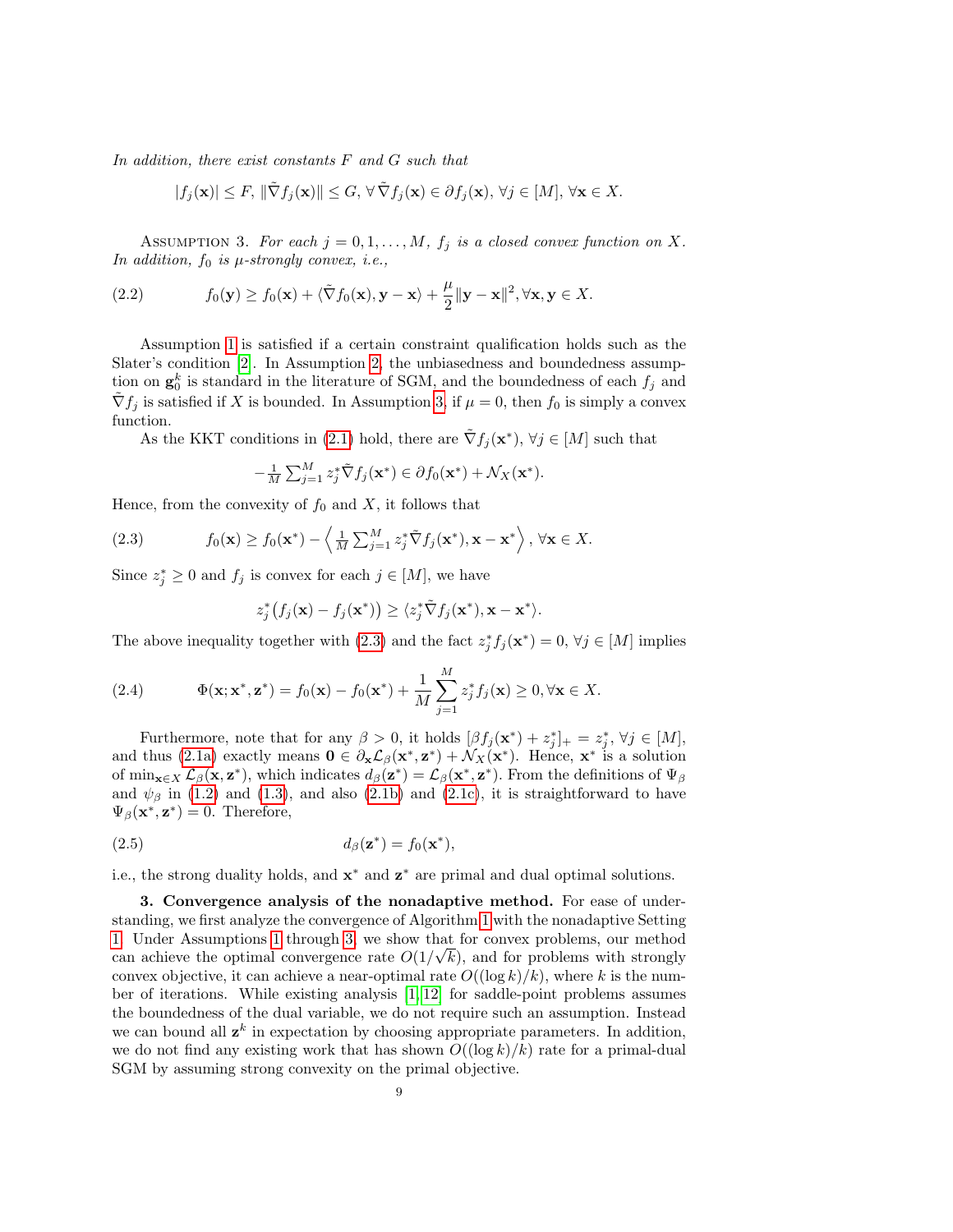*In addition, there exist constants $F$ and $G$ such that*

$$|f_j(\mathbf{x})| \le F,\ \|\tilde{\nabla} f_j(\mathbf{x})\| \le G,\ \forall\, \tilde{\nabla} f_j(\mathbf{x}) \in \partial f_j(\mathbf{x}),\ \forall j \in [M],\ \forall \mathbf{x} \in X.$$

Assumption 3. *For each $j = 0, 1, \ldots, M$, $f_j$ is a closed convex function on $X$. In addition, $f_0$ is $\mu$-strongly convex, i.e.,*

$$f_0(\mathbf{y}) \ge f_0(\mathbf{x}) + \langle \tilde{\nabla} f_0(\mathbf{x}), \mathbf{y} - \mathbf{x} \rangle + \frac{\mu}{2}\|\mathbf{y} - \mathbf{x}\|^2, \forall \mathbf{x}, \mathbf{y} \in X. \tag{2.2}$$

Assumption 1 is satisfied if a certain constraint qualification holds such as the Slater's condition [2]. In Assumption 2, the unbiasedness and boundedness assumption on $\mathbf{g}_0^k$ is standard in the literature of SGM, and the boundedness of each $f_j$ and $\tilde{\nabla} f_j$ is satisfied if $X$ is bounded. In Assumption 3, if $\mu = 0$, then $f_0$ is simply a convex function.

As the KKT conditions in (2.1) hold, there are $\tilde{\nabla} f_j(\mathbf{x}^*)$, $\forall j \in [M]$ such that

$$-\tfrac{1}{M}\textstyle\sum_{j=1}^M z_j^* \tilde{\nabla} f_j(\mathbf{x}^*) \in \partial f_0(\mathbf{x}^*) + \mathcal{N}_X(\mathbf{x}^*).$$

Hence, from the convexity of $f_0$ and $X$, it follows that

$$f_0(\mathbf{x}) \ge f_0(\mathbf{x}^*) - \left\langle \tfrac{1}{M}\textstyle\sum_{j=1}^M z_j^* \tilde{\nabla} f_j(\mathbf{x}^*), \mathbf{x} - \mathbf{x}^* \right\rangle, \ \forall \mathbf{x} \in X. \tag{2.3}$$

Since $z_j^* \ge 0$ and $f_j$ is convex for each $j \in [M]$, we have

$$z_j^*\big(f_j(\mathbf{x}) - f_j(\mathbf{x}^*)\big) \ge \langle z_j^* \tilde{\nabla} f_j(\mathbf{x}^*), \mathbf{x} - \mathbf{x}^* \rangle.$$

The above inequality together with (2.3) and the fact $z_j^* f_j(\mathbf{x}^*) = 0$, $\forall j \in [M]$ implies

$$\Phi(\mathbf{x}; \mathbf{x}^*, \mathbf{z}^*) = f_0(\mathbf{x}) - f_0(\mathbf{x}^*) + \frac{1}{M}\sum_{j=1}^M z_j^* f_j(\mathbf{x}) \ge 0, \forall \mathbf{x} \in X. \tag{2.4}$$

Furthermore, note that for any $\beta > 0$, it holds $[\beta f_j(\mathbf{x}^*) + z_j^*]_+ = z_j^*$, $\forall j \in [M]$, and thus (2.1a) exactly means $\mathbf{0} \in \partial_{\mathbf{x}} \mathcal{L}_\beta(\mathbf{x}^*, \mathbf{z}^*) + \mathcal{N}_X(\mathbf{x}^*)$. Hence, $\mathbf{x}^*$ is a solution of $\min_{\mathbf{x} \in X} \mathcal{L}_\beta(\mathbf{x}, \mathbf{z}^*)$, which indicates $d_\beta(\mathbf{z}^*) = \mathcal{L}_\beta(\mathbf{x}^*, \mathbf{z}^*)$. From the definitions of $\Psi_\beta$ and $\psi_\beta$ in (1.2) and (1.3), and also (2.1b) and (2.1c), it is straightforward to have $\Psi_\beta(\mathbf{x}^*, \mathbf{z}^*) = 0$. Therefore,

$$d_\beta(\mathbf{z}^*) = f_0(\mathbf{x}^*), \tag{2.5}$$

i.e., the strong duality holds, and $\mathbf{x}^*$ and $\mathbf{z}^*$ are primal and dual optimal solutions.

## 3. Convergence analysis of the nonadaptive method.

For ease of understanding, we first analyze the convergence of Algorithm 1 with the nonadaptive Setting 1. Under Assumptions 1 through 3, we show that for convex problems, our method can achieve the optimal convergence rate $O(1/\sqrt{k})$, and for problems with strongly convex objective, it can achieve a near-optimal rate $O((\log k)/k)$, where $k$ is the number of iterations. While existing analysis [1, 12] for saddle-point problems assumes the boundedness of the dual variable, we do not require such an assumption. Instead we can bound all $\mathbf{z}^k$ in expectation by choosing appropriate parameters. In addition, we do not find any existing work that has shown $O((\log k)/k)$ rate for a primal-dual SGM by assuming strong convexity on the primal objective.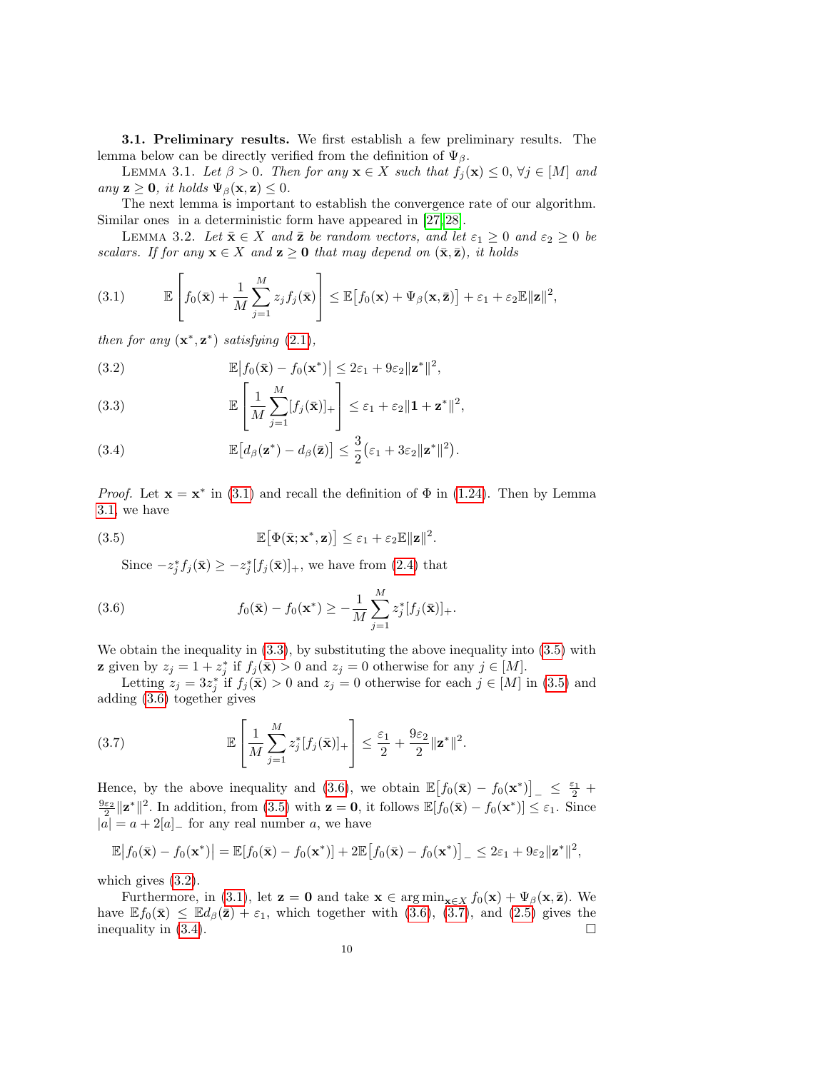**3.1. Preliminary results.** We first establish a few preliminary results. The lemma below can be directly verified from the definition of $\Psi_\beta$.

LEMMA 3.1. *Let $\beta > 0$. Then for any $\mathbf{x} \in X$ such that $f_j(\mathbf{x}) \le 0, \forall j \in [M]$ and any $\mathbf{z} \ge \mathbf{0}$, it holds $\Psi_\beta(\mathbf{x}, \mathbf{z}) \le 0$.*

The next lemma is important to establish the convergence rate of our algorithm. Similar ones in a deterministic form have appeared in [27, 28].

LEMMA 3.2. *Let $\bar{\mathbf{x}} \in X$ and $\bar{\mathbf{z}}$ be random vectors, and let $\varepsilon_1 \ge 0$ and $\varepsilon_2 \ge 0$ be scalars. If for any $\mathbf{x} \in X$ and $\mathbf{z} \ge \mathbf{0}$ that may depend on $(\bar{\mathbf{x}}, \bar{\mathbf{z}})$, it holds*

$$\mathbb{E}\left[f_0(\bar{\mathbf{x}}) + \frac{1}{M}\sum_{j=1}^M z_j f_j(\bar{\mathbf{x}})\right] \le \mathbb{E}\big[f_0(\mathbf{x}) + \Psi_\beta(\mathbf{x}, \bar{\mathbf{z}})\big] + \varepsilon_1 + \varepsilon_2 \mathbb{E}\|\mathbf{z}\|^2, \tag{3.1}$$

*then for any $(\mathbf{x}^*, \mathbf{z}^*)$ satisfying (2.1),*

$$\mathbb{E}\big|f_0(\bar{\mathbf{x}}) - f_0(\mathbf{x}^*)\big| \le 2\varepsilon_1 + 9\varepsilon_2\|\mathbf{z}^*\|^2, \tag{3.2}$$

$$\mathbb{E}\left[\frac{1}{M}\sum_{j=1}^M [f_j(\bar{\mathbf{x}})]_+\right] \le \varepsilon_1 + \varepsilon_2\|\mathbf{1} + \mathbf{z}^*\|^2, \tag{3.3}$$

$$\mathbb{E}\big[d_\beta(\mathbf{z}^*) - d_\beta(\bar{\mathbf{z}})\big] \le \frac{3}{2}\big(\varepsilon_1 + 3\varepsilon_2\|\mathbf{z}^*\|^2\big). \tag{3.4}$$

*Proof.* Let $\mathbf{x} = \mathbf{x}^*$ in (3.1) and recall the definition of $\Phi$ in (1.24). Then by Lemma 3.1, we have

$$\mathbb{E}\big[\Phi(\bar{\mathbf{x}}; \mathbf{x}^*, \mathbf{z})\big] \le \varepsilon_1 + \varepsilon_2 \mathbb{E}\|\mathbf{z}\|^2. \tag{3.5}$$

Since $-z_j^* f_j(\bar{\mathbf{x}}) \ge -z_j^*[f_j(\bar{\mathbf{x}})]_+$, we have from (2.4) that

$$f_0(\bar{\mathbf{x}}) - f_0(\mathbf{x}^*) \ge -\frac{1}{M}\sum_{j=1}^M z_j^*[f_j(\bar{\mathbf{x}})]_+. \tag{3.6}$$

We obtain the inequality in (3.3), by substituting the above inequality into (3.5) with $\mathbf{z}$ given by $z_j = 1 + z_j^*$ if $f_j(\bar{\mathbf{x}}) > 0$ and $z_j = 0$ otherwise for any $j \in [M]$.

Letting $z_j = 3z_j^*$ if $f_j(\bar{\mathbf{x}}) > 0$ and $z_j = 0$ otherwise for each $j \in [M]$ in (3.5) and adding (3.6) together gives

$$\mathbb{E}\left[\frac{1}{M}\sum_{j=1}^M z_j^*[f_j(\bar{\mathbf{x}})]_+\right] \le \frac{\varepsilon_1}{2} + \frac{9\varepsilon_2}{2}\|\mathbf{z}^*\|^2. \tag{3.7}$$

Hence, by the above inequality and (3.6), we obtain $\mathbb{E}\big[f_0(\bar{\mathbf{x}}) - f_0(\mathbf{x}^*)\big]_- \le \frac{\varepsilon_1}{2} + \frac{9\varepsilon_2}{2}\|\mathbf{z}^*\|^2$. In addition, from (3.5) with $\mathbf{z} = \mathbf{0}$, it follows $\mathbb{E}[f_0(\bar{\mathbf{x}}) - f_0(\mathbf{x}^*)] \le \varepsilon_1$. Since $|a| = a + 2[a]_-$ for any real number $a$, we have

$$\mathbb{E}\big|f_0(\bar{\mathbf{x}}) - f_0(\mathbf{x}^*)\big| = \mathbb{E}[f_0(\bar{\mathbf{x}}) - f_0(\mathbf{x}^*)] + 2\mathbb{E}\big[f_0(\bar{\mathbf{x}}) - f_0(\mathbf{x}^*)\big]_- \le 2\varepsilon_1 + 9\varepsilon_2\|\mathbf{z}^*\|^2,$$

which gives (3.2).

Furthermore, in (3.1), let $\mathbf{z} = \mathbf{0}$ and take $\mathbf{x} \in \arg\min_{\mathbf{x}\in X} f_0(\mathbf{x}) + \Psi_\beta(\mathbf{x}, \bar{\mathbf{z}})$. We have $\mathbb{E}f_0(\bar{\mathbf{x}}) \le \mathbb{E}d_\beta(\bar{\mathbf{z}}) + \varepsilon_1$, which together with (3.6), (3.7), and (2.5) gives the inequality in (3.4). $\square$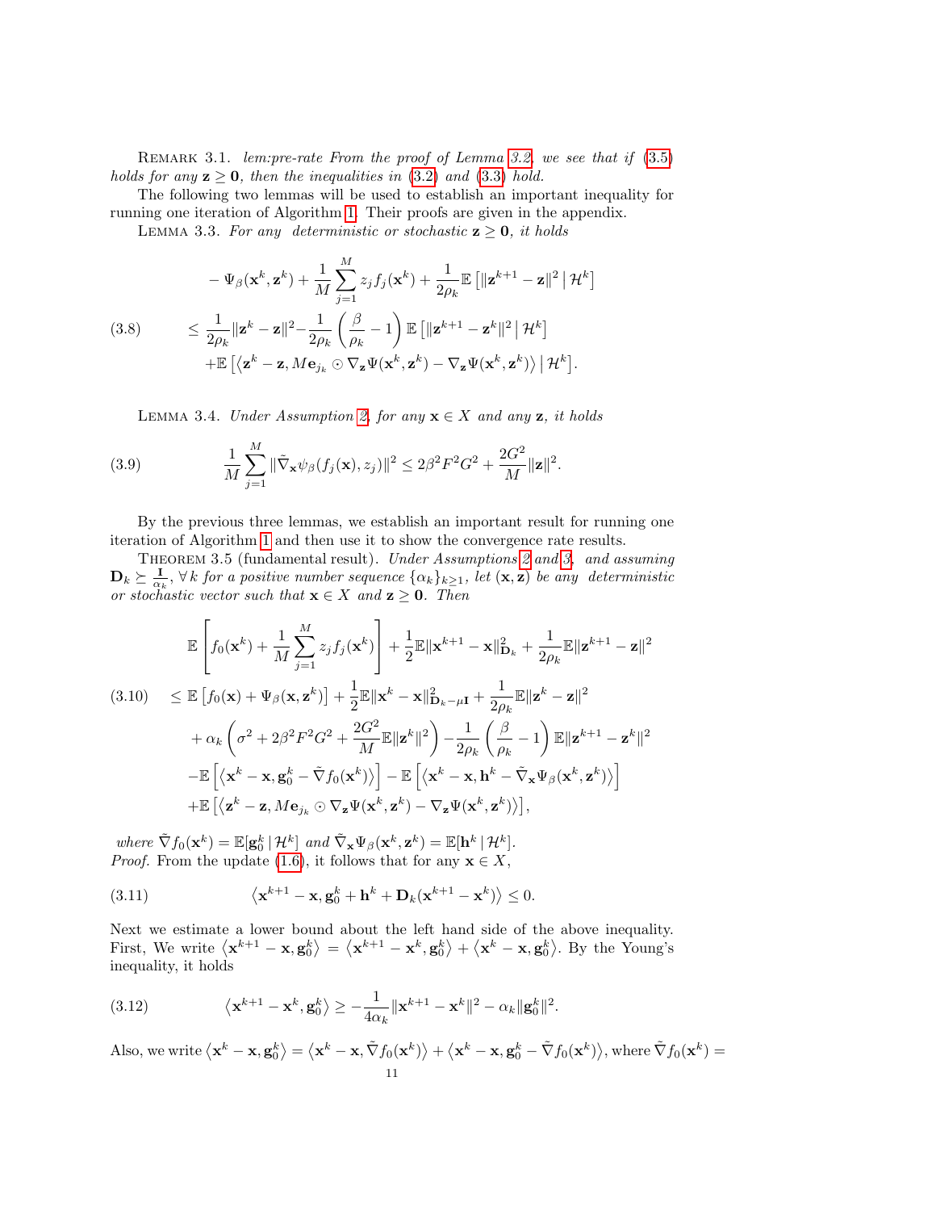Remark 3.1. *lem:pre-rate From the proof of Lemma 3.2, we see that if (3.5) holds for any $\mathbf{z} \geq \mathbf{0}$, then the inequalities in (3.2) and (3.3) hold.*

The following two lemmas will be used to establish an important inequality for running one iteration of Algorithm 1. Their proofs are given in the appendix.

Lemma 3.3. *For any deterministic or stochastic $\mathbf{z} \geq \mathbf{0}$, it holds*

$$
\begin{aligned}
&-\Psi_\beta(\mathbf{x}^k, \mathbf{z}^k) + \frac{1}{M}\sum_{j=1}^M z_j f_j(\mathbf{x}^k) + \frac{1}{2\rho_k}\mathbb{E}\left[\|\mathbf{z}^{k+1} - \mathbf{z}\|^2 \,\middle|\, \mathcal{H}^k\right] \\
(3.8) \qquad &\leq \frac{1}{2\rho_k}\|\mathbf{z}^k - \mathbf{z}\|^2 - \frac{1}{2\rho_k}\left(\frac{\beta}{\rho_k} - 1\right)\mathbb{E}\left[\|\mathbf{z}^{k+1} - \mathbf{z}^k\|^2 \,\middle|\, \mathcal{H}^k\right] \\
&+ \mathbb{E}\left[\left\langle \mathbf{z}^k - \mathbf{z}, M\mathbf{e}_{j_k} \odot \nabla_{\mathbf{z}}\Psi(\mathbf{x}^k, \mathbf{z}^k) - \nabla_{\mathbf{z}}\Psi(\mathbf{x}^k, \mathbf{z}^k)\right\rangle \,\middle|\, \mathcal{H}^k\right].
\end{aligned}
$$

Lemma 3.4. *Under Assumption 2, for any $\mathbf{x} \in X$ and any $\mathbf{z}$, it holds*

$$
(3.9) \qquad \frac{1}{M}\sum_{j=1}^M \|\tilde{\nabla}_{\mathbf{x}}\psi_\beta(f_j(\mathbf{x}), z_j)\|^2 \leq 2\beta^2 F^2 G^2 + \frac{2G^2}{M}\|\mathbf{z}\|^2.
$$

By the previous three lemmas, we establish an important result for running one iteration of Algorithm 1 and then use it to show the convergence rate results.

Theorem 3.5 (fundamental result). *Under Assumptions 2 and 3, and assuming $\mathbf{D}_k \succeq \frac{\mathbf{I}}{\alpha_k}, \forall k$ for a positive number sequence $\{\alpha_k\}_{k\geq 1}$, let $(\mathbf{x}, \mathbf{z})$ be any deterministic or stochastic vector such that $\mathbf{x} \in X$ and $\mathbf{z} \geq \mathbf{0}$. Then*

$$
\begin{aligned}
&\mathbb{E}\left[f_0(\mathbf{x}^k) + \frac{1}{M}\sum_{j=1}^M z_j f_j(\mathbf{x}^k)\right] + \frac{1}{2}\mathbb{E}\|\mathbf{x}^{k+1} - \mathbf{x}\|^2_{\mathbf{D}_k} + \frac{1}{2\rho_k}\mathbb{E}\|\mathbf{z}^{k+1} - \mathbf{z}\|^2 \\
(3.10) \qquad &\leq \mathbb{E}\left[f_0(\mathbf{x}) + \Psi_\beta(\mathbf{x}, \mathbf{z}^k)\right] + \frac{1}{2}\mathbb{E}\|\mathbf{x}^k - \mathbf{x}\|^2_{\mathbf{D}_k - \mu\mathbf{I}} + \frac{1}{2\rho_k}\mathbb{E}\|\mathbf{z}^k - \mathbf{z}\|^2 \\
&+ \alpha_k\left(\sigma^2 + 2\beta^2 F^2 G^2 + \frac{2G^2}{M}\mathbb{E}\|\mathbf{z}^k\|^2\right) - \frac{1}{2\rho_k}\left(\frac{\beta}{\rho_k} - 1\right)\mathbb{E}\|\mathbf{z}^{k+1} - \mathbf{z}^k\|^2 \\
&- \mathbb{E}\left[\left\langle \mathbf{x}^k - \mathbf{x}, \mathbf{g}_0^k - \tilde{\nabla} f_0(\mathbf{x}^k)\right\rangle\right] - \mathbb{E}\left[\left\langle \mathbf{x}^k - \mathbf{x}, \mathbf{h}^k - \tilde{\nabla}_{\mathbf{x}}\Psi_\beta(\mathbf{x}^k, \mathbf{z}^k)\right\rangle\right] \\
&+ \mathbb{E}\left[\left\langle \mathbf{z}^k - \mathbf{z}, M\mathbf{e}_{j_k} \odot \nabla_{\mathbf{z}}\Psi(\mathbf{x}^k, \mathbf{z}^k) - \nabla_{\mathbf{z}}\Psi(\mathbf{x}^k, \mathbf{z}^k)\right\rangle\right],
\end{aligned}
$$

*where $\tilde{\nabla} f_0(\mathbf{x}^k) = \mathbb{E}[\mathbf{g}_0^k \,|\, \mathcal{H}^k]$ and $\tilde{\nabla}_{\mathbf{x}}\Psi_\beta(\mathbf{x}^k, \mathbf{z}^k) = \mathbb{E}[\mathbf{h}^k \,|\, \mathcal{H}^k]$.*

*Proof.* From the update (1.6), it follows that for any $\mathbf{x} \in X$,

$$
(3.11) \qquad \left\langle \mathbf{x}^{k+1} - \mathbf{x}, \mathbf{g}_0^k + \mathbf{h}^k + \mathbf{D}_k(\mathbf{x}^{k+1} - \mathbf{x}^k)\right\rangle \leq 0.
$$

Next we estimate a lower bound about the left hand side of the above inequality. First, We write $\left\langle \mathbf{x}^{k+1} - \mathbf{x}, \mathbf{g}_0^k\right\rangle = \left\langle \mathbf{x}^{k+1} - \mathbf{x}^k, \mathbf{g}_0^k\right\rangle + \left\langle \mathbf{x}^k - \mathbf{x}, \mathbf{g}_0^k\right\rangle$. By the Young's inequality, it holds

$$
(3.12) \qquad \left\langle \mathbf{x}^{k+1} - \mathbf{x}^k, \mathbf{g}_0^k\right\rangle \geq -\frac{1}{4\alpha_k}\|\mathbf{x}^{k+1} - \mathbf{x}^k\|^2 - \alpha_k\|\mathbf{g}_0^k\|^2.
$$

Also, we write $\left\langle \mathbf{x}^k - \mathbf{x}, \mathbf{g}_0^k\right\rangle = \left\langle \mathbf{x}^k - \mathbf{x}, \tilde{\nabla} f_0(\mathbf{x}^k)\right\rangle + \left\langle \mathbf{x}^k - \mathbf{x}, \mathbf{g}_0^k - \tilde{\nabla} f_0(\mathbf{x}^k)\right\rangle$, where $\tilde{\nabla} f_0(\mathbf{x}^k) =$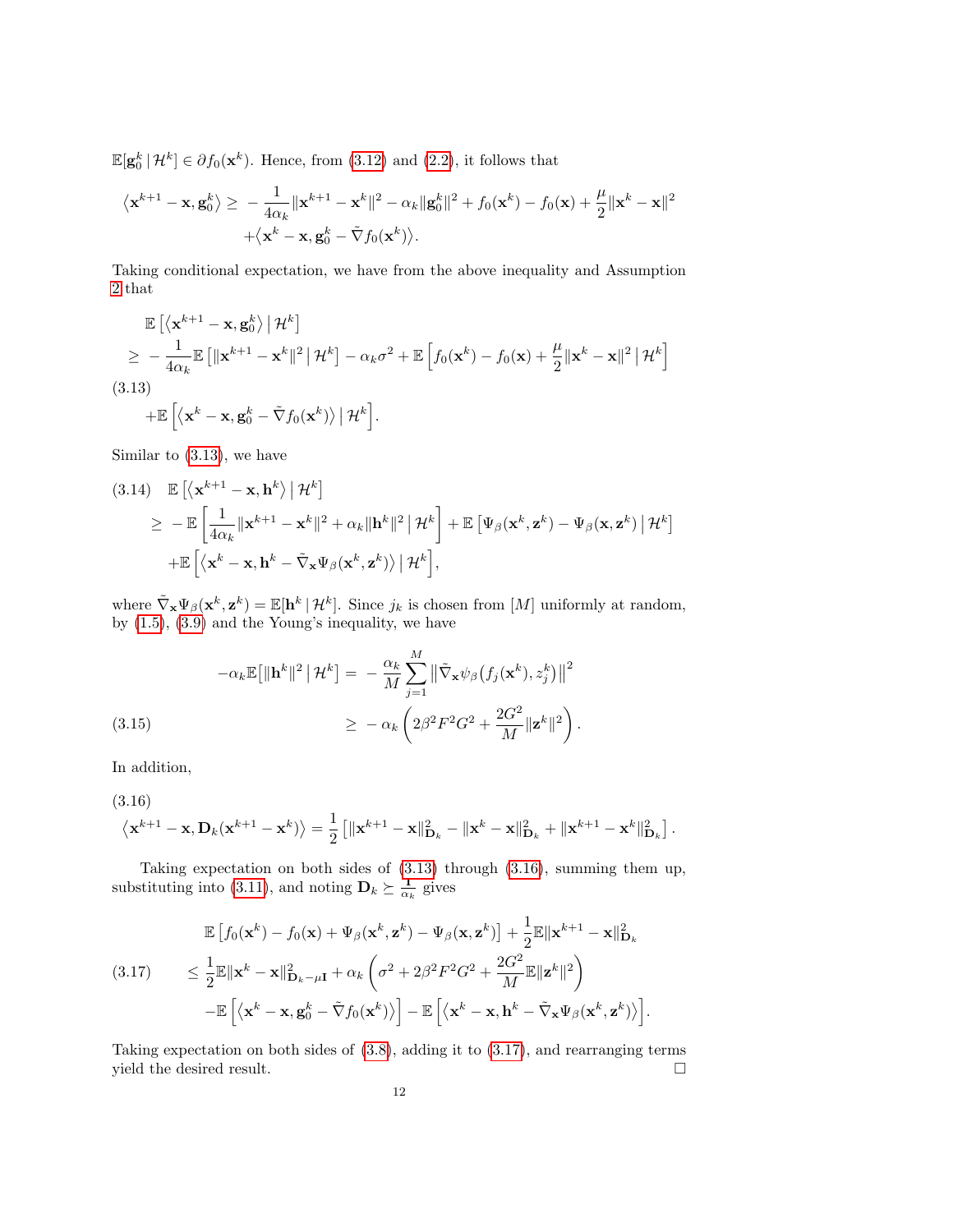$\mathbb{E}[\mathbf{g}_0^k \,|\, \mathcal{H}^k] \in \partial f_0(\mathbf{x}^k)$. Hence, from (3.12) and (2.2), it follows that

$$
\begin{aligned}
\big\langle \mathbf{x}^{k+1} - \mathbf{x}, \mathbf{g}_0^k \big\rangle \geq\; & -\frac{1}{4\alpha_k}\|\mathbf{x}^{k+1} - \mathbf{x}^k\|^2 - \alpha_k \|\mathbf{g}_0^k\|^2 + f_0(\mathbf{x}^k) - f_0(\mathbf{x}) + \frac{\mu}{2}\|\mathbf{x}^k - \mathbf{x}\|^2 \\
& + \big\langle \mathbf{x}^k - \mathbf{x}, \mathbf{g}_0^k - \tilde{\nabla} f_0(\mathbf{x}^k) \big\rangle.
\end{aligned}
$$

Taking conditional expectation, we have from the above inequality and Assumption 2 that

$$
\begin{aligned}
& \mathbb{E}\left[\big\langle \mathbf{x}^{k+1} - \mathbf{x}, \mathbf{g}_0^k \big\rangle \,\big|\, \mathcal{H}^k\right] \\
\geq\; & -\frac{1}{4\alpha_k}\mathbb{E}\left[\|\mathbf{x}^{k+1} - \mathbf{x}^k\|^2 \,\big|\, \mathcal{H}^k\right] - \alpha_k \sigma^2 + \mathbb{E}\left[f_0(\mathbf{x}^k) - f_0(\mathbf{x}) + \frac{\mu}{2}\|\mathbf{x}^k - \mathbf{x}\|^2 \,\Big|\, \mathcal{H}^k\right] \\
& + \mathbb{E}\left[\big\langle \mathbf{x}^k - \mathbf{x}, \mathbf{g}_0^k - \tilde{\nabla} f_0(\mathbf{x}^k) \big\rangle \,\big|\, \mathcal{H}^k\right].
\end{aligned}
\tag{3.13}
$$

Similar to (3.13), we have

$$
\begin{aligned}
& \mathbb{E}\left[\big\langle \mathbf{x}^{k+1} - \mathbf{x}, \mathbf{h}^k \big\rangle \,\big|\, \mathcal{H}^k\right] \\
\geq\; & -\mathbb{E}\left[\frac{1}{4\alpha_k}\|\mathbf{x}^{k+1} - \mathbf{x}^k\|^2 + \alpha_k\|\mathbf{h}^k\|^2 \,\Big|\, \mathcal{H}^k\right] + \mathbb{E}\left[\Psi_\beta(\mathbf{x}^k, \mathbf{z}^k) - \Psi_\beta(\mathbf{x}, \mathbf{z}^k) \,\big|\, \mathcal{H}^k\right] \\
& + \mathbb{E}\left[\big\langle \mathbf{x}^k - \mathbf{x}, \mathbf{h}^k - \tilde{\nabla}_{\mathbf{x}} \Psi_\beta(\mathbf{x}^k, \mathbf{z}^k) \big\rangle \,\big|\, \mathcal{H}^k\right],
\end{aligned}
\tag{3.14}
$$

where $\tilde{\nabla}_{\mathbf{x}} \Psi_\beta(\mathbf{x}^k, \mathbf{z}^k) = \mathbb{E}[\mathbf{h}^k \,|\, \mathcal{H}^k]$. Since $j_k$ is chosen from $[M]$ uniformly at random, by (1.5), (3.9) and the Young's inequality, we have

$$
\begin{aligned}
-\alpha_k \mathbb{E}\big[\|\mathbf{h}^k\|^2 \,\big|\, \mathcal{H}^k\big] =\; & -\frac{\alpha_k}{M}\sum_{j=1}^M \big\|\tilde{\nabla}_{\mathbf{x}} \psi_\beta\big(f_j(\mathbf{x}^k), z_j^k\big)\big\|^2 \\
\geq\; & -\alpha_k \left(2\beta^2 F^2 G^2 + \frac{2G^2}{M}\|\mathbf{z}^k\|^2\right).
\end{aligned}
\tag{3.15}
$$

In addition,

$$
\big\langle \mathbf{x}^{k+1} - \mathbf{x}, \mathbf{D}_k(\mathbf{x}^{k+1} - \mathbf{x}^k) \big\rangle = \frac{1}{2}\left[\|\mathbf{x}^{k+1} - \mathbf{x}\|_{\mathbf{D}_k}^2 - \|\mathbf{x}^k - \mathbf{x}\|_{\mathbf{D}_k}^2 + \|\mathbf{x}^{k+1} - \mathbf{x}^k\|_{\mathbf{D}_k}^2\right].
\tag{3.16}
$$

Taking expectation on both sides of (3.13) through (3.16), summing them up, substituting into (3.11), and noting $\mathbf{D}_k \succeq \frac{1}{\alpha_k}$ gives

$$
\begin{aligned}
& \mathbb{E}\left[f_0(\mathbf{x}^k) - f_0(\mathbf{x}) + \Psi_\beta(\mathbf{x}^k, \mathbf{z}^k) - \Psi_\beta(\mathbf{x}, \mathbf{z}^k)\right] + \frac{1}{2}\mathbb{E}\|\mathbf{x}^{k+1} - \mathbf{x}\|_{\mathbf{D}_k}^2 \\
\leq\; & \frac{1}{2}\mathbb{E}\|\mathbf{x}^k - \mathbf{x}\|_{\mathbf{D}_k - \mu \mathbf{I}}^2 + \alpha_k\left(\sigma^2 + 2\beta^2 F^2 G^2 + \frac{2G^2}{M}\mathbb{E}\|\mathbf{z}^k\|^2\right) \\
& - \mathbb{E}\left[\big\langle \mathbf{x}^k - \mathbf{x}, \mathbf{g}_0^k - \tilde{\nabla} f_0(\mathbf{x}^k) \big\rangle\right] - \mathbb{E}\left[\big\langle \mathbf{x}^k - \mathbf{x}, \mathbf{h}^k - \tilde{\nabla}_{\mathbf{x}} \Psi_\beta(\mathbf{x}^k, \mathbf{z}^k) \big\rangle\right].
\end{aligned}
\tag{3.17}
$$

Taking expectation on both sides of (3.8), adding it to (3.17), and rearranging terms yield the desired result. $\square$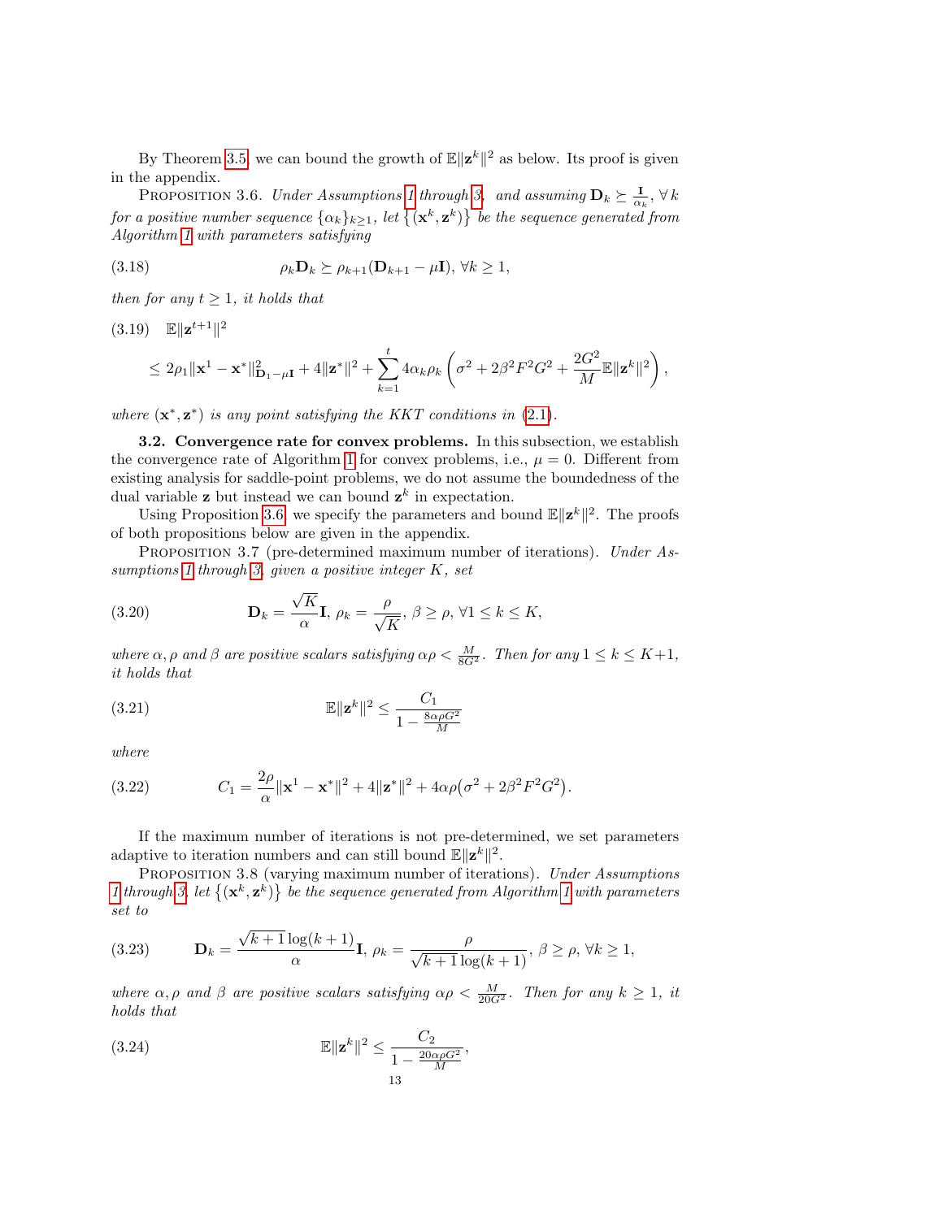By Theorem 3.5, we can bound the growth of $\mathbb{E}\|\mathbf{z}^k\|^2$ as below. Its proof is given in the appendix.

PROPOSITION 3.6. *Under Assumptions 1 through 3, and assuming $\mathbf{D}_k \succeq \frac{\mathbf{I}}{\alpha_k}, \forall k$ for a positive number sequence $\{\alpha_k\}_{k\geq 1}$, let $\{(\mathbf{x}^k, \mathbf{z}^k)\}$ be the sequence generated from Algorithm 1 with parameters satisfying*

$$\rho_k \mathbf{D}_k \succeq \rho_{k+1}(\mathbf{D}_{k+1} - \mu \mathbf{I}), \; \forall k \geq 1, \tag{3.18}$$

*then for any $t \geq 1$, it holds that*

$$\begin{aligned}
&\mathbb{E}\|\mathbf{z}^{t+1}\|^2 \\
&\leq 2\rho_1 \|\mathbf{x}^1 - \mathbf{x}^*\|^2_{\mathbf{D}_1 - \mu\mathbf{I}} + 4\|\mathbf{z}^*\|^2 + \sum_{k=1}^{t} 4\alpha_k \rho_k \left(\sigma^2 + 2\beta^2 F^2 G^2 + \frac{2G^2}{M}\mathbb{E}\|\mathbf{z}^k\|^2\right),
\end{aligned} \tag{3.19}$$

*where $(\mathbf{x}^*, \mathbf{z}^*)$ is any point satisfying the KKT conditions in (2.1).*

**3.2. Convergence rate for convex problems.** In this subsection, we establish the convergence rate of Algorithm 1 for convex problems, i.e., $\mu = 0$. Different from existing analysis for saddle-point problems, we do not assume the boundedness of the dual variable $\mathbf{z}$ but instead we can bound $\mathbf{z}^k$ in expectation.

Using Proposition 3.6, we specify the parameters and bound $\mathbb{E}\|\mathbf{z}^k\|^2$. The proofs of both propositions below are given in the appendix.

PROPOSITION 3.7 (pre-determined maximum number of iterations). *Under Assumptions 1 through 3, given a positive integer $K$, set*

$$\mathbf{D}_k = \frac{\sqrt{K}}{\alpha}\mathbf{I}, \; \rho_k = \frac{\rho}{\sqrt{K}}, \; \beta \geq \rho, \; \forall 1 \leq k \leq K, \tag{3.20}$$

*where $\alpha, \rho$ and $\beta$ are positive scalars satisfying $\alpha\rho < \frac{M}{8G^2}$. Then for any $1 \leq k \leq K+1$, it holds that*

$$\mathbb{E}\|\mathbf{z}^k\|^2 \leq \frac{C_1}{1 - \frac{8\alpha\rho G^2}{M}} \tag{3.21}$$

*where*

$$C_1 = \frac{2\rho}{\alpha}\|\mathbf{x}^1 - \mathbf{x}^*\|^2 + 4\|\mathbf{z}^*\|^2 + 4\alpha\rho\big(\sigma^2 + 2\beta^2 F^2 G^2\big). \tag{3.22}$$

If the maximum number of iterations is not pre-determined, we set parameters adaptive to iteration numbers and can still bound $\mathbb{E}\|\mathbf{z}^k\|^2$.

PROPOSITION 3.8 (varying maximum number of iterations). *Under Assumptions 1 through 3, let $\{(\mathbf{x}^k, \mathbf{z}^k)\}$ be the sequence generated from Algorithm 1 with parameters set to*

$$\mathbf{D}_k = \frac{\sqrt{k+1}\log(k+1)}{\alpha}\mathbf{I}, \; \rho_k = \frac{\rho}{\sqrt{k+1}\log(k+1)}, \; \beta \geq \rho, \; \forall k \geq 1, \tag{3.23}$$

*where $\alpha, \rho$ and $\beta$ are positive scalars satisfying $\alpha\rho < \frac{M}{20G^2}$. Then for any $k \geq 1$, it holds that*

$$\mathbb{E}\|\mathbf{z}^k\|^2 \leq \frac{C_2}{1 - \frac{20\alpha\rho G^2}{M}}, \tag{3.24}$$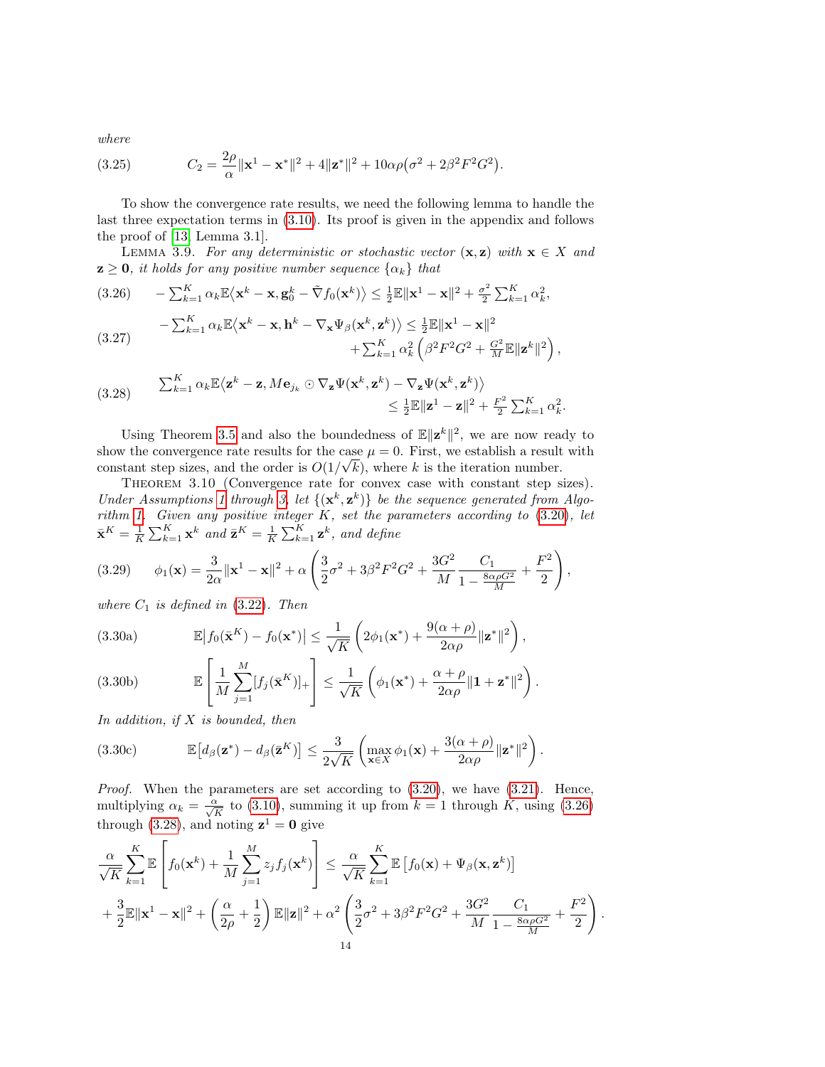where

$$C_2 = \frac{2\rho}{\alpha}\|\mathbf{x}^1 - \mathbf{x}^*\|^2 + 4\|\mathbf{z}^*\|^2 + 10\alpha\rho\big(\sigma^2 + 2\beta^2 F^2 G^2\big). \tag{3.25}$$

To show the convergence rate results, we need the following lemma to handle the last three expectation terms in (3.10). Its proof is given in the appendix and follows the proof of [13, Lemma 3.1].

LEMMA 3.9. *For any deterministic or stochastic vector $(\mathbf{x}, \mathbf{z})$ with $\mathbf{x} \in X$ and $\mathbf{z} \geq \mathbf{0}$, it holds for any positive number sequence $\{\alpha_k\}$ that*

$$-\textstyle\sum_{k=1}^K \alpha_k \mathbb{E}\big\langle \mathbf{x}^k - \mathbf{x}, \mathbf{g}_0^k - \tilde{\nabla} f_0(\mathbf{x}^k)\big\rangle \leq \frac{1}{2}\mathbb{E}\|\mathbf{x}^1 - \mathbf{x}\|^2 + \frac{\sigma^2}{2}\sum_{k=1}^K \alpha_k^2, \tag{3.26}$$

$$\begin{aligned} -\textstyle\sum_{k=1}^K \alpha_k \mathbb{E}\big\langle \mathbf{x}^k - \mathbf{x}, \mathbf{h}^k - \nabla_{\mathbf{x}}\Psi_\beta(\mathbf{x}^k, \mathbf{z}^k)\big\rangle &\leq \tfrac{1}{2}\mathbb{E}\|\mathbf{x}^1 - \mathbf{x}\|^2 \\ &\quad + \textstyle\sum_{k=1}^K \alpha_k^2 \left(\beta^2 F^2 G^2 + \frac{G^2}{M}\mathbb{E}\|\mathbf{z}^k\|^2\right), \end{aligned} \tag{3.27}$$

$$\begin{aligned} \textstyle\sum_{k=1}^K \alpha_k \mathbb{E}\big\langle \mathbf{z}^k - \mathbf{z}, M\mathbf{e}_{j_k} \odot \nabla_{\mathbf{z}}\Psi(\mathbf{x}^k, \mathbf{z}^k) - \nabla_{\mathbf{z}}\Psi(\mathbf{x}^k, \mathbf{z}^k)\big\rangle \\ \leq \tfrac{1}{2}\mathbb{E}\|\mathbf{z}^1 - \mathbf{z}\|^2 + \tfrac{F^2}{2}\textstyle\sum_{k=1}^K \alpha_k^2. \end{aligned} \tag{3.28}$$

Using Theorem 3.5 and also the boundedness of $\mathbb{E}\|\mathbf{z}^k\|^2$, we are now ready to show the convergence rate results for the case $\mu = 0$. First, we establish a result with constant step sizes, and the order is $O(1/\sqrt{k})$, where $k$ is the iteration number.

THEOREM 3.10 (Convergence rate for convex case with constant step sizes). *Under Assumptions 1 through 3, let $\{(\mathbf{x}^k, \mathbf{z}^k)\}$ be the sequence generated from Algorithm 1. Given any positive integer $K$, set the parameters according to (3.20), let $\bar{\mathbf{x}}^K = \frac{1}{K}\sum_{k=1}^K \mathbf{x}^k$ and $\bar{\mathbf{z}}^K = \frac{1}{K}\sum_{k=1}^K \mathbf{z}^k$, and define*

$$\phi_1(\mathbf{x}) = \frac{3}{2\alpha}\|\mathbf{x}^1 - \mathbf{x}\|^2 + \alpha\left(\frac{3}{2}\sigma^2 + 3\beta^2 F^2 G^2 + \frac{3G^2}{M}\frac{C_1}{1 - \frac{8\alpha\rho G^2}{M}} + \frac{F^2}{2}\right), \tag{3.29}$$

*where $C_1$ is defined in (3.22). Then*

$$\mathbb{E}\big|f_0(\bar{\mathbf{x}}^K) - f_0(\mathbf{x}^*)\big| \leq \frac{1}{\sqrt{K}}\left(2\phi_1(\mathbf{x}^*) + \frac{9(\alpha+\rho)}{2\alpha\rho}\|\mathbf{z}^*\|^2\right), \tag{3.30a}$$

$$\mathbb{E}\left[\frac{1}{M}\sum_{j=1}^M [f_j(\bar{\mathbf{x}}^K)]_+\right] \leq \frac{1}{\sqrt{K}}\left(\phi_1(\mathbf{x}^*) + \frac{\alpha+\rho}{2\alpha\rho}\|\mathbf{1} + \mathbf{z}^*\|^2\right). \tag{3.30b}$$

*In addition, if $X$ is bounded, then*

$$\mathbb{E}\big[d_\beta(\mathbf{z}^*) - d_\beta(\bar{\mathbf{z}}^K)\big] \leq \frac{3}{2\sqrt{K}}\left(\max_{\mathbf{x}\in X}\phi_1(\mathbf{x}) + \frac{3(\alpha+\rho)}{2\alpha\rho}\|\mathbf{z}^*\|^2\right). \tag{3.30c}$$

*Proof.* When the parameters are set according to (3.20), we have (3.21). Hence, multiplying $\alpha_k = \frac{\alpha}{\sqrt{K}}$ to (3.10), summing it up from $k = 1$ through $K$, using (3.26) through (3.28), and noting $\mathbf{z}^1 = \mathbf{0}$ give

$$\begin{aligned} \frac{\alpha}{\sqrt{K}}\sum_{k=1}^K \mathbb{E}\left[f_0(\mathbf{x}^k) + \frac{1}{M}\sum_{j=1}^M z_j f_j(\mathbf{x}^k)\right] &\leq \frac{\alpha}{\sqrt{K}}\sum_{k=1}^K \mathbb{E}\left[f_0(\mathbf{x}) + \Psi_\beta(\mathbf{x}, \mathbf{z}^k)\right] \\ + \frac{3}{2}\mathbb{E}\|\mathbf{x}^1 - \mathbf{x}\|^2 + \left(\frac{\alpha}{2\rho} + \frac{1}{2}\right)\mathbb{E}\|\mathbf{z}\|^2 &+ \alpha^2\left(\frac{3}{2}\sigma^2 + 3\beta^2 F^2 G^2 + \frac{3G^2}{M}\frac{C_1}{1 - \frac{8\alpha\rho G^2}{M}} + \frac{F^2}{2}\right). \end{aligned}$$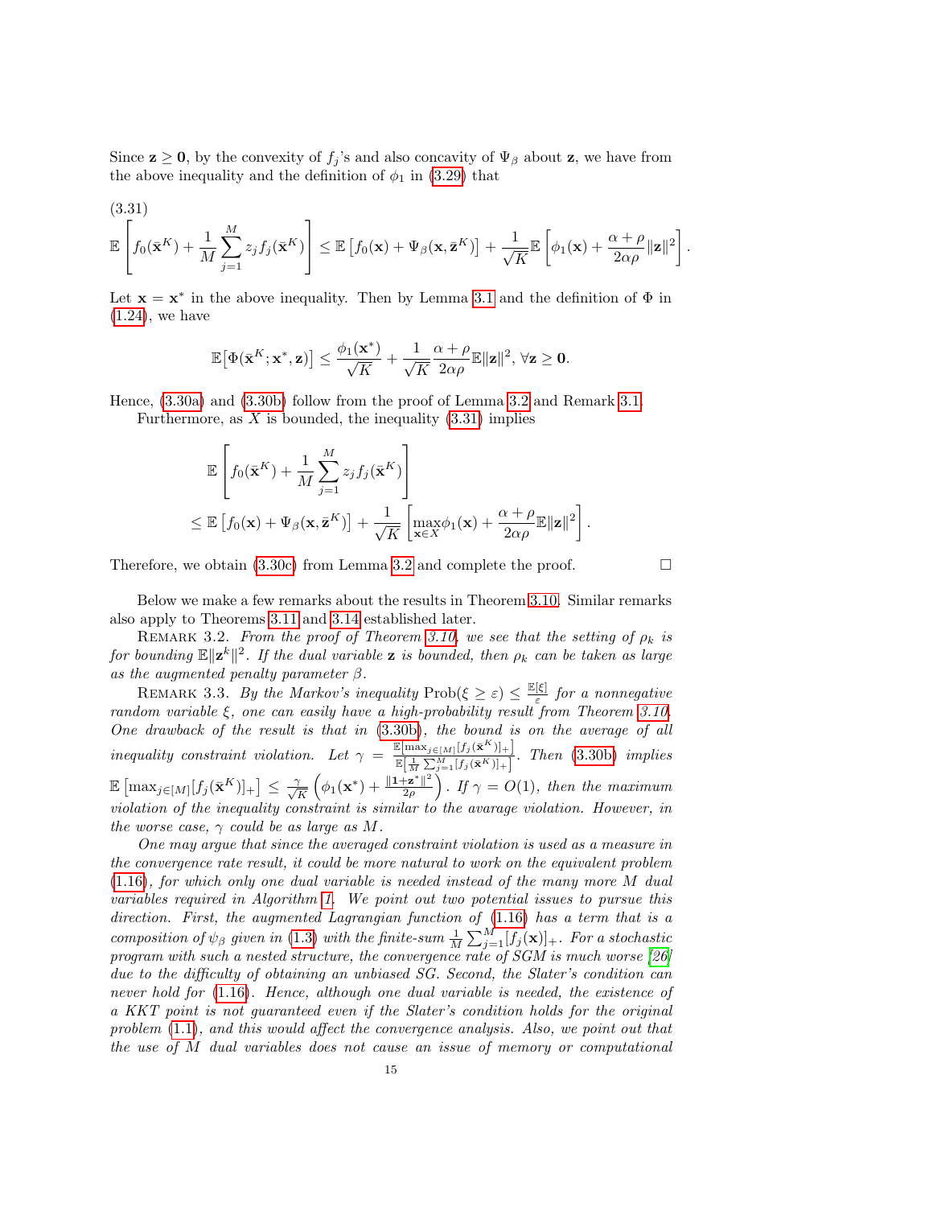Since $\mathbf{z} \geq \mathbf{0}$, by the convexity of $f_j$'s and also concavity of $\Psi_\beta$ about $\mathbf{z}$, we have from the above inequality and the definition of $\phi_1$ in (3.29) that

(3.31)

$$\mathbb{E}\left[f_0(\bar{\mathbf{x}}^K) + \frac{1}{M}\sum_{j=1}^{M} z_j f_j(\bar{\mathbf{x}}^K)\right] \leq \mathbb{E}\left[f_0(\mathbf{x}) + \Psi_\beta(\mathbf{x}, \bar{\mathbf{z}}^K)\right] + \frac{1}{\sqrt{K}}\mathbb{E}\left[\phi_1(\mathbf{x}) + \frac{\alpha+\rho}{2\alpha\rho}\|\mathbf{z}\|^2\right].$$

Let $\mathbf{x} = \mathbf{x}^*$ in the above inequality. Then by Lemma 3.1 and the definition of $\Phi$ in (1.24), we have

$$\mathbb{E}\big[\Phi(\bar{\mathbf{x}}^K; \mathbf{x}^*, \mathbf{z})\big] \leq \frac{\phi_1(\mathbf{x}^*)}{\sqrt{K}} + \frac{1}{\sqrt{K}}\frac{\alpha+\rho}{2\alpha\rho}\mathbb{E}\|\mathbf{z}\|^2, \ \forall \mathbf{z} \geq \mathbf{0}.$$

Hence, (3.30a) and (3.30b) follow from the proof of Lemma 3.2 and Remark 3.1.

Furthermore, as $X$ is bounded, the inequality (3.31) implies

$$\begin{aligned}
&\mathbb{E}\left[f_0(\bar{\mathbf{x}}^K) + \frac{1}{M}\sum_{j=1}^{M} z_j f_j(\bar{\mathbf{x}}^K)\right] \\
&\leq \mathbb{E}\left[f_0(\mathbf{x}) + \Psi_\beta(\mathbf{x}, \bar{\mathbf{z}}^K)\right] + \frac{1}{\sqrt{K}}\left[\max_{\mathbf{x}\in X}\phi_1(\mathbf{x}) + \frac{\alpha+\rho}{2\alpha\rho}\mathbb{E}\|\mathbf{z}\|^2\right].
\end{aligned}$$

Therefore, we obtain (3.30c) from Lemma 3.2 and complete the proof. □

Below we make a few remarks about the results in Theorem 3.10. Similar remarks also apply to Theorems 3.11 and 3.14 established later.

Remark 3.2. *From the proof of Theorem 3.10, we see that the setting of $\rho_k$ is for bounding $\mathbb{E}\|\mathbf{z}^k\|^2$. If the dual variable $\mathbf{z}$ is bounded, then $\rho_k$ can be taken as large as the augmented penalty parameter $\beta$.*

Remark 3.3. *By the Markov's inequality $\mathrm{Prob}(\xi \geq \varepsilon) \leq \frac{\mathbb{E}[\xi]}{\varepsilon}$ for a nonnegative random variable $\xi$, one can easily have a high-probability result from Theorem 3.10. One drawback of the result is that in (3.30b), the bound is on the average of all inequality constraint violation. Let $\gamma = \frac{\mathbb{E}\left[\max_{j\in[M]}[f_j(\bar{\mathbf{x}}^K)]_+\right]}{\mathbb{E}\left[\frac{1}{M}\sum_{j=1}^{M}[f_j(\bar{\mathbf{x}}^K)]_+\right]}$. Then (3.30b) implies $\mathbb{E}\left[\max_{j\in[M]}[f_j(\bar{\mathbf{x}}^K)]_+\right] \leq \frac{\gamma}{\sqrt{K}}\left(\phi_1(\mathbf{x}^*) + \frac{\|\mathbf{1}+\mathbf{z}^*\|^2}{2\rho}\right)$. If $\gamma = O(1)$, then the maximum violation of the inequality constraint is similar to the avarage violation. However, in the worse case, $\gamma$ could be as large as $M$.*

*One may argue that since the averaged constraint violation is used as a measure in the convergence rate result, it could be more natural to work on the equivalent problem (1.16), for which only one dual variable is needed instead of the many more $M$ dual variables required in Algorithm 1. We point out two potential issues to pursue this direction. First, the augmented Lagrangian function of (1.16) has a term that is a composition of $\psi_\beta$ given in (1.3) with the finite-sum $\frac{1}{M}\sum_{j=1}^{M}[f_j(\mathbf{x})]_+$. For a stochastic program with such a nested structure, the convergence rate of SGM is much worse [26] due to the difficulty of obtaining an unbiased SG. Second, the Slater's condition can never hold for (1.16). Hence, although one dual variable is needed, the existence of a KKT point is not guaranteed even if the Slater's condition holds for the original problem (1.1), and this would affect the convergence analysis. Also, we point out that the use of $M$ dual variables does not cause an issue of memory or computational*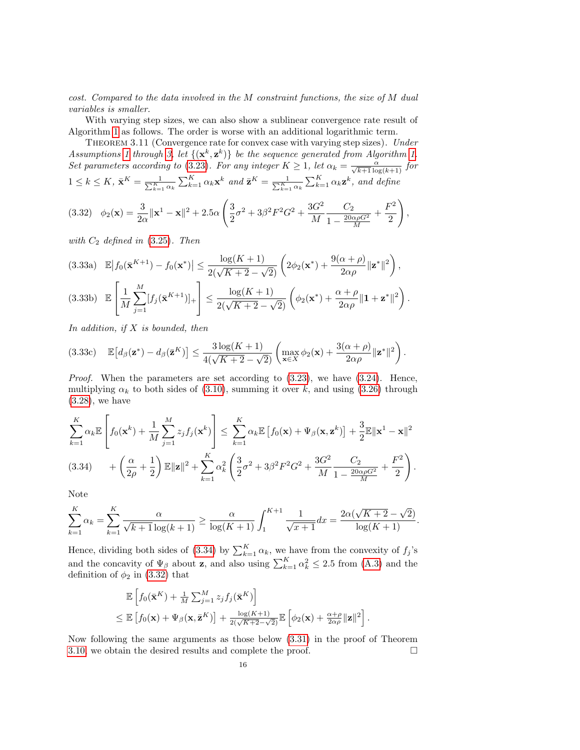*cost. Compared to the data involved in the $M$ constraint functions, the size of $M$ dual variables is smaller.*

With varying step sizes, we can also show a sublinear convergence rate result of Algorithm 1 as follows. The order is worse with an additional logarithmic term.

THEOREM 3.11 (Convergence rate for convex case with varying step sizes). *Under Assumptions 1 through 3, let $\{(\mathbf{x}^k, \mathbf{z}^k)\}$ be the sequence generated from Algorithm 1. Set parameters according to (3.23). For any integer $K \geq 1$, let $\alpha_k = \frac{\alpha}{\sqrt{k+1}\log(k+1)}$ for $1 \leq k \leq K$, $\bar{\mathbf{x}}^K = \frac{1}{\sum_{k=1}^K \alpha_k}\sum_{k=1}^K \alpha_k \mathbf{x}^k$ and $\bar{\mathbf{z}}^K = \frac{1}{\sum_{k=1}^K \alpha_k}\sum_{k=1}^K \alpha_k \mathbf{z}^k$, and define*

$$\phi_2(\mathbf{x}) = \frac{3}{2\alpha}\|\mathbf{x}^1 - \mathbf{x}\|^2 + 2.5\alpha\left(\frac{3}{2}\sigma^2 + 3\beta^2F^2G^2 + \frac{3G^2}{M}\frac{C_2}{1-\frac{20\alpha\rho G^2}{M}} + \frac{F^2}{2}\right), \tag{3.32}$$

*with $C_2$ defined in (3.25). Then*

$$\mathbb{E}\big|f_0(\bar{\mathbf{x}}^{K+1}) - f_0(\mathbf{x}^*)\big| \leq \frac{\log(K+1)}{2(\sqrt{K+2}-\sqrt{2})}\left(2\phi_2(\mathbf{x}^*) + \frac{9(\alpha+\rho)}{2\alpha\rho}\|\mathbf{z}^*\|^2\right), \tag{3.33a}$$

$$\mathbb{E}\left[\frac{1}{M}\sum_{j=1}^M[f_j(\bar{\mathbf{x}}^{K+1})]_+\right] \leq \frac{\log(K+1)}{2(\sqrt{K+2}-\sqrt{2})}\left(\phi_2(\mathbf{x}^*) + \frac{\alpha+\rho}{2\alpha\rho}\|\mathbf{1}+\mathbf{z}^*\|^2\right). \tag{3.33b}$$

*In addition, if $X$ is bounded, then*

$$\mathbb{E}\big[d_\beta(\mathbf{z}^*) - d_\beta(\bar{\mathbf{z}}^K)\big] \leq \frac{3\log(K+1)}{4(\sqrt{K+2}-\sqrt{2})}\left(\max_{\mathbf{x}\in X}\phi_2(\mathbf{x}) + \frac{3(\alpha+\rho)}{2\alpha\rho}\|\mathbf{z}^*\|^2\right). \tag{3.33c}$$

*Proof.* When the parameters are set according to (3.23), we have (3.24). Hence, multiplying $\alpha_k$ to both sides of (3.10), summing it over $k$, and using (3.26) through (3.28), we have

$$\begin{aligned}
\sum_{k=1}^K \alpha_k \mathbb{E}\left[f_0(\mathbf{x}^k) + \frac{1}{M}\sum_{j=1}^M z_j f_j(\mathbf{x}^k)\right] &\leq \sum_{k=1}^K \alpha_k \mathbb{E}\left[f_0(\mathbf{x}) + \Psi_\beta(\mathbf{x}, \mathbf{z}^k)\right] + \frac{3}{2}\mathbb{E}\|\mathbf{x}^1 - \mathbf{x}\|^2 \\
&+ \left(\frac{\alpha}{2\rho} + \frac{1}{2}\right)\mathbb{E}\|\mathbf{z}\|^2 + \sum_{k=1}^K \alpha_k^2\left(\frac{3}{2}\sigma^2 + 3\beta^2F^2G^2 + \frac{3G^2}{M}\frac{C_2}{1-\frac{20\alpha\rho G^2}{M}} + \frac{F^2}{2}\right).
\end{aligned} \tag{3.34}$$

Note

$$\sum_{k=1}^K \alpha_k = \sum_{k=1}^K \frac{\alpha}{\sqrt{k+1}\log(k+1)} \geq \frac{\alpha}{\log(K+1)}\int_1^{K+1}\frac{1}{\sqrt{x+1}}dx = \frac{2\alpha(\sqrt{K+2}-\sqrt{2})}{\log(K+1)}.$$

Hence, dividing both sides of (3.34) by $\sum_{k=1}^K \alpha_k$, we have from the convexity of $f_j$'s and the concavity of $\Psi_\beta$ about $\mathbf{z}$, and also using $\sum_{k=1}^K \alpha_k^2 \leq 2.5$ from (A.3) and the definition of $\phi_2$ in (3.32) that

$$\begin{aligned}
&\mathbb{E}\left[f_0(\bar{\mathbf{x}}^K) + \tfrac{1}{M}\textstyle\sum_{j=1}^M z_j f_j(\bar{\mathbf{x}}^K)\right] \\
&\leq \mathbb{E}\left[f_0(\mathbf{x}) + \Psi_\beta(\mathbf{x}, \bar{\mathbf{z}}^K)\right] + \tfrac{\log(K+1)}{2(\sqrt{K+2}-\sqrt{2})}\mathbb{E}\left[\phi_2(\mathbf{x}) + \tfrac{\alpha+\rho}{2\alpha\rho}\|\mathbf{z}\|^2\right].
\end{aligned}$$

Now following the same arguments as those below (3.31) in the proof of Theorem 3.10, we obtain the desired results and complete the proof. $\square$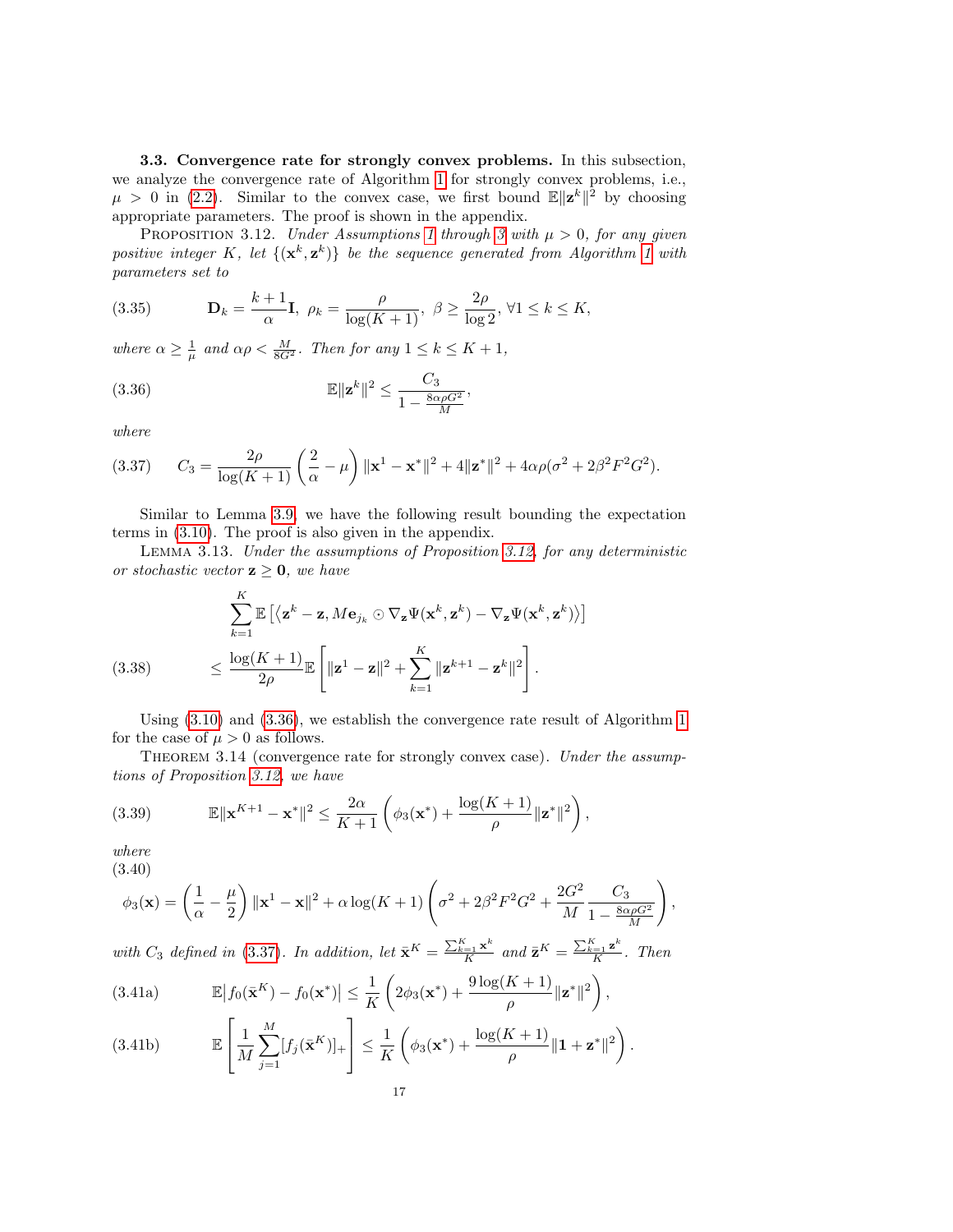### 3.3. Convergence rate for strongly convex problems.

In this subsection, we analyze the convergence rate of Algorithm 1 for strongly convex problems, i.e., $\mu > 0$ in (2.2). Similar to the convex case, we first bound $\mathbb{E}\|\mathbf{z}^k\|^2$ by choosing appropriate parameters. The proof is shown in the appendix.

PROPOSITION 3.12. *Under Assumptions 1 through 3 with $\mu > 0$, for any given positive integer $K$, let $\{(\mathbf{x}^k, \mathbf{z}^k)\}$ be the sequence generated from Algorithm 1 with parameters set to*

$$\mathbf{D}_k = \frac{k+1}{\alpha}\mathbf{I},\ \rho_k = \frac{\rho}{\log(K+1)},\ \beta \geq \frac{2\rho}{\log 2},\ \forall 1 \leq k \leq K, \tag{3.35}$$

*where $\alpha \geq \frac{1}{\mu}$ and $\alpha\rho < \frac{M}{8G^2}$. Then for any $1 \leq k \leq K+1$,*

$$\mathbb{E}\|\mathbf{z}^k\|^2 \leq \frac{C_3}{1 - \frac{8\alpha\rho G^2}{M}}, \tag{3.36}$$

*where*

$$C_3 = \frac{2\rho}{\log(K+1)}\left(\frac{2}{\alpha} - \mu\right)\|\mathbf{x}^1 - \mathbf{x}^*\|^2 + 4\|\mathbf{z}^*\|^2 + 4\alpha\rho(\sigma^2 + 2\beta^2F^2G^2). \tag{3.37}$$

Similar to Lemma 3.9, we have the following result bounding the expectation terms in (3.10). The proof is also given in the appendix.

LEMMA 3.13. *Under the assumptions of Proposition 3.12, for any deterministic or stochastic vector $\mathbf{z} \geq \mathbf{0}$, we have*

$$\begin{aligned}
&\sum_{k=1}^{K}\mathbb{E}\left[\left\langle \mathbf{z}^k - \mathbf{z}, M\mathbf{e}_{j_k} \odot \nabla_{\mathbf{z}}\Psi(\mathbf{x}^k, \mathbf{z}^k) - \nabla_{\mathbf{z}}\Psi(\mathbf{x}^k, \mathbf{z}^k)\right\rangle\right] \\
&\quad\leq \frac{\log(K+1)}{2\rho}\mathbb{E}\left[\|\mathbf{z}^1 - \mathbf{z}\|^2 + \sum_{k=1}^{K}\|\mathbf{z}^{k+1} - \mathbf{z}^k\|^2\right].
\end{aligned} \tag{3.38}$$

Using (3.10) and (3.36), we establish the convergence rate result of Algorithm 1 for the case of $\mu > 0$ as follows.

THEOREM 3.14 (convergence rate for strongly convex case). *Under the assumptions of Proposition 3.12, we have*

$$\mathbb{E}\|\mathbf{x}^{K+1} - \mathbf{x}^*\|^2 \leq \frac{2\alpha}{K+1}\left(\phi_3(\mathbf{x}^*) + \frac{\log(K+1)}{\rho}\|\mathbf{z}^*\|^2\right), \tag{3.39}$$

*where*

$$\phi_3(\mathbf{x}) = \left(\frac{1}{\alpha} - \frac{\mu}{2}\right)\|\mathbf{x}^1 - \mathbf{x}\|^2 + \alpha\log(K+1)\left(\sigma^2 + 2\beta^2F^2G^2 + \frac{2G^2}{M}\frac{C_3}{1 - \frac{8\alpha\rho G^2}{M}}\right), \tag{3.40}$$

*with $C_3$ defined in (3.37). In addition, let $\bar{\mathbf{x}}^K = \frac{\sum_{k=1}^K \mathbf{x}^k}{K}$ and $\bar{\mathbf{z}}^K = \frac{\sum_{k=1}^K \mathbf{z}^k}{K}$. Then*

$$\mathbb{E}\big|f_0(\bar{\mathbf{x}}^K) - f_0(\mathbf{x}^*)\big| \leq \frac{1}{K}\left(2\phi_3(\mathbf{x}^*) + \frac{9\log(K+1)}{\rho}\|\mathbf{z}^*\|^2\right), \tag{3.41a}$$

$$\mathbb{E}\left[\frac{1}{M}\sum_{j=1}^{M}[f_j(\bar{\mathbf{x}}^K)]_+\right] \leq \frac{1}{K}\left(\phi_3(\mathbf{x}^*) + \frac{\log(K+1)}{\rho}\|\mathbf{1} + \mathbf{z}^*\|^2\right). \tag{3.41b}$$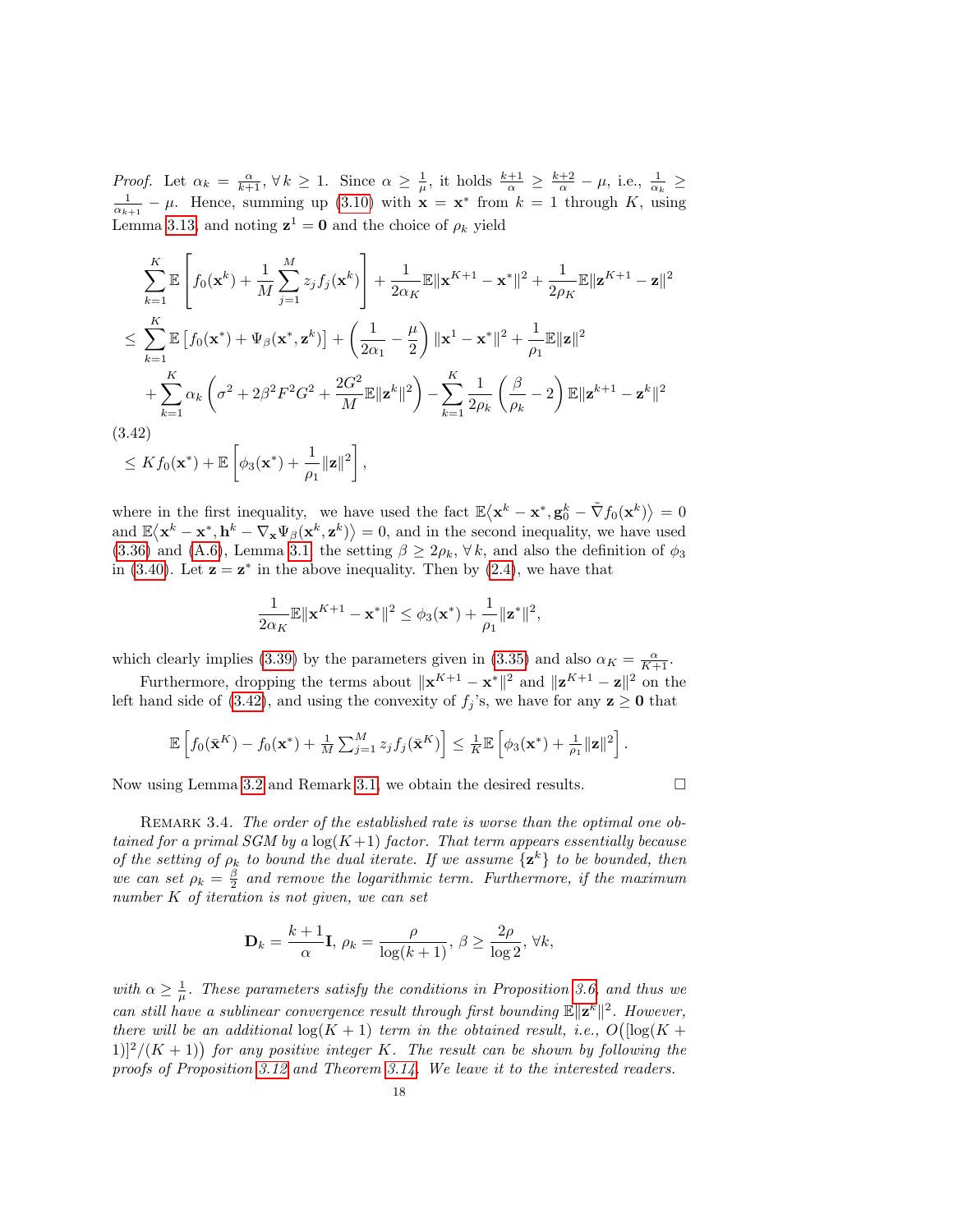*Proof.* Let $\alpha_k = \frac{\alpha}{k+1}, \forall\, k \geq 1$. Since $\alpha \geq \frac{1}{\mu}$, it holds $\frac{k+1}{\alpha} \geq \frac{k+2}{\alpha} - \mu$, i.e., $\frac{1}{\alpha_k} \geq \frac{1}{\alpha_{k+1}} - \mu$. Hence, summing up (3.10) with $\mathbf{x} = \mathbf{x}^*$ from $k = 1$ through $K$, using Lemma 3.13, and noting $\mathbf{z}^1 = \mathbf{0}$ and the choice of $\rho_k$ yield

$$
\begin{aligned}
&\sum_{k=1}^{K} \mathbb{E}\left[ f_0(\mathbf{x}^k) + \frac{1}{M}\sum_{j=1}^{M} z_j f_j(\mathbf{x}^k)\right] + \frac{1}{2\alpha_K}\mathbb{E}\|\mathbf{x}^{K+1} - \mathbf{x}^*\|^2 + \frac{1}{2\rho_K}\mathbb{E}\|\mathbf{z}^{K+1} - \mathbf{z}\|^2 \\
&\leq \sum_{k=1}^{K} \mathbb{E}\left[ f_0(\mathbf{x}^*) + \Psi_\beta(\mathbf{x}^*, \mathbf{z}^k)\right] + \left(\frac{1}{2\alpha_1} - \frac{\mu}{2}\right)\|\mathbf{x}^1 - \mathbf{x}^*\|^2 + \frac{1}{\rho_1}\mathbb{E}\|\mathbf{z}\|^2 \\
&\quad + \sum_{k=1}^{K} \alpha_k \left(\sigma^2 + 2\beta^2 F^2 G^2 + \frac{2G^2}{M}\mathbb{E}\|\mathbf{z}^k\|^2\right) - \sum_{k=1}^{K} \frac{1}{2\rho_k}\left(\frac{\beta}{\rho_k} - 2\right)\mathbb{E}\|\mathbf{z}^{k+1} - \mathbf{z}^k\|^2 \\
&\leq K f_0(\mathbf{x}^*) + \mathbb{E}\left[\phi_3(\mathbf{x}^*) + \frac{1}{\rho_1}\|\mathbf{z}\|^2\right], 
\end{aligned}
\tag{3.42}
$$

where in the first inequality, we have used the fact $\mathbb{E}\big\langle \mathbf{x}^k - \mathbf{x}^*, \mathbf{g}_0^k - \tilde{\nabla} f_0(\mathbf{x}^k)\big\rangle = 0$ and $\mathbb{E}\big\langle \mathbf{x}^k - \mathbf{x}^*, \mathbf{h}^k - \nabla_{\mathbf{x}}\Psi_\beta(\mathbf{x}^k, \mathbf{z}^k)\big\rangle = 0$, and in the second inequality, we have used (3.36) and (A.6), Lemma 3.1, the setting $\beta \geq 2\rho_k, \forall\, k$, and also the definition of $\phi_3$ in (3.40). Let $\mathbf{z} = \mathbf{z}^*$ in the above inequality. Then by (2.4), we have that

$$
\frac{1}{2\alpha_K}\mathbb{E}\|\mathbf{x}^{K+1} - \mathbf{x}^*\|^2 \leq \phi_3(\mathbf{x}^*) + \frac{1}{\rho_1}\|\mathbf{z}^*\|^2,
$$

which clearly implies (3.39) by the parameters given in (3.35) and also $\alpha_K = \frac{\alpha}{K+1}$.

Furthermore, dropping the terms about $\|\mathbf{x}^{K+1} - \mathbf{x}^*\|^2$ and $\|\mathbf{z}^{K+1} - \mathbf{z}\|^2$ on the left hand side of (3.42), and using the convexity of $f_j$'s, we have for any $\mathbf{z} \geq \mathbf{0}$ that

$$
\mathbb{E}\left[ f_0(\bar{\mathbf{x}}^K) - f_0(\mathbf{x}^*) + \tfrac{1}{M}\textstyle\sum_{j=1}^{M} z_j f_j(\bar{\mathbf{x}}^K)\right] \leq \tfrac{1}{K}\mathbb{E}\left[\phi_3(\mathbf{x}^*) + \tfrac{1}{\rho_1}\|\mathbf{z}\|^2\right].
$$

Now using Lemma 3.2 and Remark 3.1, we obtain the desired results. $\square$

Remark 3.4. *The order of the established rate is worse than the optimal one obtained for a primal SGM by a $\log(K+1)$ factor. That term appears essentially because of the setting of $\rho_k$ to bound the dual iterate. If we assume $\{\mathbf{z}^k\}$ to be bounded, then we can set $\rho_k = \frac{\beta}{2}$ and remove the logarithmic term. Furthermore, if the maximum number $K$ of iteration is not given, we can set*

$$
\mathbf{D}_k = \frac{k+1}{\alpha}\mathbf{I},\; \rho_k = \frac{\rho}{\log(k+1)},\; \beta \geq \frac{2\rho}{\log 2},\; \forall k,
$$

*with $\alpha \geq \frac{1}{\mu}$. These parameters satisfy the conditions in Proposition 3.6, and thus we can still have a sublinear convergence result through first bounding $\mathbb{E}\|\mathbf{z}^k\|^2$. However, there will be an additional $\log(K+1)$ term in the obtained result, i.e., $O\big([\log(K+1)]^2/(K+1)\big)$ for any positive integer $K$. The result can be shown by following the proofs of Proposition 3.12 and Theorem 3.14. We leave it to the interested readers.*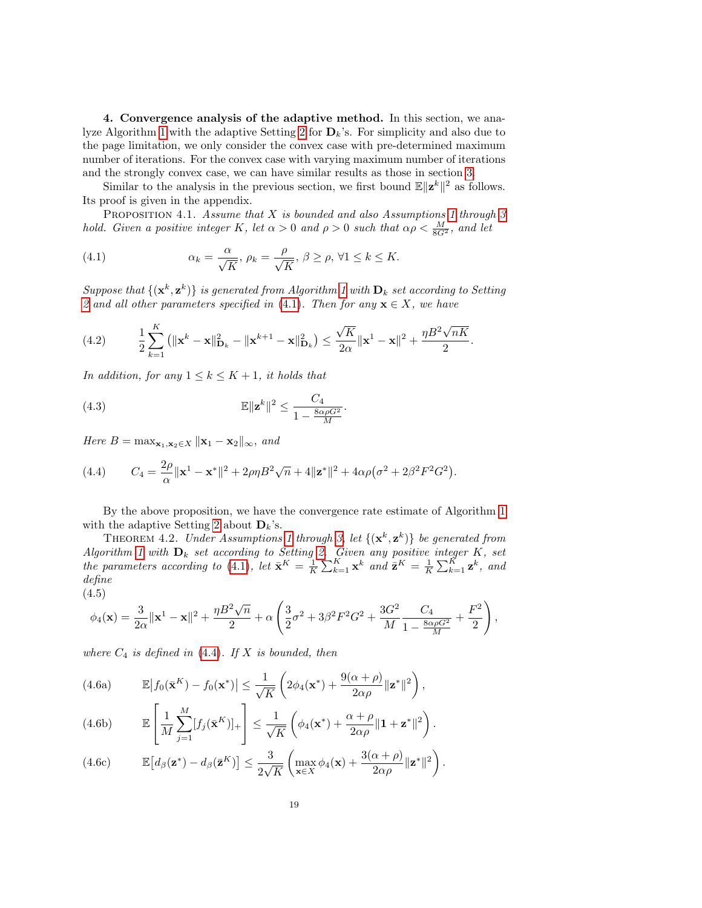**4. Convergence analysis of the adaptive method.** In this section, we analyze Algorithm 1 with the adaptive Setting 2 for $\mathbf{D}_k$'s. For simplicity and also due to the page limitation, we only consider the convex case with pre-determined maximum number of iterations. For the convex case with varying maximum number of iterations and the strongly convex case, we can have similar results as those in section 3.

Similar to the analysis in the previous section, we first bound $\mathbb{E}\|\mathbf{z}^k\|^2$ as follows. Its proof is given in the appendix.

PROPOSITION 4.1. *Assume that $X$ is bounded and also Assumptions 1 through 3 hold. Given a positive integer $K$, let $\alpha > 0$ and $\rho > 0$ such that $\alpha\rho < \frac{M}{8G^2}$, and let*

$$\alpha_k = \frac{\alpha}{\sqrt{K}},\ \rho_k = \frac{\rho}{\sqrt{K}},\ \beta \geq \rho,\ \forall 1 \leq k \leq K. \tag{4.1}$$

*Suppose that $\{(\mathbf{x}^k, \mathbf{z}^k)\}$ is generated from Algorithm 1 with $\mathbf{D}_k$ set according to Setting 2 and all other parameters specified in (4.1). Then for any $\mathbf{x} \in X$, we have*

$$\frac{1}{2}\sum_{k=1}^{K}\left(\|\mathbf{x}^k - \mathbf{x}\|^2_{\mathbf{D}_k} - \|\mathbf{x}^{k+1} - \mathbf{x}\|^2_{\mathbf{D}_k}\right) \leq \frac{\sqrt{K}}{2\alpha}\|\mathbf{x}^1 - \mathbf{x}\|^2 + \frac{\eta B^2\sqrt{nK}}{2}. \tag{4.2}$$

*In addition, for any $1 \leq k \leq K+1$, it holds that*

$$\mathbb{E}\|\mathbf{z}^k\|^2 \leq \frac{C_4}{1 - \frac{8\alpha\rho G^2}{M}}. \tag{4.3}$$

*Here $B = \max_{\mathbf{x}_1, \mathbf{x}_2 \in X}\|\mathbf{x}_1 - \mathbf{x}_2\|_\infty$, and*

$$C_4 = \frac{2\rho}{\alpha}\|\mathbf{x}^1 - \mathbf{x}^*\|^2 + 2\rho\eta B^2\sqrt{n} + 4\|\mathbf{z}^*\|^2 + 4\alpha\rho\big(\sigma^2 + 2\beta^2F^2G^2\big). \tag{4.4}$$

By the above proposition, we have the convergence rate estimate of Algorithm 1 with the adaptive Setting 2 about $\mathbf{D}_k$'s.

THEOREM 4.2. *Under Assumptions 1 through 3, let $\{(\mathbf{x}^k, \mathbf{z}^k)\}$ be generated from Algorithm 1 with $\mathbf{D}_k$ set according to Setting 2. Given any positive integer $K$, set the parameters according to (4.1), let $\bar{\mathbf{x}}^K = \frac{1}{K}\sum_{k=1}^K \mathbf{x}^k$ and $\bar{\mathbf{z}}^K = \frac{1}{K}\sum_{k=1}^K \mathbf{z}^k$, and define*

$$\phi_4(\mathbf{x}) = \frac{3}{2\alpha}\|\mathbf{x}^1 - \mathbf{x}\|^2 + \frac{\eta B^2\sqrt{n}}{2} + \alpha\left(\frac{3}{2}\sigma^2 + 3\beta^2F^2G^2 + \frac{3G^2}{M}\frac{C_4}{1 - \frac{8\alpha\rho G^2}{M}} + \frac{F^2}{2}\right), \tag{4.5}$$

*where $C_4$ is defined in (4.4). If $X$ is bounded, then*

$$\mathbb{E}\big|f_0(\bar{\mathbf{x}}^K) - f_0(\mathbf{x}^*)\big| \leq \frac{1}{\sqrt{K}}\left(2\phi_4(\mathbf{x}^*) + \frac{9(\alpha+\rho)}{2\alpha\rho}\|\mathbf{z}^*\|^2\right), \tag{4.6a}$$

$$\mathbb{E}\left[\frac{1}{M}\sum_{j=1}^M [f_j(\bar{\mathbf{x}}^K)]_+\right] \leq \frac{1}{\sqrt{K}}\left(\phi_4(\mathbf{x}^*) + \frac{\alpha+\rho}{2\alpha\rho}\|\mathbf{1} + \mathbf{z}^*\|^2\right). \tag{4.6b}$$

$$\mathbb{E}\big[d_\beta(\mathbf{z}^*) - d_\beta(\bar{\mathbf{z}}^K)\big] \leq \frac{3}{2\sqrt{K}}\left(\max_{\mathbf{x}\in X}\phi_4(\mathbf{x}) + \frac{3(\alpha+\rho)}{2\alpha\rho}\|\mathbf{z}^*\|^2\right). \tag{4.6c}$$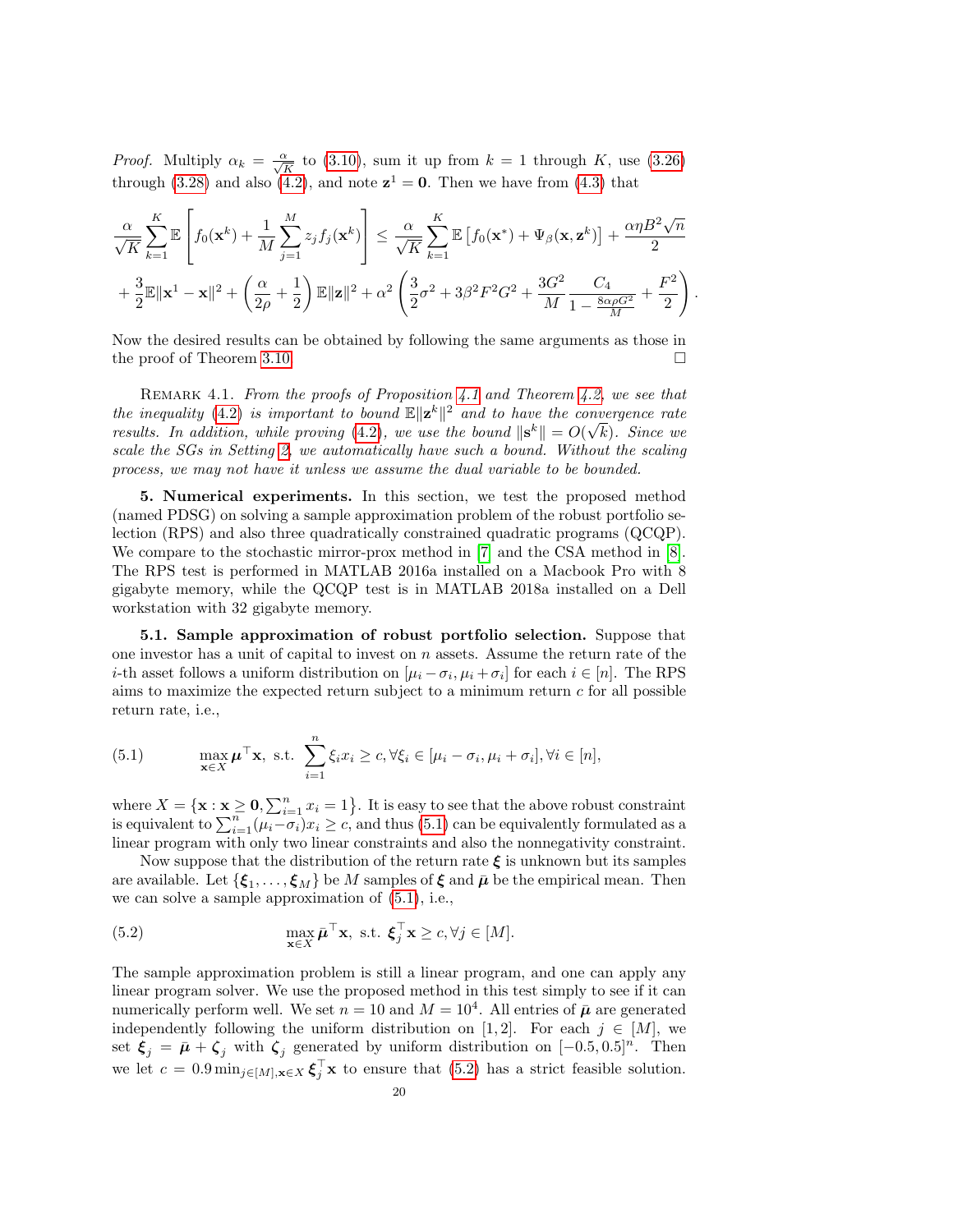*Proof.* Multiply $\alpha_k = \frac{\alpha}{\sqrt{K}}$ to (3.10), sum it up from $k = 1$ through $K$, use (3.26) through (3.28) and also (4.2), and note $\mathbf{z}^1 = \mathbf{0}$. Then we have from (4.3) that

$$\frac{\alpha}{\sqrt{K}} \sum_{k=1}^{K} \mathbb{E}\left[ f_0(\mathbf{x}^k) + \frac{1}{M}\sum_{j=1}^{M} z_j f_j(\mathbf{x}^k) \right] \leq \frac{\alpha}{\sqrt{K}} \sum_{k=1}^{K} \mathbb{E}\left[ f_0(\mathbf{x}^*) + \Psi_\beta(\mathbf{x}, \mathbf{z}^k) \right] + \frac{\alpha \eta B^2 \sqrt{n}}{2}$$

$$+ \frac{3}{2}\mathbb{E}\|\mathbf{x}^1 - \mathbf{x}\|^2 + \left(\frac{\alpha}{2\rho} + \frac{1}{2}\right)\mathbb{E}\|\mathbf{z}\|^2 + \alpha^2\left(\frac{3}{2}\sigma^2 + 3\beta^2 F^2 G^2 + \frac{3G^2}{M}\frac{C_4}{1 - \frac{8\alpha\rho G^2}{M}} + \frac{F^2}{2}\right).$$

Now the desired results can be obtained by following the same arguments as those in the proof of Theorem 3.10. $\square$

Remark 4.1. *From the proofs of Proposition 4.1 and Theorem 4.2, we see that the inequality (4.2) is important to bound $\mathbb{E}\|\mathbf{z}^k\|^2$ and to have the convergence rate results. In addition, while proving (4.2), we use the bound $\|\mathbf{s}^k\| = O(\sqrt{k})$. Since we scale the SGs in Setting 2, we automatically have such a bound. Without the scaling process, we may not have it unless we assume the dual variable to be bounded.*

## 5. Numerical experiments.

In this section, we test the proposed method (named PDSG) on solving a sample approximation problem of the robust portfolio selection (RPS) and also three quadratically constrained quadratic programs (QCQP). We compare to the stochastic mirror-prox method in [7] and the CSA method in [8]. The RPS test is performed in MATLAB 2016a installed on a Macbook Pro with 8 gigabyte memory, while the QCQP test is in MATLAB 2018a installed on a Dell workstation with 32 gigabyte memory.

### 5.1. Sample approximation of robust portfolio selection.

Suppose that one investor has a unit of capital to invest on $n$ assets. Assume the return rate of the $i$-th asset follows a uniform distribution on $[\mu_i - \sigma_i, \mu_i + \sigma_i]$ for each $i \in [n]$. The RPS aims to maximize the expected return subject to a minimum return $c$ for all possible return rate, i.e.,

$$\max_{\mathbf{x}\in X} \boldsymbol{\mu}^\top \mathbf{x}, \text{ s.t. } \sum_{i=1}^{n} \xi_i x_i \geq c, \forall \xi_i \in [\mu_i - \sigma_i, \mu_i + \sigma_i], \forall i \in [n], \tag{5.1}$$

where $X = \{\mathbf{x} : \mathbf{x} \geq \mathbf{0}, \sum_{i=1}^{n} x_i = 1\}$. It is easy to see that the above robust constraint is equivalent to $\sum_{i=1}^{n}(\mu_i - \sigma_i)x_i \geq c$, and thus (5.1) can be equivalently formulated as a linear program with only two linear constraints and also the nonnegativity constraint.

Now suppose that the distribution of the return rate $\boldsymbol{\xi}$ is unknown but its samples are available. Let $\{\boldsymbol{\xi}_1, \ldots, \boldsymbol{\xi}_M\}$ be $M$ samples of $\boldsymbol{\xi}$ and $\bar{\boldsymbol{\mu}}$ be the empirical mean. Then we can solve a sample approximation of (5.1), i.e.,

$$\max_{\mathbf{x}\in X} \bar{\boldsymbol{\mu}}^\top \mathbf{x}, \text{ s.t. } \boldsymbol{\xi}_j^\top \mathbf{x} \geq c, \forall j \in [M]. \tag{5.2}$$

The sample approximation problem is still a linear program, and one can apply any linear program solver. We use the proposed method in this test simply to see if it can numerically perform well. We set $n = 10$ and $M = 10^4$. All entries of $\bar{\boldsymbol{\mu}}$ are generated independently following the uniform distribution on $[1, 2]$. For each $j \in [M]$, we set $\boldsymbol{\xi}_j = \bar{\boldsymbol{\mu}} + \boldsymbol{\zeta}_j$ with $\boldsymbol{\zeta}_j$ generated by uniform distribution on $[-0.5, 0.5]^n$. Then we let $c = 0.9 \min_{j\in[M], \mathbf{x}\in X} \boldsymbol{\xi}_j^\top \mathbf{x}$ to ensure that (5.2) has a strict feasible solution.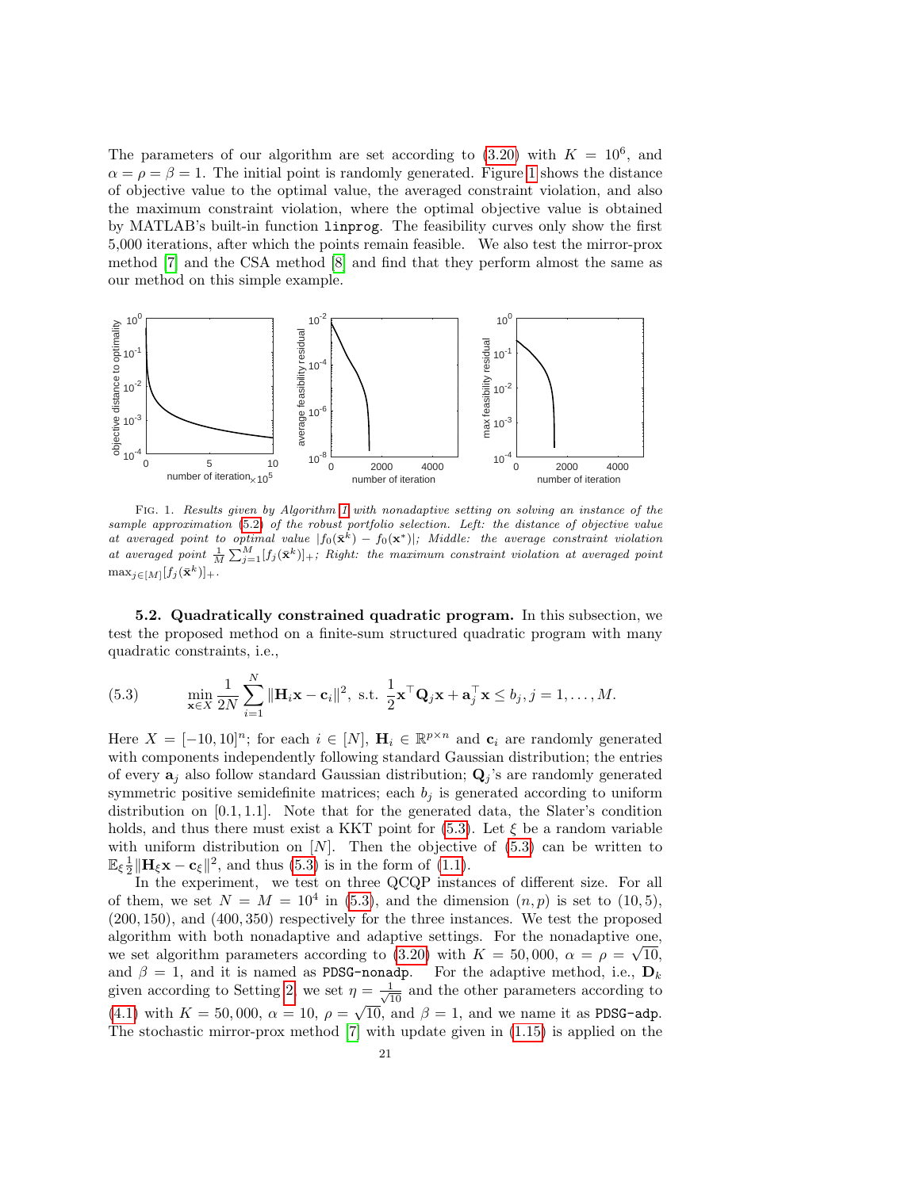The parameters of our algorithm are set according to (3.20) with $K = 10^6$, and $\alpha = \rho = \beta = 1$. The initial point is randomly generated. Figure 1 shows the distance of objective value to the optimal value, the averaged constraint violation, and also the maximum constraint violation, where the optimal objective value is obtained by MATLAB's built-in function `linprog`. The feasibility curves only show the first 5,000 iterations, after which the points remain feasible. We also test the mirror-prox method [7] and the CSA method [8] and find that they perform almost the same as our method on this simple example.

FIG. 1. *Results given by Algorithm 1 with nonadaptive setting on solving an instance of the sample approximation (5.2) of the robust portfolio selection. Left: the distance of objective value at averaged point* $|f_0(\bar{\mathbf{x}}^k) - f_0(\mathbf{x}^*)|$*; Middle: the average constraint violation at averaged point* $\frac{1}{M}\sum_{j=1}^{M}[f_j(\bar{\mathbf{x}}^k)]_+$*; Right: the maximum constraint violation at averaged point* $\max_{j\in[M]}[f_j(\bar{\mathbf{x}}^k)]_+$.

**5.2. Quadratically constrained quadratic program.** In this subsection, we test the proposed method on a finite-sum structured quadratic program with many quadratic constraints, i.e.,

$$\min_{\mathbf{x}\in X} \frac{1}{2N}\sum_{i=1}^{N}\|\mathbf{H}_i\mathbf{x} - \mathbf{c}_i\|^2, \text{ s.t. } \frac{1}{2}\mathbf{x}^\top\mathbf{Q}_j\mathbf{x} + \mathbf{a}_j^\top\mathbf{x} \le b_j, j = 1,\ldots,M. \tag{5.3}$$

Here $X = [-10, 10]^n$; for each $i \in [N]$, $\mathbf{H}_i \in \mathbb{R}^{p\times n}$ and $\mathbf{c}_i$ are randomly generated with components independently following standard Gaussian distribution; the entries of every $\mathbf{a}_j$ also follow standard Gaussian distribution; $\mathbf{Q}_j$'s are randomly generated symmetric positive semidefinite matrices; each $b_j$ is generated according to uniform distribution on $[0.1, 1.1]$. Note that for the generated data, the Slater's condition holds, and thus there must exist a KKT point for (5.3). Let $\xi$ be a random variable with uniform distribution on $[N]$. Then the objective of (5.3) can be written to $\mathbb{E}_\xi\frac{1}{2}\|\mathbf{H}_\xi\mathbf{x} - \mathbf{c}_\xi\|^2$, and thus (5.3) is in the form of (1.1).

In the experiment, we test on three QCQP instances of different size. For all of them, we set $N = M = 10^4$ in (5.3), and the dimension $(n, p)$ is set to $(10, 5)$, $(200, 150)$, and $(400, 350)$ respectively for the three instances. We test the proposed algorithm with both nonadaptive and adaptive settings. For the nonadaptive one, we set algorithm parameters according to (3.20) with $K = 50,000$, $\alpha = \rho = \sqrt{10}$, and $\beta = 1$, and it is named as `PDSG-nonadp`. For the adaptive method, i.e., $\mathbf{D}_k$ given according to Setting 2, we set $\eta = \frac{1}{\sqrt{10}}$ and the other parameters according to (4.1) with $K = 50,000$, $\alpha = 10$, $\rho = \sqrt{10}$, and $\beta = 1$, and we name it as `PDSG-adp`. The stochastic mirror-prox method [7] with update given in (1.15) is applied on the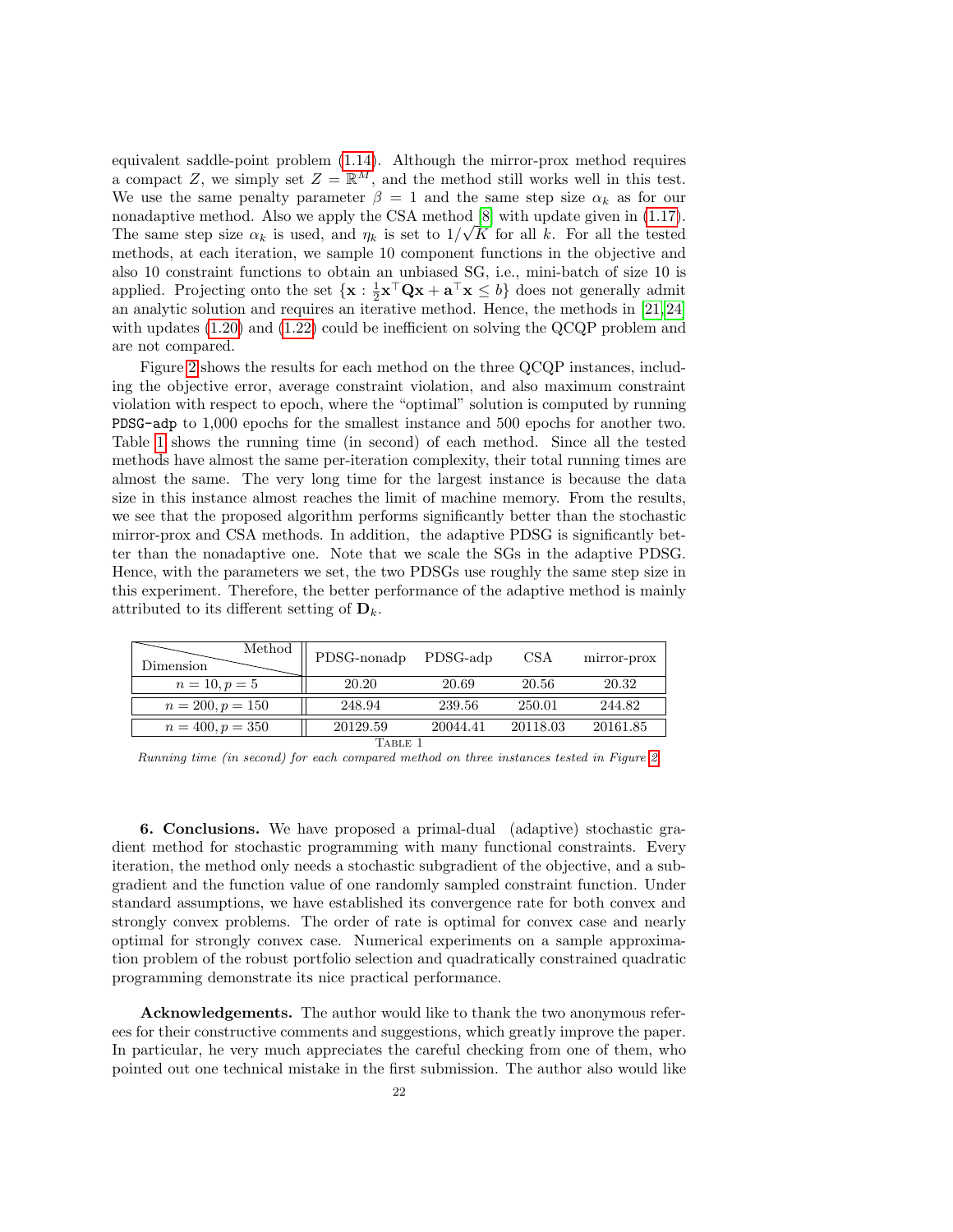equivalent saddle-point problem (1.14). Although the mirror-prox method requires a compact $Z$, we simply set $Z = \mathbb{R}^M$, and the method still works well in this test. We use the same penalty parameter $\beta = 1$ and the same step size $\alpha_k$ as for our nonadaptive method. Also we apply the CSA method [8] with update given in (1.17). The same step size $\alpha_k$ is used, and $\eta_k$ is set to $1/\sqrt{K}$ for all $k$. For all the tested methods, at each iteration, we sample 10 component functions in the objective and also 10 constraint functions to obtain an unbiased SG, i.e., mini-batch of size 10 is applied. Projecting onto the set $\{\mathbf{x} : \frac{1}{2}\mathbf{x}^\top \mathbf{Q}\mathbf{x} + \mathbf{a}^\top \mathbf{x} \le b\}$ does not generally admit an analytic solution and requires an iterative method. Hence, the methods in [21,24] with updates (1.20) and (1.22) could be inefficient on solving the QCQP problem and are not compared.

Figure 2 shows the results for each method on the three QCQP instances, including the objective error, average constraint violation, and also maximum constraint violation with respect to epoch, where the "optimal" solution is computed by running `PDSG-adp` to 1,000 epochs for the smallest instance and 500 epochs for another two. Table 1 shows the running time (in second) of each method. Since all the tested methods have almost the same per-iteration complexity, their total running times are almost the same. The very long time for the largest instance is because the data size in this instance almost reaches the limit of machine memory. From the results, we see that the proposed algorithm performs significantly better than the stochastic mirror-prox and CSA methods. In addition, the adaptive PDSG is significantly better than the nonadaptive one. Note that we scale the SGs in the adaptive PDSG. Hence, with the parameters we set, the two PDSGs use roughly the same step size in this experiment. Therefore, the better performance of the adaptive method is mainly attributed to its different setting of $\mathbf{D}_k$.

| Dimension \ Method | PDSG-nonadp | PDSG-adp | CSA | mirror-prox |
|---|---|---|---|---|
| $n = 10, p = 5$ | 20.20 | 20.69 | 20.56 | 20.32 |
| $n = 200, p = 150$ | 248.94 | 239.56 | 250.01 | 244.82 |
| $n = 400, p = 350$ | 20129.59 | 20044.41 | 20118.03 | 20161.85 |

TABLE 1

*Running time (in second) for each compared method on three instances tested in Figure 2*

**6. Conclusions.** We have proposed a primal-dual (adaptive) stochastic gradient method for stochastic programming with many functional constraints. Every iteration, the method only needs a stochastic subgradient of the objective, and a subgradient and the function value of one randomly sampled constraint function. Under standard assumptions, we have established its convergence rate for both convex and strongly convex problems. The order of rate is optimal for convex case and nearly optimal for strongly convex case. Numerical experiments on a sample approximation problem of the robust portfolio selection and quadratically constrained quadratic programming demonstrate its nice practical performance.

**Acknowledgements.** The author would like to thank the two anonymous referees for their constructive comments and suggestions, which greatly improve the paper. In particular, he very much appreciates the careful checking from one of them, who pointed out one technical mistake in the first submission. The author also would like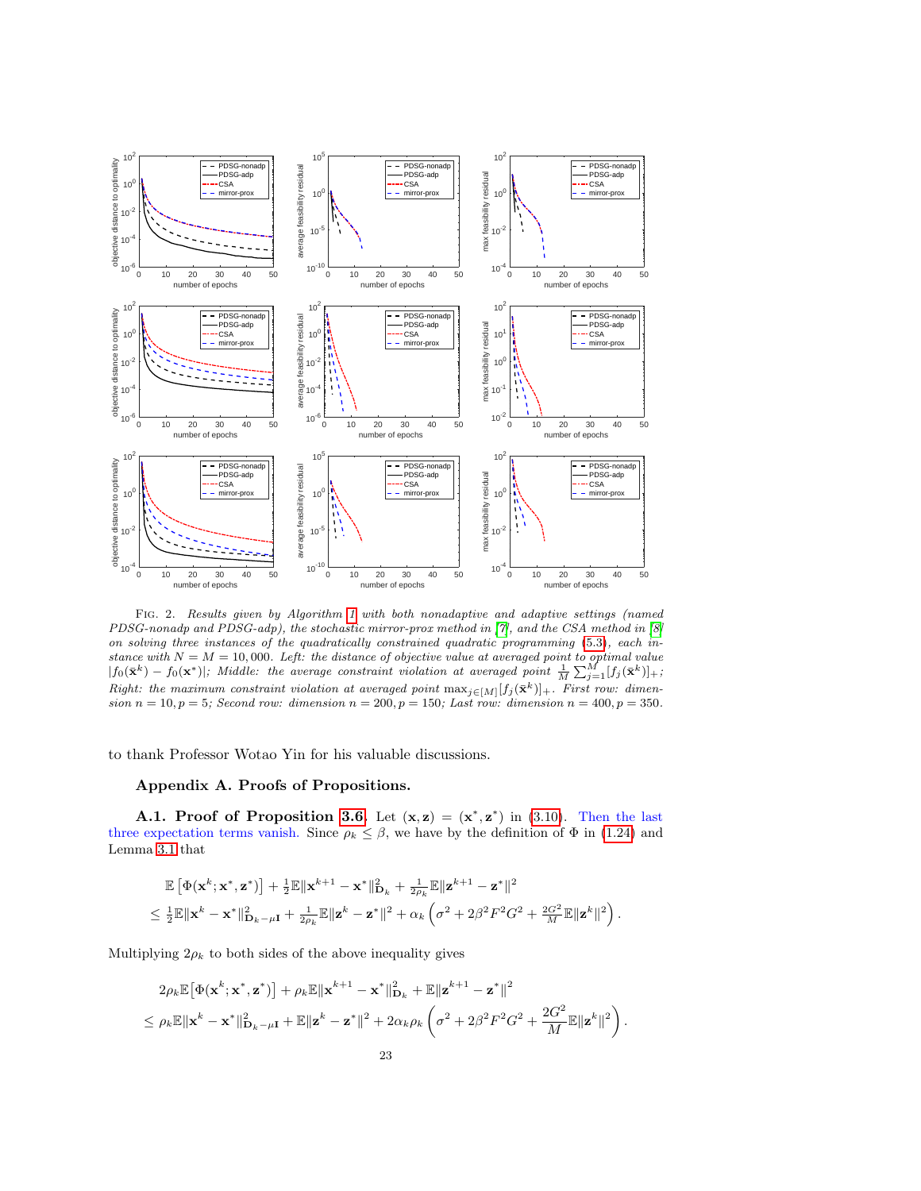Fig. 2. *Results given by Algorithm 1 with both nonadaptive and adaptive settings (named PDSG-nonadp and PDSG-adp), the stochastic mirror-prox method in [7], and the CSA method in [8] on solving three instances of the quadratically constrained quadratic programming (5.3), each instance with $N = M = 10,000$. Left: the distance of objective value at averaged point to optimal value $|f_0(\bar{\mathbf{x}}^k) - f_0(\mathbf{x}^*)|$; Middle: the average constraint violation at averaged point $\frac{1}{M}\sum_{j=1}^M [f_j(\bar{\mathbf{x}}^k)]_+$; Right: the maximum constraint violation at averaged point $\max_{j\in[M]}[f_j(\bar{\mathbf{x}}^k)]_+$. First row: dimension $n = 10, p = 5$; Second row: dimension $n = 200, p = 150$; Last row: dimension $n = 400, p = 350$.*

to thank Professor Wotao Yin for his valuable discussions.

## Appendix A. Proofs of Propositions.

**A.1. Proof of Proposition 3.6.** Let $(\mathbf{x}, \mathbf{z}) = (\mathbf{x}^*, \mathbf{z}^*)$ in (3.10). Then the last three expectation terms vanish. Since $\rho_k \le \beta$, we have by the definition of $\Phi$ in (1.24) and Lemma 3.1 that

$$
\begin{aligned}
&\mathbb{E}\left[\Phi(\mathbf{x}^k; \mathbf{x}^*, \mathbf{z}^*)\right] + \tfrac{1}{2}\mathbb{E}\|\mathbf{x}^{k+1} - \mathbf{x}^*\|^2_{\mathbf{D}_k} + \tfrac{1}{2\rho_k}\mathbb{E}\|\mathbf{z}^{k+1} - \mathbf{z}^*\|^2 \\
&\le \tfrac{1}{2}\mathbb{E}\|\mathbf{x}^k - \mathbf{x}^*\|^2_{\mathbf{D}_k - \mu\mathbf{I}} + \tfrac{1}{2\rho_k}\mathbb{E}\|\mathbf{z}^k - \mathbf{z}^*\|^2 + \alpha_k\left(\sigma^2 + 2\beta^2F^2G^2 + \tfrac{2G^2}{M}\mathbb{E}\|\mathbf{z}^k\|^2\right).
\end{aligned}
$$

Multiplying $2\rho_k$ to both sides of the above inequality gives

$$
\begin{aligned}
&2\rho_k\mathbb{E}\left[\Phi(\mathbf{x}^k; \mathbf{x}^*, \mathbf{z}^*)\right] + \rho_k\mathbb{E}\|\mathbf{x}^{k+1} - \mathbf{x}^*\|^2_{\mathbf{D}_k} + \mathbb{E}\|\mathbf{z}^{k+1} - \mathbf{z}^*\|^2 \\
&\le \rho_k\mathbb{E}\|\mathbf{x}^k - \mathbf{x}^*\|^2_{\mathbf{D}_k - \mu\mathbf{I}} + \mathbb{E}\|\mathbf{z}^k - \mathbf{z}^*\|^2 + 2\alpha_k\rho_k\left(\sigma^2 + 2\beta^2F^2G^2 + \frac{2G^2}{M}\mathbb{E}\|\mathbf{z}^k\|^2\right).
\end{aligned}
$$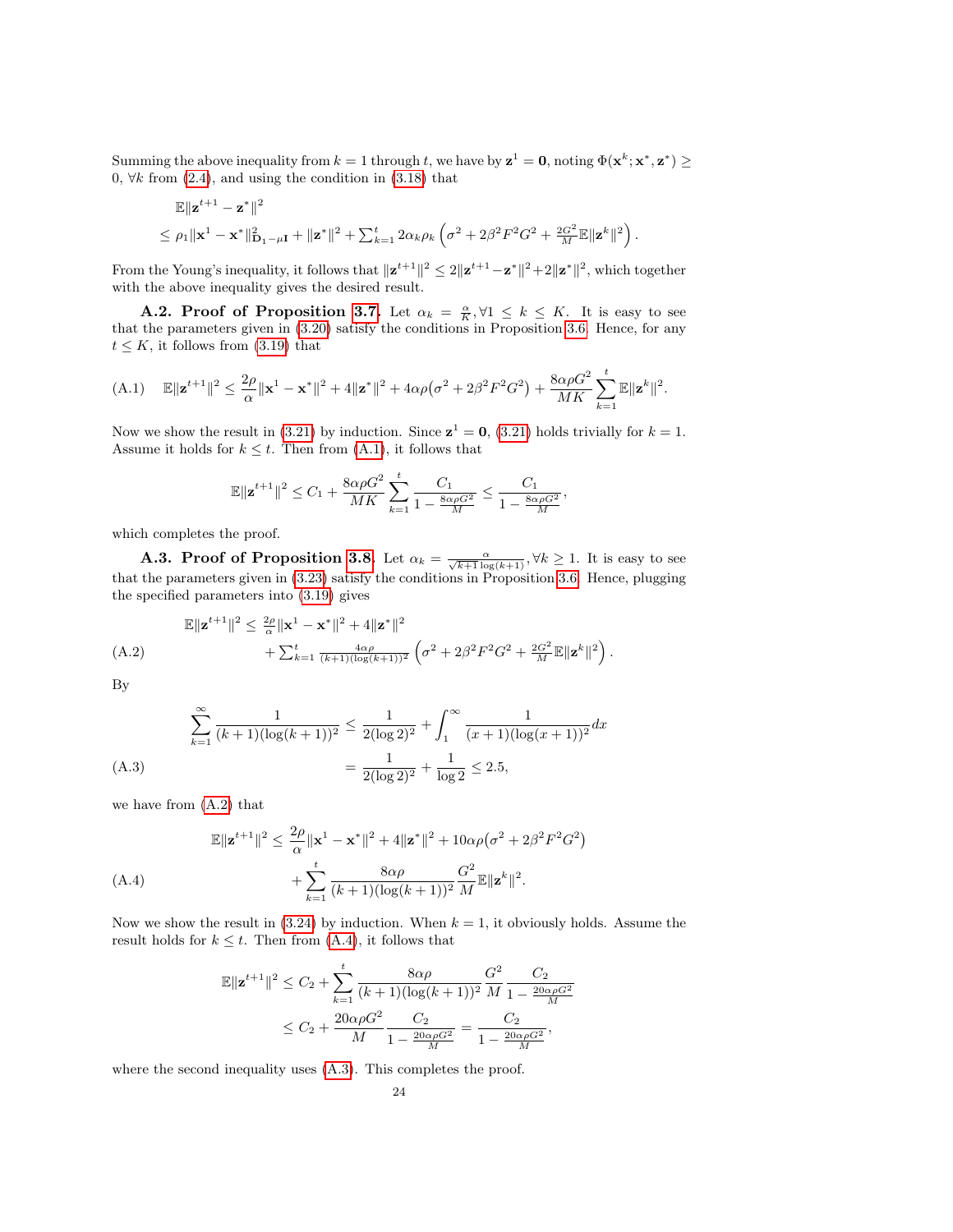Summing the above inequality from $k = 1$ through $t$, we have by $\mathbf{z}^1 = \mathbf{0}$, noting $\Phi(\mathbf{x}^k; \mathbf{x}^*, \mathbf{z}^*) \geq 0, \forall k$ from (2.4), and using the condition in (3.18) that

$$
\begin{aligned}
&\mathbb{E}\|\mathbf{z}^{t+1} - \mathbf{z}^*\|^2 \\
&\leq \rho_1 \|\mathbf{x}^1 - \mathbf{x}^*\|^2_{\mathbf{D}_1 - \mu \mathbf{I}} + \|\mathbf{z}^*\|^2 + \textstyle\sum_{k=1}^t 2\alpha_k \rho_k \left(\sigma^2 + 2\beta^2 F^2 G^2 + \frac{2G^2}{M} \mathbb{E}\|\mathbf{z}^k\|^2\right).
\end{aligned}
$$

From the Young's inequality, it follows that $\|\mathbf{z}^{t+1}\|^2 \leq 2\|\mathbf{z}^{t+1} - \mathbf{z}^*\|^2 + 2\|\mathbf{z}^*\|^2$, which together with the above inequality gives the desired result.

**A.2. Proof of Proposition 3.7.** Let $\alpha_k = \frac{\alpha}{K}, \forall 1 \leq k \leq K$. It is easy to see that the parameters given in (3.20) satisfy the conditions in Proposition 3.6. Hence, for any $t \leq K$, it follows from (3.19) that

$$
\mathbb{E}\|\mathbf{z}^{t+1}\|^2 \leq \frac{2\rho}{\alpha}\|\mathbf{x}^1 - \mathbf{x}^*\|^2 + 4\|\mathbf{z}^*\|^2 + 4\alpha\rho\big(\sigma^2 + 2\beta^2 F^2 G^2\big) + \frac{8\alpha\rho G^2}{MK} \sum_{k=1}^t \mathbb{E}\|\mathbf{z}^k\|^2. \tag{A.1}
$$

Now we show the result in (3.21) by induction. Since $\mathbf{z}^1 = \mathbf{0}$, (3.21) holds trivially for $k = 1$. Assume it holds for $k \leq t$. Then from (A.1), it follows that

$$
\mathbb{E}\|\mathbf{z}^{t+1}\|^2 \leq C_1 + \frac{8\alpha\rho G^2}{MK} \sum_{k=1}^t \frac{C_1}{1 - \frac{8\alpha\rho G^2}{M}} \leq \frac{C_1}{1 - \frac{8\alpha\rho G^2}{M}},
$$

which completes the proof.

**A.3. Proof of Proposition 3.8.** Let $\alpha_k = \frac{\alpha}{\sqrt{k+1}\log(k+1)}, \forall k \geq 1$. It is easy to see that the parameters given in (3.23) satisfy the conditions in Proposition 3.6. Hence, plugging the specified parameters into (3.19) gives

$$
\begin{aligned}
\mathbb{E}\|\mathbf{z}^{t+1}\|^2 \leq\ & \tfrac{2\rho}{\alpha}\|\mathbf{x}^1 - \mathbf{x}^*\|^2 + 4\|\mathbf{z}^*\|^2 \\
& + \textstyle\sum_{k=1}^t \frac{4\alpha\rho}{(k+1)(\log(k+1))^2} \left(\sigma^2 + 2\beta^2 F^2 G^2 + \frac{2G^2}{M}\mathbb{E}\|\mathbf{z}^k\|^2\right).
\end{aligned} \tag{A.2}
$$

By

$$
\begin{aligned}
\sum_{k=1}^{\infty} \frac{1}{(k+1)(\log(k+1))^2} &\leq \frac{1}{2(\log 2)^2} + \int_1^{\infty} \frac{1}{(x+1)(\log(x+1))^2} dx \\
&= \frac{1}{2(\log 2)^2} + \frac{1}{\log 2} \leq 2.5,
\end{aligned} \tag{A.3}
$$

we have from (A.2) that

$$
\begin{aligned}
\mathbb{E}\|\mathbf{z}^{t+1}\|^2 \leq\ & \frac{2\rho}{\alpha}\|\mathbf{x}^1 - \mathbf{x}^*\|^2 + 4\|\mathbf{z}^*\|^2 + 10\alpha\rho\big(\sigma^2 + 2\beta^2 F^2 G^2\big) \\
& + \sum_{k=1}^t \frac{8\alpha\rho}{(k+1)(\log(k+1))^2} \frac{G^2}{M}\mathbb{E}\|\mathbf{z}^k\|^2.
\end{aligned} \tag{A.4}
$$

Now we show the result in (3.24) by induction. When $k = 1$, it obviously holds. Assume the result holds for $k \leq t$. Then from (A.4), it follows that

$$
\begin{aligned}
\mathbb{E}\|\mathbf{z}^{t+1}\|^2 &\leq C_2 + \sum_{k=1}^t \frac{8\alpha\rho}{(k+1)(\log(k+1))^2} \frac{G^2}{M} \frac{C_2}{1 - \frac{20\alpha\rho G^2}{M}} \\
&\leq C_2 + \frac{20\alpha\rho G^2}{M} \frac{C_2}{1 - \frac{20\alpha\rho G^2}{M}} = \frac{C_2}{1 - \frac{20\alpha\rho G^2}{M}},
\end{aligned}
$$

where the second inequality uses (A.3). This completes the proof.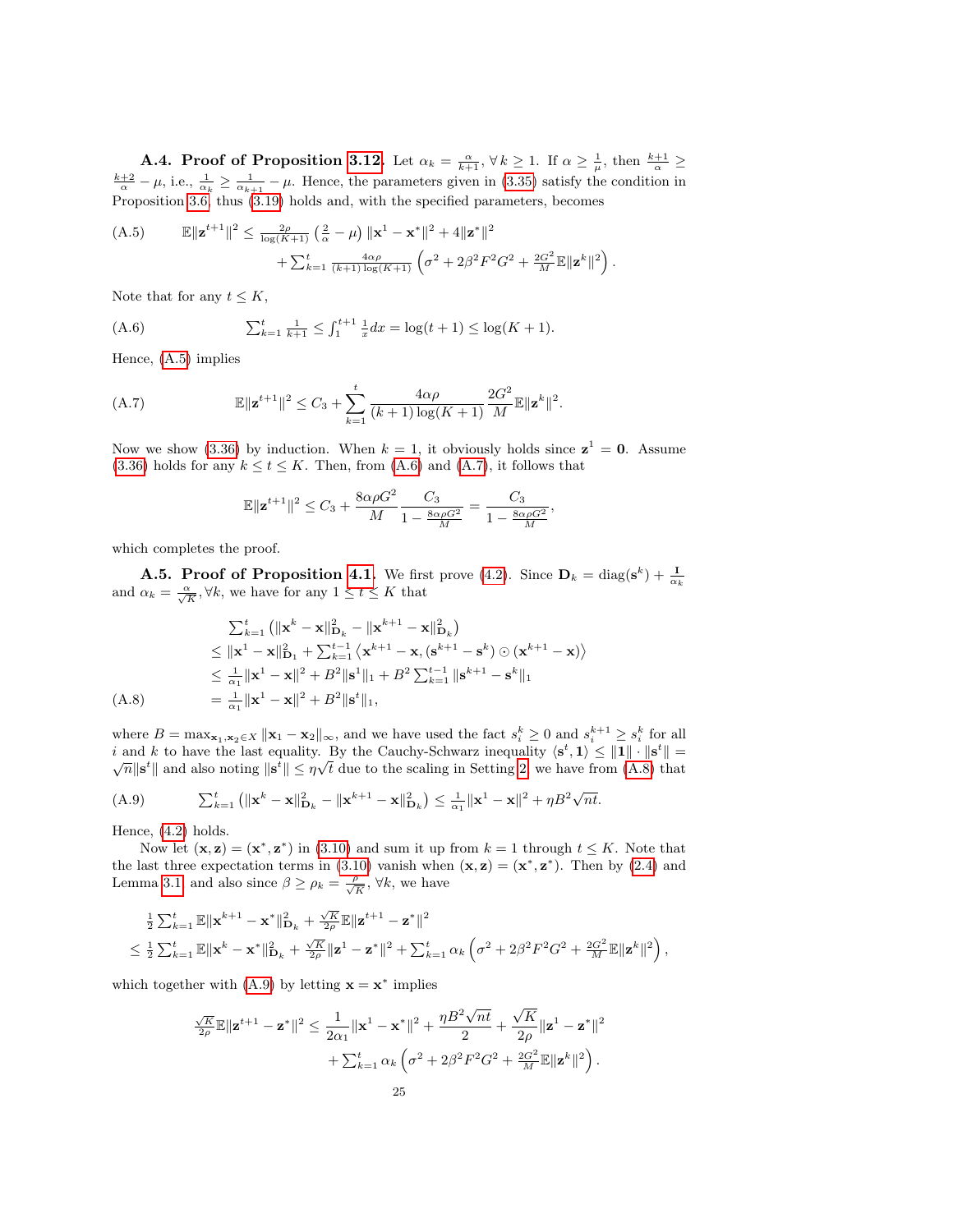**A.4. Proof of Proposition 3.12.** Let $\alpha_k = \frac{\alpha}{k+1}, \forall\, k \geq 1$. If $\alpha \geq \frac{1}{\mu}$, then $\frac{k+1}{\alpha} \geq \frac{k+2}{\alpha} - \mu$, i.e., $\frac{1}{\alpha_k} \geq \frac{1}{\alpha_{k+1}} - \mu$. Hence, the parameters given in (3.35) satisfy the condition in Proposition 3.6, thus (3.19) holds and, with the specified parameters, becomes

$$
\begin{aligned}
\text{(A.5)} \qquad \mathbb{E}\|\mathbf{z}^{t+1}\|^2 \leq\ & \tfrac{2\rho}{\log(K+1)}\left(\tfrac{2}{\alpha} - \mu\right)\|\mathbf{x}^1 - \mathbf{x}^*\|^2 + 4\|\mathbf{z}^*\|^2 \\
&+ \textstyle\sum_{k=1}^t \frac{4\alpha\rho}{(k+1)\log(K+1)}\left(\sigma^2 + 2\beta^2F^2G^2 + \frac{2G^2}{M}\mathbb{E}\|\mathbf{z}^k\|^2\right).
\end{aligned}
$$

Note that for any $t \leq K$,

$$
\text{(A.6)} \qquad \textstyle\sum_{k=1}^t \frac{1}{k+1} \leq \int_1^{t+1}\frac{1}{x}dx = \log(t+1) \leq \log(K+1).
$$

Hence, (A.5) implies

$$
\text{(A.7)} \qquad \mathbb{E}\|\mathbf{z}^{t+1}\|^2 \leq C_3 + \sum_{k=1}^t \frac{4\alpha\rho}{(k+1)\log(K+1)}\frac{2G^2}{M}\mathbb{E}\|\mathbf{z}^k\|^2.
$$

Now we show (3.36) by induction. When $k = 1$, it obviously holds since $\mathbf{z}^1 = \mathbf{0}$. Assume (3.36) holds for any $k \leq t \leq K$. Then, from (A.6) and (A.7), it follows that

$$
\mathbb{E}\|\mathbf{z}^{t+1}\|^2 \leq C_3 + \frac{8\alpha\rho G^2}{M}\frac{C_3}{1 - \frac{8\alpha\rho G^2}{M}} = \frac{C_3}{1 - \frac{8\alpha\rho G^2}{M}},
$$

which completes the proof.

**A.5. Proof of Proposition 4.1.** We first prove (4.2). Since $\mathbf{D}_k = \mathrm{diag}(\mathbf{s}^k) + \frac{\mathbf{I}}{\alpha_k}$ and $\alpha_k = \frac{\alpha}{\sqrt{K}}, \forall k$, we have for any $1 \leq t \leq K$ that

$$
\begin{aligned}
&\textstyle\sum_{k=1}^t \left(\|\mathbf{x}^k - \mathbf{x}\|^2_{\mathbf{D}_k} - \|\mathbf{x}^{k+1} - \mathbf{x}\|^2_{\mathbf{D}_k}\right) \\
&\leq \|\mathbf{x}^1 - \mathbf{x}\|^2_{\mathbf{D}_1} + \textstyle\sum_{k=1}^{t-1}\left\langle \mathbf{x}^{k+1} - \mathbf{x}, (\mathbf{s}^{k+1} - \mathbf{s}^k)\odot(\mathbf{x}^{k+1} - \mathbf{x})\right\rangle \\
&\leq \tfrac{1}{\alpha_1}\|\mathbf{x}^1 - \mathbf{x}\|^2 + B^2\|\mathbf{s}^1\|_1 + B^2\textstyle\sum_{k=1}^{t-1}\|\mathbf{s}^{k+1} - \mathbf{s}^k\|_1 \\
\text{(A.8)} \qquad &= \tfrac{1}{\alpha_1}\|\mathbf{x}^1 - \mathbf{x}\|^2 + B^2\|\mathbf{s}^t\|_1,
\end{aligned}
$$

where $B = \max_{\mathbf{x}_1, \mathbf{x}_2 \in X}\|\mathbf{x}_1 - \mathbf{x}_2\|_\infty$, and we have used the fact $s_i^k \geq 0$ and $s_i^{k+1} \geq s_i^k$ for all $i$ and $k$ to have the last equality. By the Cauchy-Schwarz inequality $\langle \mathbf{s}^t, \mathbf{1}\rangle \leq \|\mathbf{1}\|\cdot\|\mathbf{s}^t\| = \sqrt{n}\|\mathbf{s}^t\|$ and also noting $\|\mathbf{s}^t\| \leq \eta\sqrt{t}$ due to the scaling in Setting 2, we have from (A.8) that

$$
\text{(A.9)} \qquad \textstyle\sum_{k=1}^t \left(\|\mathbf{x}^k - \mathbf{x}\|^2_{\mathbf{D}_k} - \|\mathbf{x}^{k+1} - \mathbf{x}\|^2_{\mathbf{D}_k}\right) \leq \frac{1}{\alpha_1}\|\mathbf{x}^1 - \mathbf{x}\|^2 + \eta B^2\sqrt{nt}.
$$

Hence, (4.2) holds.

Now let $(\mathbf{x}, \mathbf{z}) = (\mathbf{x}^*, \mathbf{z}^*)$ in (3.10) and sum it up from $k = 1$ through $t \leq K$. Note that the last three expectation terms in (3.10) vanish when $(\mathbf{x}, \mathbf{z}) = (\mathbf{x}^*, \mathbf{z}^*)$. Then by (2.4) and Lemma 3.1 and also since $\beta \geq \rho_k = \frac{\rho}{\sqrt{K}}, \forall k$, we have

$$
\begin{aligned}
&\tfrac{1}{2}\textstyle\sum_{k=1}^t \mathbb{E}\|\mathbf{x}^{k+1} - \mathbf{x}^*\|^2_{\mathbf{D}_k} + \frac{\sqrt{K}}{2\rho}\mathbb{E}\|\mathbf{z}^{t+1} - \mathbf{z}^*\|^2 \\
&\leq \tfrac{1}{2}\textstyle\sum_{k=1}^t \mathbb{E}\|\mathbf{x}^k - \mathbf{x}^*\|^2_{\mathbf{D}_k} + \frac{\sqrt{K}}{2\rho}\|\mathbf{z}^1 - \mathbf{z}^*\|^2 + \sum_{k=1}^t \alpha_k\left(\sigma^2 + 2\beta^2F^2G^2 + \frac{2G^2}{M}\mathbb{E}\|\mathbf{z}^k\|^2\right),
\end{aligned}
$$

which together with (A.9) by letting $\mathbf{x} = \mathbf{x}^*$ implies

$$
\begin{aligned}
\tfrac{\sqrt{K}}{2\rho}\mathbb{E}\|\mathbf{z}^{t+1} - \mathbf{z}^*\|^2 \leq\ & \frac{1}{2\alpha_1}\|\mathbf{x}^1 - \mathbf{x}^*\|^2 + \frac{\eta B^2\sqrt{nt}}{2} + \frac{\sqrt{K}}{2\rho}\|\mathbf{z}^1 - \mathbf{z}^*\|^2 \\
&+ \textstyle\sum_{k=1}^t \alpha_k\left(\sigma^2 + 2\beta^2F^2G^2 + \frac{2G^2}{M}\mathbb{E}\|\mathbf{z}^k\|^2\right).
\end{aligned}
$$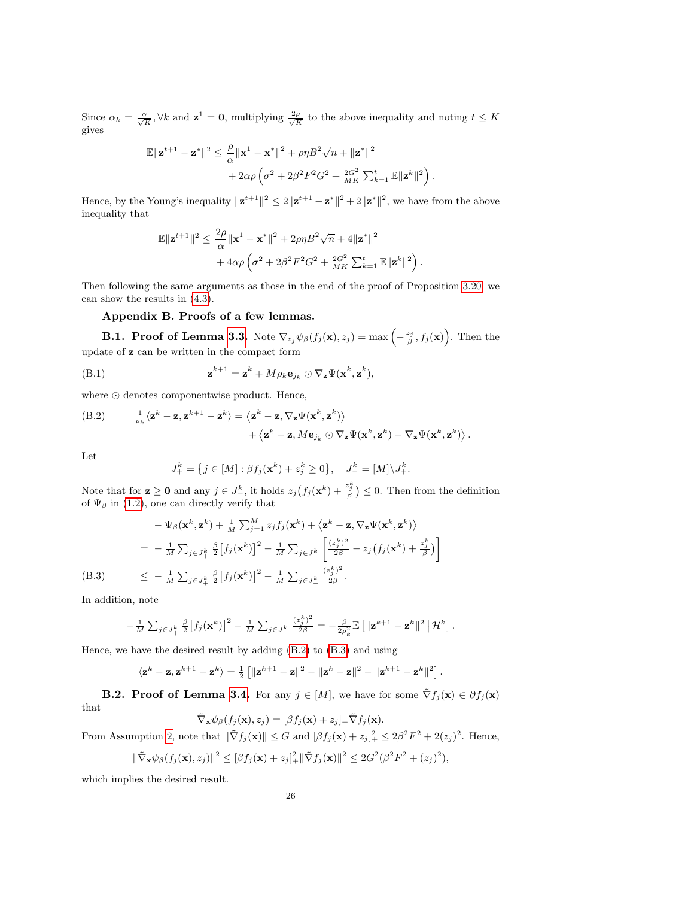Since $\alpha_k = \frac{\alpha}{\sqrt{K}}, \forall k$ and $\mathbf{z}^1 = \mathbf{0}$, multiplying $\frac{2\rho}{\sqrt{K}}$ to the above inequality and noting $t \le K$ gives

$$
\begin{aligned}
\mathbb{E}\|\mathbf{z}^{t+1} - \mathbf{z}^*\|^2 \le\ & \frac{\rho}{\alpha}\|\mathbf{x}^1 - \mathbf{x}^*\|^2 + \rho\eta B^2\sqrt{n} + \|\mathbf{z}^*\|^2 \\
& + 2\alpha\rho\left(\sigma^2 + 2\beta^2F^2G^2 + \tfrac{2G^2}{MK}\textstyle\sum_{k=1}^t \mathbb{E}\|\mathbf{z}^k\|^2\right).
\end{aligned}
$$

Hence, by the Young's inequality $\|\mathbf{z}^{t+1}\|^2 \le 2\|\mathbf{z}^{t+1} - \mathbf{z}^*\|^2 + 2\|\mathbf{z}^*\|^2$, we have from the above inequality that

$$
\begin{aligned}
\mathbb{E}\|\mathbf{z}^{t+1}\|^2 \le\ & \frac{2\rho}{\alpha}\|\mathbf{x}^1 - \mathbf{x}^*\|^2 + 2\rho\eta B^2\sqrt{n} + 4\|\mathbf{z}^*\|^2 \\
& + 4\alpha\rho\left(\sigma^2 + 2\beta^2F^2G^2 + \tfrac{2G^2}{MK}\textstyle\sum_{k=1}^t \mathbb{E}\|\mathbf{z}^k\|^2\right).
\end{aligned}
$$

Then following the same arguments as those in the end of the proof of Proposition 3.20, we can show the results in (4.3).

## Appendix B. Proofs of a few lemmas.

**B.1. Proof of Lemma 3.3.** Note $\nabla_{z_j}\psi_\beta(f_j(\mathbf{x}), z_j) = \max\left(-\frac{z_j}{\beta}, f_j(\mathbf{x})\right)$. Then the update of $\mathbf{z}$ can be written in the compact form

$$
\mathbf{z}^{k+1} = \mathbf{z}^k + M\rho_k \mathbf{e}_{j_k} \odot \nabla_{\mathbf{z}}\Psi(\mathbf{x}^k, \mathbf{z}^k), \tag{B.1}
$$

where $\odot$ denotes componentwise product. Hence,

$$
\begin{aligned}
\tfrac{1}{\rho_k}\langle \mathbf{z}^k - \mathbf{z}, \mathbf{z}^{k+1} - \mathbf{z}^k\rangle =\ & \left\langle \mathbf{z}^k - \mathbf{z}, \nabla_{\mathbf{z}}\Psi(\mathbf{x}^k, \mathbf{z}^k)\right\rangle \\
& + \left\langle \mathbf{z}^k - \mathbf{z}, M\mathbf{e}_{j_k} \odot \nabla_{\mathbf{z}}\Psi(\mathbf{x}^k, \mathbf{z}^k) - \nabla_{\mathbf{z}}\Psi(\mathbf{x}^k, \mathbf{z}^k)\right\rangle.
\end{aligned} \tag{B.2}
$$

Let

$$
J_+^k = \left\{ j \in [M] : \beta f_j(\mathbf{x}^k) + z_j^k \ge 0 \right\}, \quad J_-^k = [M] \backslash J_+^k.
$$

Note that for $\mathbf{z} \ge \mathbf{0}$ and any $j \in J_-^k$, it holds $z_j\big(f_j(\mathbf{x}^k) + \frac{z_j^k}{\beta}\big) \le 0$. Then from the definition of $\Psi_\beta$ in (1.2), one can directly verify that

$$
\begin{aligned}
& -\Psi_\beta(\mathbf{x}^k, \mathbf{z}^k) + \tfrac{1}{M}\textstyle\sum_{j=1}^M z_j f_j(\mathbf{x}^k) + \left\langle \mathbf{z}^k - \mathbf{z}, \nabla_{\mathbf{z}}\Psi(\mathbf{x}^k, \mathbf{z}^k)\right\rangle \\
=\ & -\tfrac{1}{M}\textstyle\sum_{j\in J_+^k} \frac{\beta}{2}\big[f_j(\mathbf{x}^k)\big]^2 - \tfrac{1}{M}\textstyle\sum_{j\in J_-^k}\left[\frac{(z_j^k)^2}{2\beta} - z_j\big(f_j(\mathbf{x}^k) + \frac{z_j^k}{\beta}\big)\right] \\
\le\ & -\tfrac{1}{M}\textstyle\sum_{j\in J_+^k} \frac{\beta}{2}\big[f_j(\mathbf{x}^k)\big]^2 - \tfrac{1}{M}\textstyle\sum_{j\in J_-^k}\frac{(z_j^k)^2}{2\beta}.
\end{aligned} \tag{B.3}
$$

In addition, note

$$
-\tfrac{1}{M}\textstyle\sum_{j\in J_+^k} \frac{\beta}{2}\big[f_j(\mathbf{x}^k)\big]^2 - \tfrac{1}{M}\textstyle\sum_{j\in J_-^k}\frac{(z_j^k)^2}{2\beta} = -\frac{\beta}{2\rho_k^2}\mathbb{E}\left[\|\mathbf{z}^{k+1} - \mathbf{z}^k\|^2 \,\middle|\, \mathcal{H}^k\right].
$$

Hence, we have the desired result by adding (B.2) to (B.3) and using

$$
\langle \mathbf{z}^k - \mathbf{z}, \mathbf{z}^{k+1} - \mathbf{z}^k\rangle = \tfrac{1}{2}\left[\|\mathbf{z}^{k+1} - \mathbf{z}\|^2 - \|\mathbf{z}^k - \mathbf{z}\|^2 - \|\mathbf{z}^{k+1} - \mathbf{z}^k\|^2\right].
$$

**B.2. Proof of Lemma 3.4.** For any $j \in [M]$, we have for some $\tilde{\nabla} f_j(\mathbf{x}) \in \partial f_j(\mathbf{x})$ that

$$
\tilde{\nabla}_{\mathbf{x}}\psi_\beta(f_j(\mathbf{x}), z_j) = [\beta f_j(\mathbf{x}) + z_j]_+ \tilde{\nabla} f_j(\mathbf{x}).
$$

From Assumption 2, note that $\|\tilde{\nabla} f_j(\mathbf{x})\| \le G$ and $[\beta f_j(\mathbf{x}) + z_j]_+^2 \le 2\beta^2F^2 + 2(z_j)^2$. Hence,

$$
\|\tilde{\nabla}_{\mathbf{x}}\psi_\beta(f_j(\mathbf{x}), z_j)\|^2 \le [\beta f_j(\mathbf{x}) + z_j]_+^2 \|\tilde{\nabla} f_j(\mathbf{x})\|^2 \le 2G^2(\beta^2F^2 + (z_j)^2),
$$

which implies the desired result.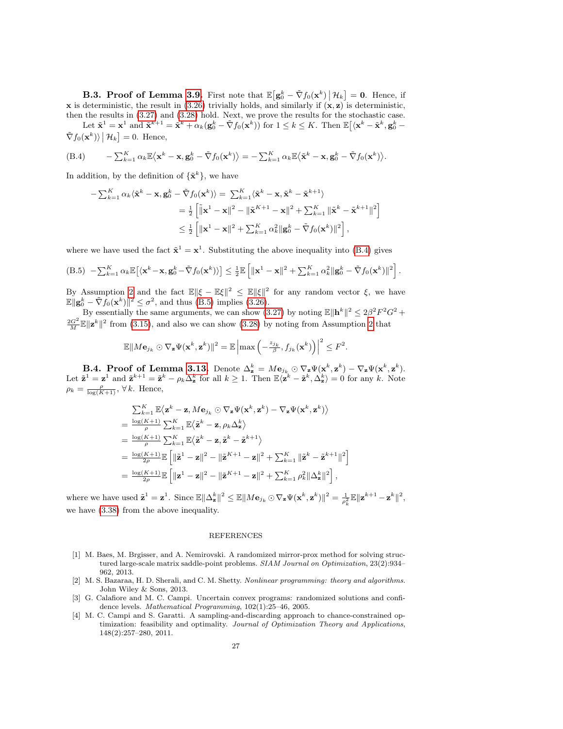**B.3. Proof of Lemma 3.9.** First note that $\mathbb{E}\big[\mathbf{g}_0^k - \tilde{\nabla} f_0(\mathbf{x}^k) \,\big|\, \mathcal{H}_k\big] = \mathbf{0}$. Hence, if $\mathbf{x}$ is deterministic, the result in (3.26) trivially holds, and similarly if $(\mathbf{x}, \mathbf{z})$ is deterministic, then the results in (3.27) and (3.28) hold. Next, we prove the results for the stochastic case.

Let $\tilde{\mathbf{x}}^1 = \mathbf{x}^1$ and $\tilde{\mathbf{x}}^{k+1} = \tilde{\mathbf{x}}^k + \alpha_k(\mathbf{g}_0^k - \tilde{\nabla} f_0(\mathbf{x}^k))$ for $1 \le k \le K$. Then $\mathbb{E}\big[\langle \mathbf{x}^k - \tilde{\mathbf{x}}^k, \mathbf{g}_0^k - \tilde{\nabla} f_0(\mathbf{x}^k)\rangle \,\big|\, \mathcal{H}_k\big] = 0$. Hence,

$$
-\textstyle\sum_{k=1}^K \alpha_k \mathbb{E}\big\langle \mathbf{x}^k - \mathbf{x}, \mathbf{g}_0^k - \tilde{\nabla} f_0(\mathbf{x}^k)\big\rangle = -\textstyle\sum_{k=1}^K \alpha_k \mathbb{E}\big\langle \tilde{\mathbf{x}}^k - \mathbf{x}, \mathbf{g}_0^k - \tilde{\nabla} f_0(\mathbf{x}^k)\big\rangle. \tag{B.4}
$$

In addition, by the definition of $\{\tilde{\mathbf{x}}^k\}$, we have

$$
\begin{aligned}
-\textstyle\sum_{k=1}^K \alpha_k \langle \tilde{\mathbf{x}}^k - \mathbf{x}, \mathbf{g}_0^k - \tilde{\nabla} f_0(\mathbf{x}^k)\rangle =&\ \textstyle\sum_{k=1}^K \langle \tilde{\mathbf{x}}^k - \mathbf{x}, \tilde{\mathbf{x}}^k - \tilde{\mathbf{x}}^{k+1}\rangle \\
=&\ \tfrac{1}{2}\left[\|\tilde{\mathbf{x}}^1 - \mathbf{x}\|^2 - \|\tilde{\mathbf{x}}^{K+1} - \mathbf{x}\|^2 + \textstyle\sum_{k=1}^K \|\tilde{\mathbf{x}}^k - \tilde{\mathbf{x}}^{k+1}\|^2\right] \\
\le&\ \tfrac{1}{2}\left[\|\mathbf{x}^1 - \mathbf{x}\|^2 + \textstyle\sum_{k=1}^K \alpha_k^2 \|\mathbf{g}_0^k - \tilde{\nabla} f_0(\mathbf{x}^k)\|^2\right],
\end{aligned}
$$

where we have used the fact $\tilde{\mathbf{x}}^1 = \mathbf{x}^1$. Substituting the above inequality into (B.4) gives

$$
-\textstyle\sum_{k=1}^K \alpha_k \mathbb{E}\big[\langle \mathbf{x}^k - \mathbf{x}, \mathbf{g}_0^k - \tilde{\nabla} f_0(\mathbf{x}^k)\rangle\big] \le \tfrac{1}{2}\mathbb{E}\left[\|\mathbf{x}^1 - \mathbf{x}\|^2 + \textstyle\sum_{k=1}^K \alpha_k^2 \|\mathbf{g}_0^k - \tilde{\nabla} f_0(\mathbf{x}^k)\|^2\right]. \tag{B.5}
$$

By Assumption 2 and the fact $\mathbb{E}\|\xi - \mathbb{E}\xi\|^2 \le \mathbb{E}\|\xi\|^2$ for any random vector $\xi$, we have $\mathbb{E}\|\mathbf{g}_0^k - \tilde{\nabla} f_0(\mathbf{x}^k)\|^2 \le \sigma^2$, and thus (B.5) implies (3.26).

By essentially the same arguments, we can show (3.27) by noting $\mathbb{E}\|\mathbf{h}^k\|^2 \le 2\beta^2 F^2 G^2 + \frac{2G^2}{M}\mathbb{E}\|\mathbf{z}^k\|^2$ from (3.15), and also we can show (3.28) by noting from Assumption 2 that

$$
\mathbb{E}\|M\mathbf{e}_{j_k} \odot \nabla_{\mathbf{z}} \Psi(\mathbf{x}^k, \mathbf{z}^k)\|^2 = \mathbb{E}\left|\max\left(-\tfrac{z_{j_k}}{\beta}, f_{j_k}(\mathbf{x}^k)\right)\right|^2 \le F^2.
$$

**B.4. Proof of Lemma 3.13.** Denote $\Delta_{\mathbf{z}}^k = M\mathbf{e}_{j_k} \odot \nabla_{\mathbf{z}} \Psi(\mathbf{x}^k, \mathbf{z}^k) - \nabla_{\mathbf{z}} \Psi(\mathbf{x}^k, \mathbf{z}^k)$. Let $\tilde{\mathbf{z}}^1 = \mathbf{z}^1$ and $\tilde{\mathbf{z}}^{k+1} = \tilde{\mathbf{z}}^k - \rho_k \Delta_{\mathbf{z}}^k$ for all $k \ge 1$. Then $\mathbb{E}\langle \mathbf{z}^k - \tilde{\mathbf{z}}^k, \Delta_{\mathbf{z}}^k\rangle = 0$ for any $k$. Note $\rho_k = \frac{\rho}{\log(K+1)}, \forall k$. Hence,

$$
\begin{aligned}
&\textstyle\sum_{k=1}^K \mathbb{E}\big\langle \mathbf{z}^k - \mathbf{z}, M\mathbf{e}_{j_k} \odot \nabla_{\mathbf{z}} \Psi(\mathbf{x}^k, \mathbf{z}^k) - \nabla_{\mathbf{z}} \Psi(\mathbf{x}^k, \mathbf{z}^k)\big\rangle \\
=&\ \tfrac{\log(K+1)}{\rho} \textstyle\sum_{k=1}^K \mathbb{E}\big\langle \tilde{\mathbf{z}}^k - \mathbf{z}, \rho_k \Delta_{\mathbf{z}}^k\big\rangle \\
=&\ \tfrac{\log(K+1)}{\rho} \textstyle\sum_{k=1}^K \mathbb{E}\big\langle \tilde{\mathbf{z}}^k - \mathbf{z}, \tilde{\mathbf{z}}^k - \tilde{\mathbf{z}}^{k+1}\big\rangle \\
=&\ \tfrac{\log(K+1)}{2\rho} \mathbb{E}\left[\|\tilde{\mathbf{z}}^1 - \mathbf{z}\|^2 - \|\tilde{\mathbf{z}}^{K+1} - \mathbf{z}\|^2 + \textstyle\sum_{k=1}^K \|\tilde{\mathbf{z}}^k - \tilde{\mathbf{z}}^{k+1}\|^2\right] \\
=&\ \tfrac{\log(K+1)}{2\rho} \mathbb{E}\left[\|\mathbf{z}^1 - \mathbf{z}\|^2 - \|\tilde{\mathbf{z}}^{K+1} - \mathbf{z}\|^2 + \textstyle\sum_{k=1}^K \rho_k^2 \|\Delta_{\mathbf{z}}^k\|^2\right],
\end{aligned}
$$

where we have used $\tilde{\mathbf{z}}^1 = \mathbf{z}^1$. Since $\mathbb{E}\|\Delta_{\mathbf{z}}^k\|^2 \le \mathbb{E}\|M\mathbf{e}_{j_k} \odot \nabla_{\mathbf{z}} \Psi(\mathbf{x}^k, \mathbf{z}^k)\|^2 = \frac{1}{\rho_k^2}\mathbb{E}\|\mathbf{z}^{k+1} - \mathbf{z}^k\|^2$, we have (3.38) from the above inequality.

## REFERENCES

[1] M. Baes, M. Brgisser, and A. Nemirovski. A randomized mirror-prox method for solving structured large-scale matrix saddle-point problems. *SIAM Journal on Optimization*, 23(2):934–962, 2013.

[2] M. S. Bazaraa, H. D. Sherali, and C. M. Shetty. *Nonlinear programming: theory and algorithms*. John Wiley & Sons, 2013.

[3] G. Calafiore and M. C. Campi. Uncertain convex programs: randomized solutions and confidence levels. *Mathematical Programming*, 102(1):25–46, 2005.

[4] M. C. Campi and S. Garatti. A sampling-and-discarding approach to chance-constrained optimization: feasibility and optimality. *Journal of Optimization Theory and Applications*, 148(2):257–280, 2011.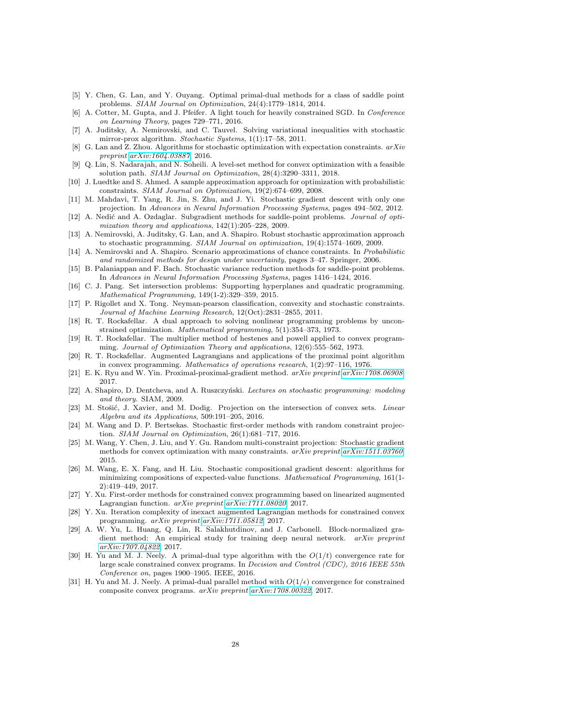[5] Y. Chen, G. Lan, and Y. Ouyang. Optimal primal-dual methods for a class of saddle point problems. *SIAM Journal on Optimization*, 24(4):1779–1814, 2014.

[6] A. Cotter, M. Gupta, and J. Pfeifer. A light touch for heavily constrained SGD. In *Conference on Learning Theory*, pages 729–771, 2016.

[7] A. Juditsky, A. Nemirovski, and C. Tauvel. Solving variational inequalities with stochastic mirror-prox algorithm. *Stochastic Systems*, 1(1):17–58, 2011.

[8] G. Lan and Z. Zhou. Algorithms for stochastic optimization with expectation constraints. *arXiv preprint arXiv:1604.03887*, 2016.

[9] Q. Lin, S. Nadarajah, and N. Soheili. A level-set method for convex optimization with a feasible solution path. *SIAM Journal on Optimization*, 28(4):3290–3311, 2018.

[10] J. Luedtke and S. Ahmed. A sample approximation approach for optimization with probabilistic constraints. *SIAM Journal on Optimization*, 19(2):674–699, 2008.

[11] M. Mahdavi, T. Yang, R. Jin, S. Zhu, and J. Yi. Stochastic gradient descent with only one projection. In *Advances in Neural Information Processing Systems*, pages 494–502, 2012.

[12] A. Nedić and A. Ozdaglar. Subgradient methods for saddle-point problems. *Journal of optimization theory and applications*, 142(1):205–228, 2009.

[13] A. Nemirovski, A. Juditsky, G. Lan, and A. Shapiro. Robust stochastic approximation approach to stochastic programming. *SIAM Journal on optimization*, 19(4):1574–1609, 2009.

[14] A. Nemirovski and A. Shapiro. Scenario approximations of chance constraints. In *Probabilistic and randomized methods for design under uncertainty*, pages 3–47. Springer, 2006.

[15] B. Palaniappan and F. Bach. Stochastic variance reduction methods for saddle-point problems. In *Advances in Neural Information Processing Systems*, pages 1416–1424, 2016.

[16] C. J. Pang. Set intersection problems: Supporting hyperplanes and quadratic programming. *Mathematical Programming*, 149(1-2):329–359, 2015.

[17] P. Rigollet and X. Tong. Neyman-pearson classification, convexity and stochastic constraints. *Journal of Machine Learning Research*, 12(Oct):2831–2855, 2011.

[18] R. T. Rockafellar. A dual approach to solving nonlinear programming problems by unconstrained optimization. *Mathematical programming*, 5(1):354–373, 1973.

[19] R. T. Rockafellar. The multiplier method of hestenes and powell applied to convex programming. *Journal of Optimization Theory and applications*, 12(6):555–562, 1973.

[20] R. T. Rockafellar. Augmented Lagrangians and applications of the proximal point algorithm in convex programming. *Mathematics of operations research*, 1(2):97–116, 1976.

[21] E. K. Ryu and W. Yin. Proximal-proximal-gradient method. *arXiv preprint arXiv:1708.06908*, 2017.

[22] A. Shapiro, D. Dentcheva, and A. Ruszczyński. *Lectures on stochastic programming: modeling and theory*. SIAM, 2009.

[23] M. Stošić, J. Xavier, and M. Dodig. Projection on the intersection of convex sets. *Linear Algebra and its Applications*, 509:191–205, 2016.

[24] M. Wang and D. P. Bertsekas. Stochastic first-order methods with random constraint projection. *SIAM Journal on Optimization*, 26(1):681–717, 2016.

[25] M. Wang, Y. Chen, J. Liu, and Y. Gu. Random multi-constraint projection: Stochastic gradient methods for convex optimization with many constraints. *arXiv preprint arXiv:1511.03760*, 2015.

[26] M. Wang, E. X. Fang, and H. Liu. Stochastic compositional gradient descent: algorithms for minimizing compositions of expected-value functions. *Mathematical Programming*, 161(1-2):419–449, 2017.

[27] Y. Xu. First-order methods for constrained convex programming based on linearized augmented Lagrangian function. *arXiv preprint arXiv:1711.08020*, 2017.

[28] Y. Xu. Iteration complexity of inexact augmented Lagrangian methods for constrained convex programming. *arXiv preprint arXiv:1711.05812*, 2017.

[29] A. W. Yu, L. Huang, Q. Lin, R. Salakhutdinov, and J. Carbonell. Block-normalized gradient method: An empirical study for training deep neural network. *arXiv preprint arXiv:1707.04822*, 2017.

[30] H. Yu and M. J. Neely. A primal-dual type algorithm with the $O(1/t)$ convergence rate for large scale constrained convex programs. In *Decision and Control (CDC), 2016 IEEE 55th Conference on*, pages 1900–1905. IEEE, 2016.

[31] H. Yu and M. J. Neely. A primal-dual parallel method with $O(1/\epsilon)$ convergence for constrained composite convex programs. *arXiv preprint arXiv:1708.00322*, 2017.